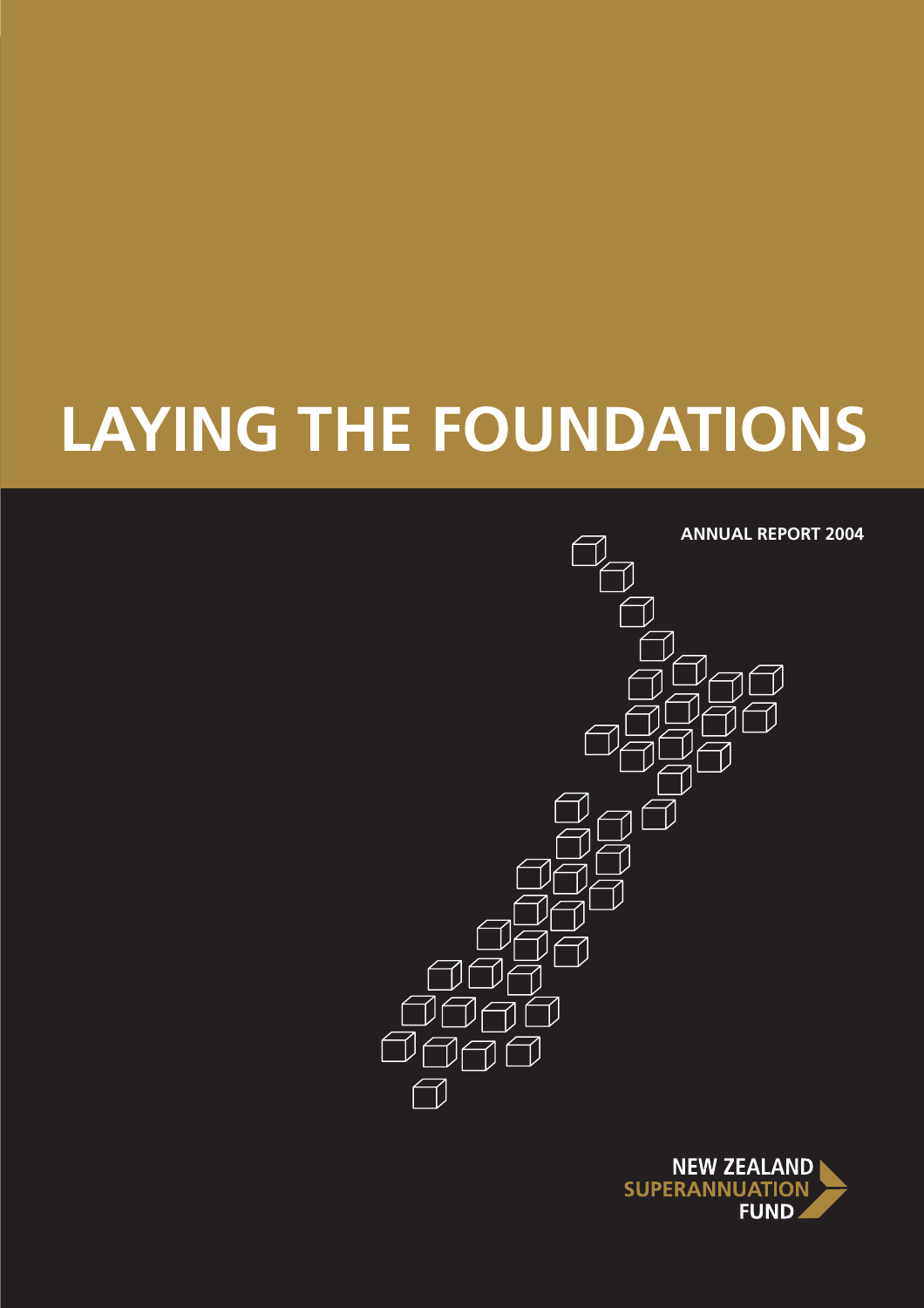# LAYING THE FOUNDATIONS

**ANNUAL REPORT 2004**

NEW ZEALAND SUPERANNUATION FUND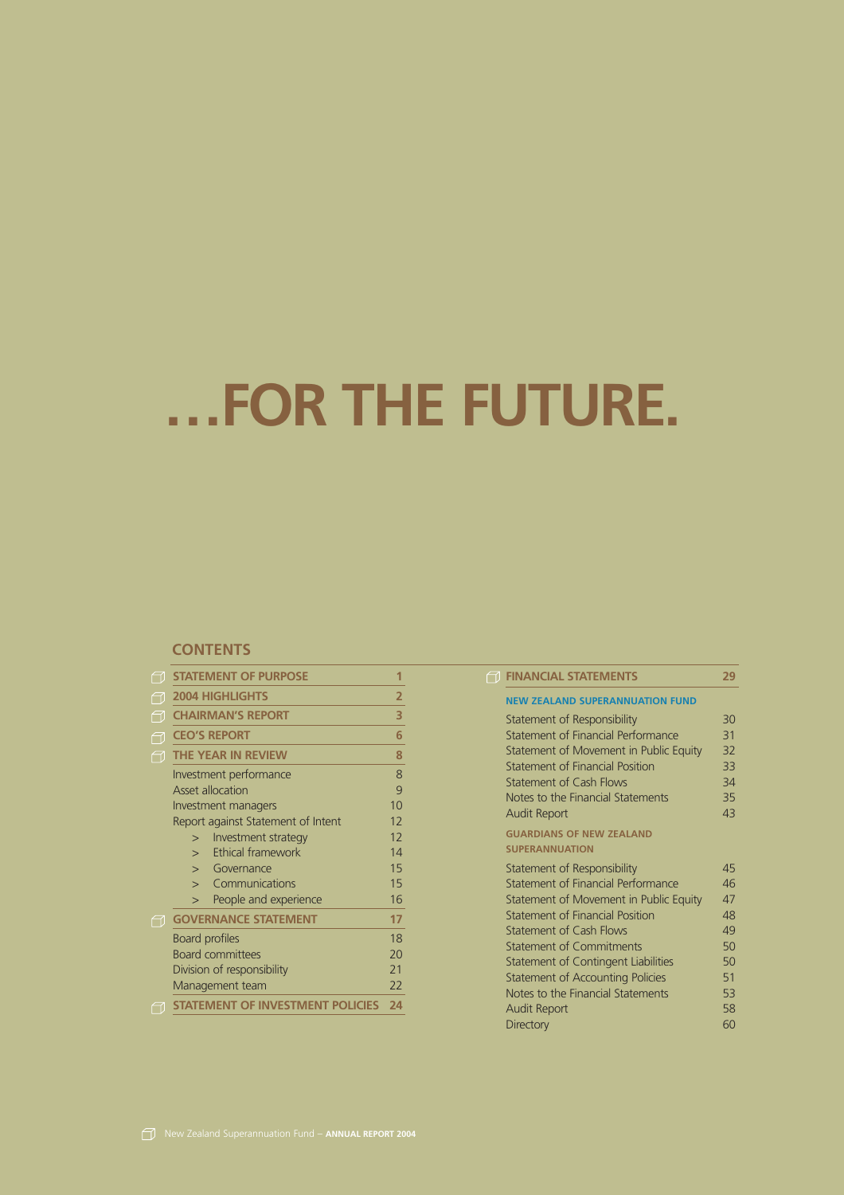# …FOR THE FUTURE.

## CONTENTS

| | |
|---|---|
| **STATEMENT OF PURPOSE** | **1** |
| **2004 HIGHLIGHTS** | **2** |
| **CHAIRMAN'S REPORT** | **3** |
| **CEO'S REPORT** | **6** |
| **THE YEAR IN REVIEW** | **8** |
| Investment performance | 8 |
| Asset allocation | 9 |
| Investment managers | 10 |
| Report against Statement of Intent | 12 |
| > Investment strategy | 12 |
| > Ethical framework | 14 |
| > Governance | 15 |
| > Communications | 15 |
| > People and experience | 16 |
| **GOVERNANCE STATEMENT** | **17** |
| Board profiles | 18 |
| Board committees | 20 |
| Division of responsibility | 21 |
| Management team | 22 |
| **STATEMENT OF INVESTMENT POLICIES** | **24** |

| | |
|---|---|
| **FINANCIAL STATEMENTS** | **29** |
| **NEW ZEALAND SUPERANNUATION FUND** | |
| Statement of Responsibility | 30 |
| Statement of Financial Performance | 31 |
| Statement of Movement in Public Equity | 32 |
| Statement of Financial Position | 33 |
| Statement of Cash Flows | 34 |
| Notes to the Financial Statements | 35 |
| Audit Report | 43 |
| **GUARDIANS OF NEW ZEALAND SUPERANNUATION** | |
| Statement of Responsibility | 45 |
| Statement of Financial Performance | 46 |
| Statement of Movement in Public Equity | 47 |
| Statement of Financial Position | 48 |
| Statement of Cash Flows | 49 |
| Statement of Commitments | 50 |
| Statement of Contingent Liabilities | 50 |
| Statement of Accounting Policies | 51 |
| Notes to the Financial Statements | 53 |
| Audit Report | 58 |
| Directory | 60 |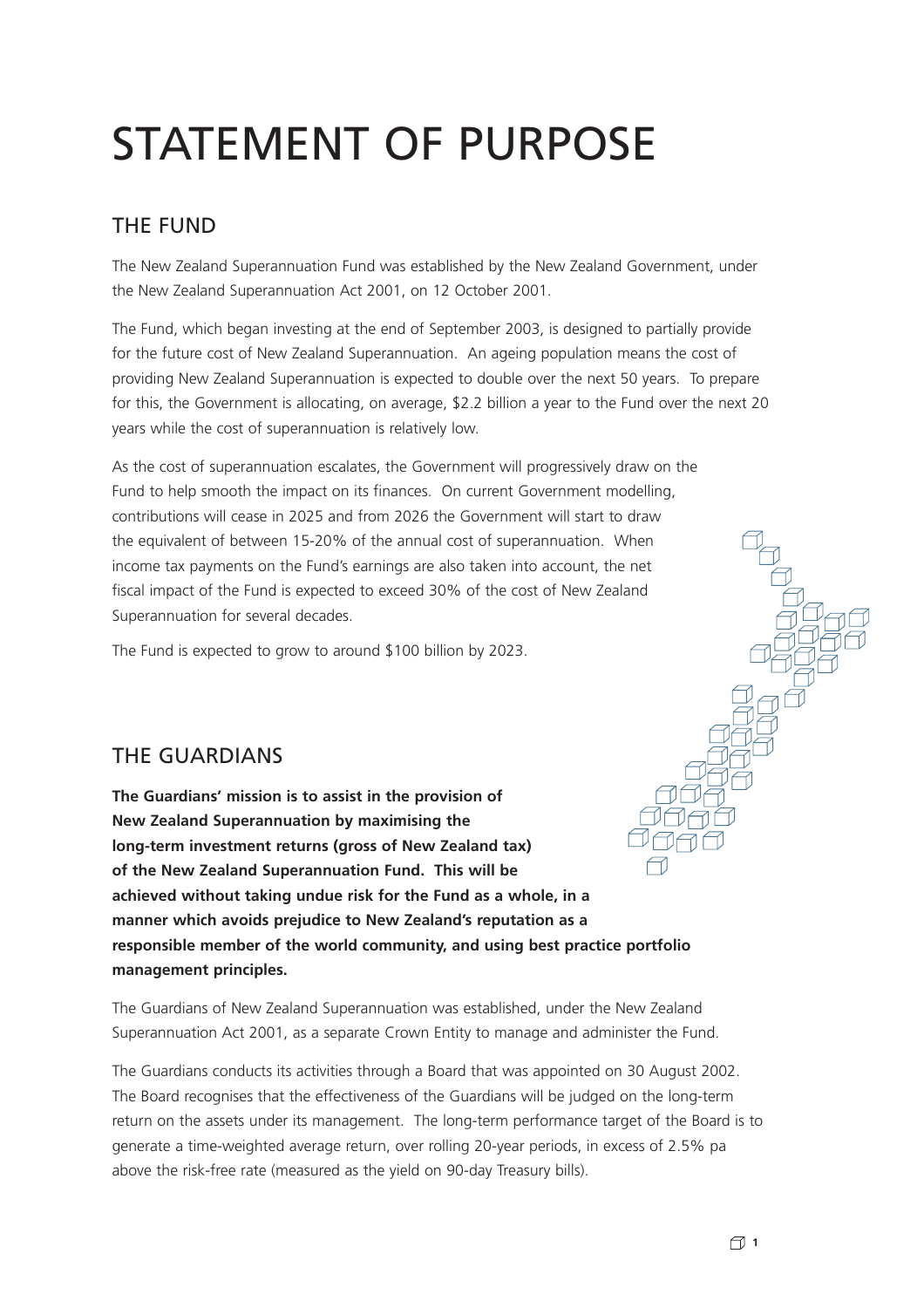# STATEMENT OF PURPOSE

## THE FUND

The New Zealand Superannuation Fund was established by the New Zealand Government, under the New Zealand Superannuation Act 2001, on 12 October 2001.

The Fund, which began investing at the end of September 2003, is designed to partially provide for the future cost of New Zealand Superannuation. An ageing population means the cost of providing New Zealand Superannuation is expected to double over the next 50 years. To prepare for this, the Government is allocating, on average, $2.2 billion a year to the Fund over the next 20 years while the cost of superannuation is relatively low.

As the cost of superannuation escalates, the Government will progressively draw on the Fund to help smooth the impact on its finances. On current Government modelling, contributions will cease in 2025 and from 2026 the Government will start to draw the equivalent of between 15-20% of the annual cost of superannuation. When income tax payments on the Fund's earnings are also taken into account, the net fiscal impact of the Fund is expected to exceed 30% of the cost of New Zealand Superannuation for several decades.

The Fund is expected to grow to around $100 billion by 2023.

## THE GUARDIANS

**The Guardians' mission is to assist in the provision of New Zealand Superannuation by maximising the long-term investment returns (gross of New Zealand tax) of the New Zealand Superannuation Fund. This will be achieved without taking undue risk for the Fund as a whole, in a manner which avoids prejudice to New Zealand's reputation as a responsible member of the world community, and using best practice portfolio management principles.**

The Guardians of New Zealand Superannuation was established, under the New Zealand Superannuation Act 2001, as a separate Crown Entity to manage and administer the Fund.

The Guardians conducts its activities through a Board that was appointed on 30 August 2002. The Board recognises that the effectiveness of the Guardians will be judged on the long-term return on the assets under its management. The long-term performance target of the Board is to generate a time-weighted average return, over rolling 20-year periods, in excess of 2.5% pa above the risk-free rate (measured as the yield on 90-day Treasury bills).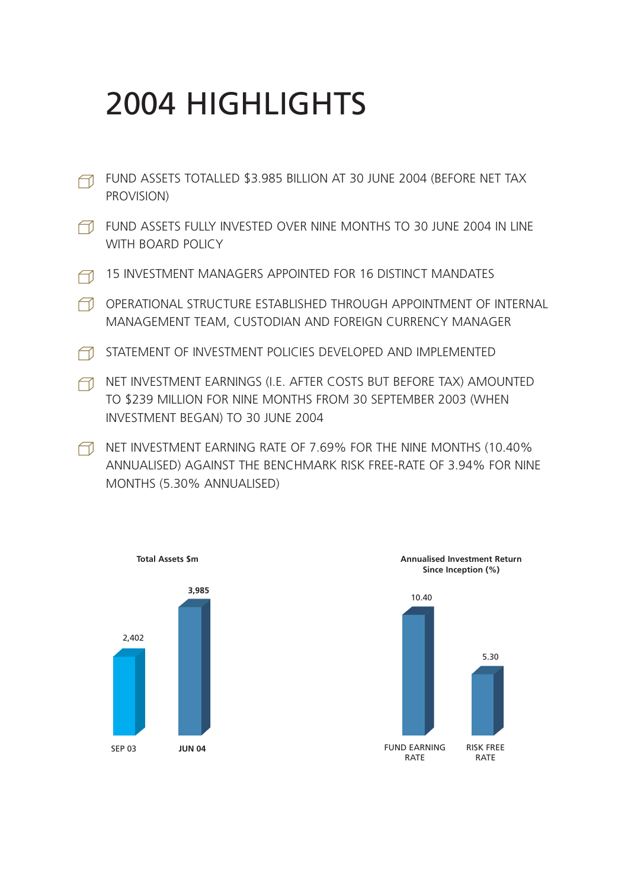# 2004 HIGHLIGHTS

- FUND ASSETS TOTALLED $3.985 BILLION AT 30 JUNE 2004 (BEFORE NET TAX PROVISION)
- FUND ASSETS FULLY INVESTED OVER NINE MONTHS TO 30 JUNE 2004 IN LINE WITH BOARD POLICY
- 15 INVESTMENT MANAGERS APPOINTED FOR 16 DISTINCT MANDATES
- OPERATIONAL STRUCTURE ESTABLISHED THROUGH APPOINTMENT OF INTERNAL MANAGEMENT TEAM, CUSTODIAN AND FOREIGN CURRENCY MANAGER
- STATEMENT OF INVESTMENT POLICIES DEVELOPED AND IMPLEMENTED
- NET INVESTMENT EARNINGS (I.E. AFTER COSTS BUT BEFORE TAX) AMOUNTED TO $239 MILLION FOR NINE MONTHS FROM 30 SEPTEMBER 2003 (WHEN INVESTMENT BEGAN) TO 30 JUNE 2004
- NET INVESTMENT EARNING RATE OF 7.69% FOR THE NINE MONTHS (10.40% ANNUALISED) AGAINST THE BENCHMARK RISK FREE-RATE OF 3.94% FOR NINE MONTHS (5.30% ANNUALISED)

**Total Assets $m**

| SEP 03 | JUN 04 |
|---|---|
| 2,402 | 3,985 |

**Annualised Investment Return Since Inception (%)**

| FUND EARNING RATE | RISK FREE RATE |
|---|---|
| 10.40 | 5.30 |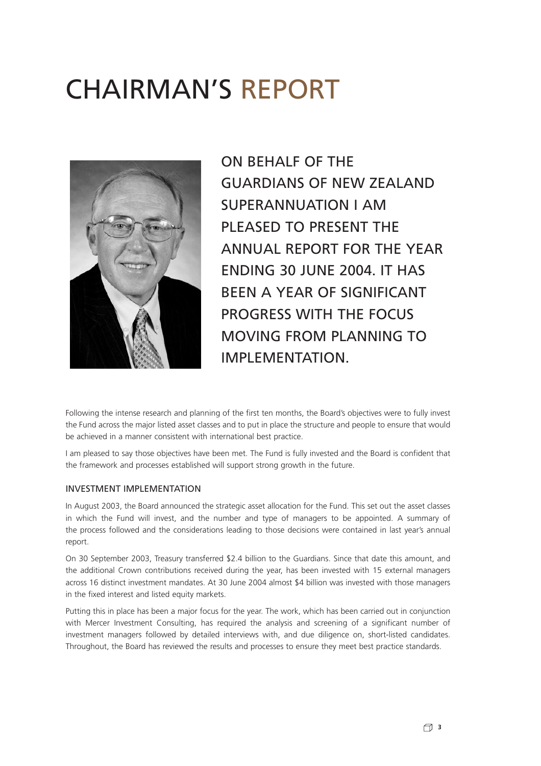# CHAIRMAN'S REPORT

ON BEHALF OF THE GUARDIANS OF NEW ZEALAND SUPERANNUATION I AM PLEASED TO PRESENT THE ANNUAL REPORT FOR THE YEAR ENDING 30 JUNE 2004. IT HAS BEEN A YEAR OF SIGNIFICANT PROGRESS WITH THE FOCUS MOVING FROM PLANNING TO IMPLEMENTATION.

Following the intense research and planning of the first ten months, the Board's objectives were to fully invest the Fund across the major listed asset classes and to put in place the structure and people to ensure that would be achieved in a manner consistent with international best practice.

I am pleased to say those objectives have been met. The Fund is fully invested and the Board is confident that the framework and processes established will support strong growth in the future.

## INVESTMENT IMPLEMENTATION

In August 2003, the Board announced the strategic asset allocation for the Fund. This set out the asset classes in which the Fund will invest, and the number and type of managers to be appointed. A summary of the process followed and the considerations leading to those decisions were contained in last year's annual report.

On 30 September 2003, Treasury transferred $2.4 billion to the Guardians. Since that date this amount, and the additional Crown contributions received during the year, has been invested with 15 external managers across 16 distinct investment mandates. At 30 June 2004 almost $4 billion was invested with those managers in the fixed interest and listed equity markets.

Putting this in place has been a major focus for the year. The work, which has been carried out in conjunction with Mercer Investment Consulting, has required the analysis and screening of a significant number of investment managers followed by detailed interviews with, and due diligence on, short-listed candidates. Throughout, the Board has reviewed the results and processes to ensure they meet best practice standards.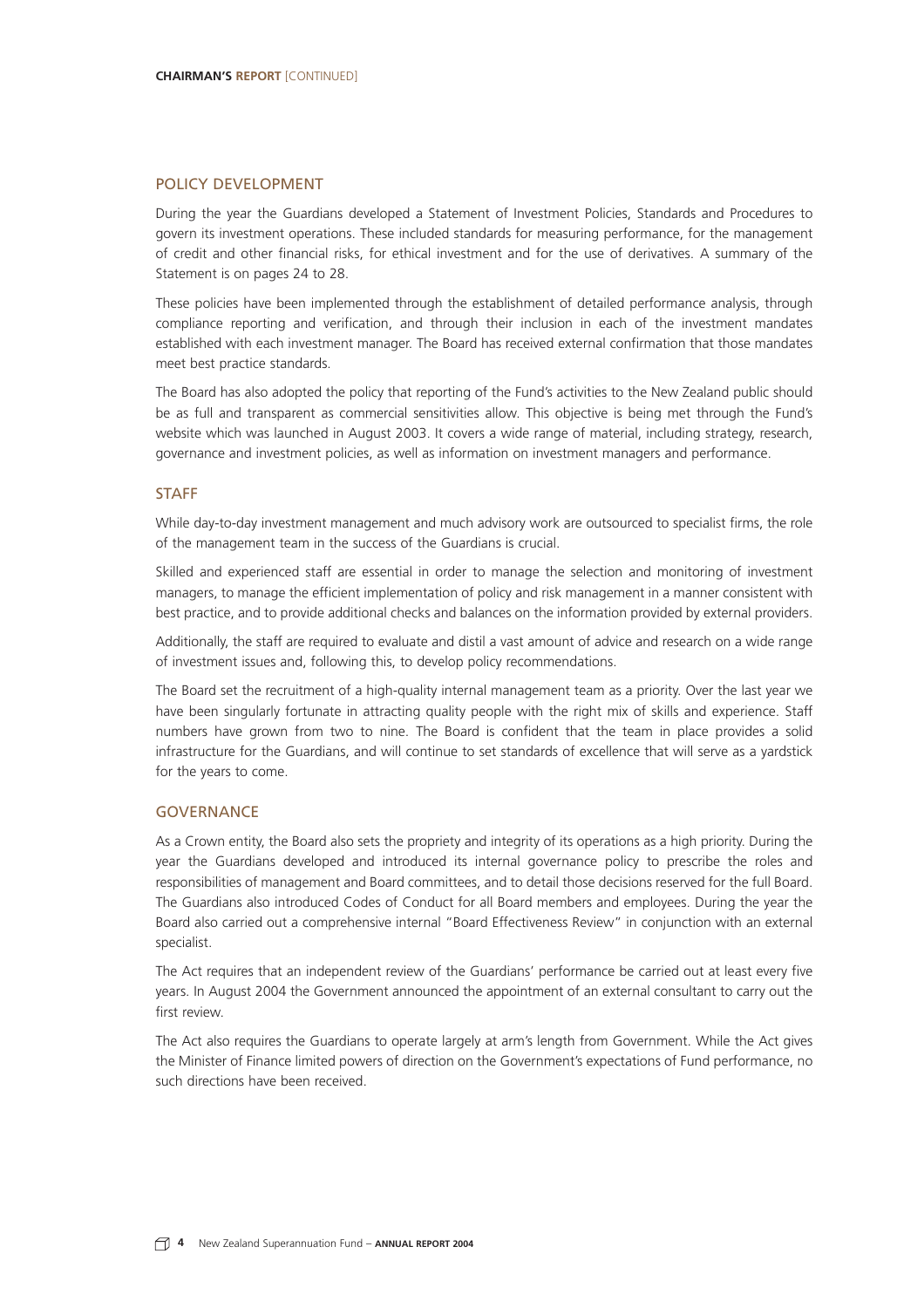## POLICY DEVELOPMENT

During the year the Guardians developed a Statement of Investment Policies, Standards and Procedures to govern its investment operations. These included standards for measuring performance, for the management of credit and other financial risks, for ethical investment and for the use of derivatives. A summary of the Statement is on pages 24 to 28.

These policies have been implemented through the establishment of detailed performance analysis, through compliance reporting and verification, and through their inclusion in each of the investment mandates established with each investment manager. The Board has received external confirmation that those mandates meet best practice standards.

The Board has also adopted the policy that reporting of the Fund's activities to the New Zealand public should be as full and transparent as commercial sensitivities allow. This objective is being met through the Fund's website which was launched in August 2003. It covers a wide range of material, including strategy, research, governance and investment policies, as well as information on investment managers and performance.

## STAFF

While day-to-day investment management and much advisory work are outsourced to specialist firms, the role of the management team in the success of the Guardians is crucial.

Skilled and experienced staff are essential in order to manage the selection and monitoring of investment managers, to manage the efficient implementation of policy and risk management in a manner consistent with best practice, and to provide additional checks and balances on the information provided by external providers.

Additionally, the staff are required to evaluate and distil a vast amount of advice and research on a wide range of investment issues and, following this, to develop policy recommendations.

The Board set the recruitment of a high-quality internal management team as a priority. Over the last year we have been singularly fortunate in attracting quality people with the right mix of skills and experience. Staff numbers have grown from two to nine. The Board is confident that the team in place provides a solid infrastructure for the Guardians, and will continue to set standards of excellence that will serve as a yardstick for the years to come.

## GOVERNANCE

As a Crown entity, the Board also sets the propriety and integrity of its operations as a high priority. During the year the Guardians developed and introduced its internal governance policy to prescribe the roles and responsibilities of management and Board committees, and to detail those decisions reserved for the full Board. The Guardians also introduced Codes of Conduct for all Board members and employees. During the year the Board also carried out a comprehensive internal "Board Effectiveness Review" in conjunction with an external specialist.

The Act requires that an independent review of the Guardians' performance be carried out at least every five years. In August 2004 the Government announced the appointment of an external consultant to carry out the first review.

The Act also requires the Guardians to operate largely at arm's length from Government. While the Act gives the Minister of Finance limited powers of direction on the Government's expectations of Fund performance, no such directions have been received.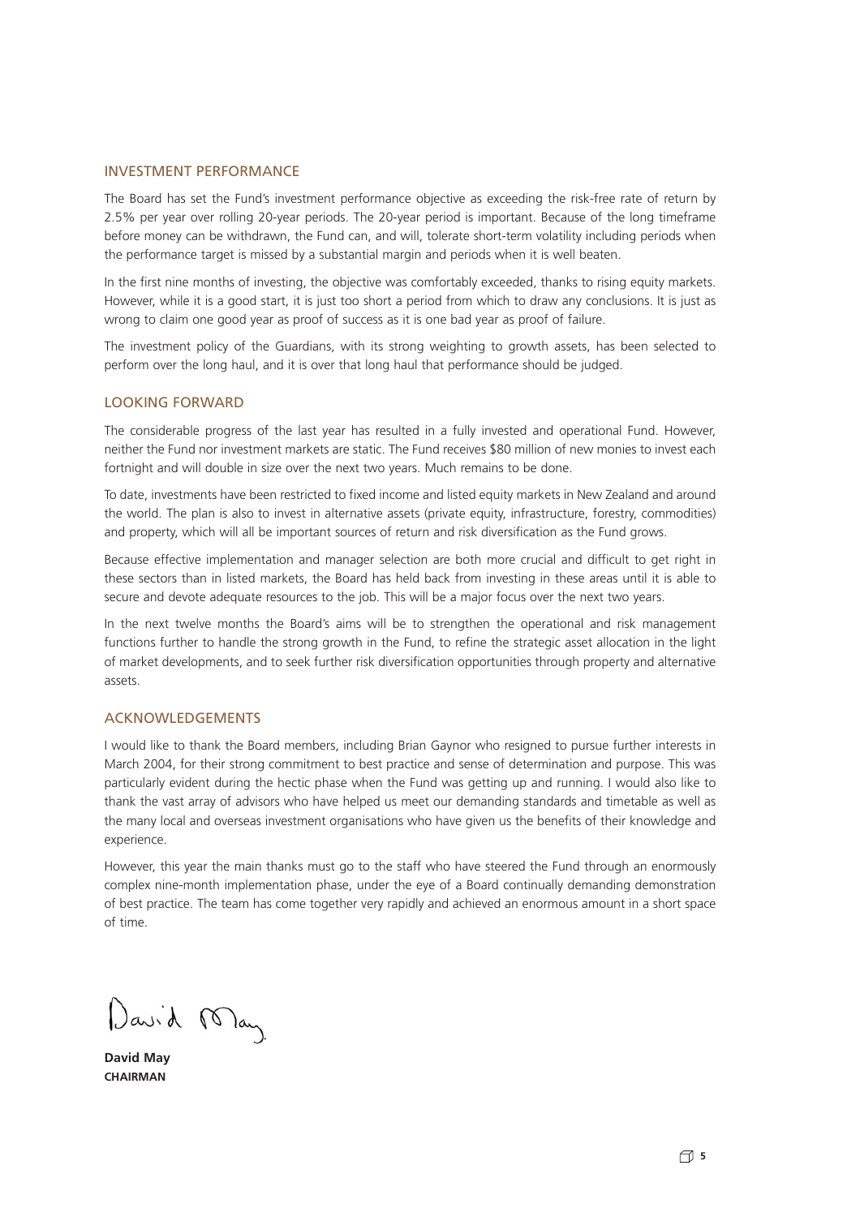## INVESTMENT PERFORMANCE

The Board has set the Fund's investment performance objective as exceeding the risk-free rate of return by 2.5% per year over rolling 20-year periods. The 20-year period is important. Because of the long timeframe before money can be withdrawn, the Fund can, and will, tolerate short-term volatility including periods when the performance target is missed by a substantial margin and periods when it is well beaten.

In the first nine months of investing, the objective was comfortably exceeded, thanks to rising equity markets. However, while it is a good start, it is just too short a period from which to draw any conclusions. It is just as wrong to claim one good year as proof of success as it is one bad year as proof of failure.

The investment policy of the Guardians, with its strong weighting to growth assets, has been selected to perform over the long haul, and it is over that long haul that performance should be judged.

## LOOKING FORWARD

The considerable progress of the last year has resulted in a fully invested and operational Fund. However, neither the Fund nor investment markets are static. The Fund receives $80 million of new monies to invest each fortnight and will double in size over the next two years. Much remains to be done.

To date, investments have been restricted to fixed income and listed equity markets in New Zealand and around the world. The plan is also to invest in alternative assets (private equity, infrastructure, forestry, commodities) and property, which will all be important sources of return and risk diversification as the Fund grows.

Because effective implementation and manager selection are both more crucial and difficult to get right in these sectors than in listed markets, the Board has held back from investing in these areas until it is able to secure and devote adequate resources to the job. This will be a major focus over the next two years.

In the next twelve months the Board's aims will be to strengthen the operational and risk management functions further to handle the strong growth in the Fund, to refine the strategic asset allocation in the light of market developments, and to seek further risk diversification opportunities through property and alternative assets.

## ACKNOWLEDGEMENTS

I would like to thank the Board members, including Brian Gaynor who resigned to pursue further interests in March 2004, for their strong commitment to best practice and sense of determination and purpose. This was particularly evident during the hectic phase when the Fund was getting up and running. I would also like to thank the vast array of advisors who have helped us meet our demanding standards and timetable as well as the many local and overseas investment organisations who have given us the benefits of their knowledge and experience.

However, this year the main thanks must go to the staff who have steered the Fund through an enormously complex nine-month implementation phase, under the eye of a Board continually demanding demonstration of best practice. The team has come together very rapidly and achieved an enormous amount in a short space of time.

David May

**David May**
**CHAIRMAN**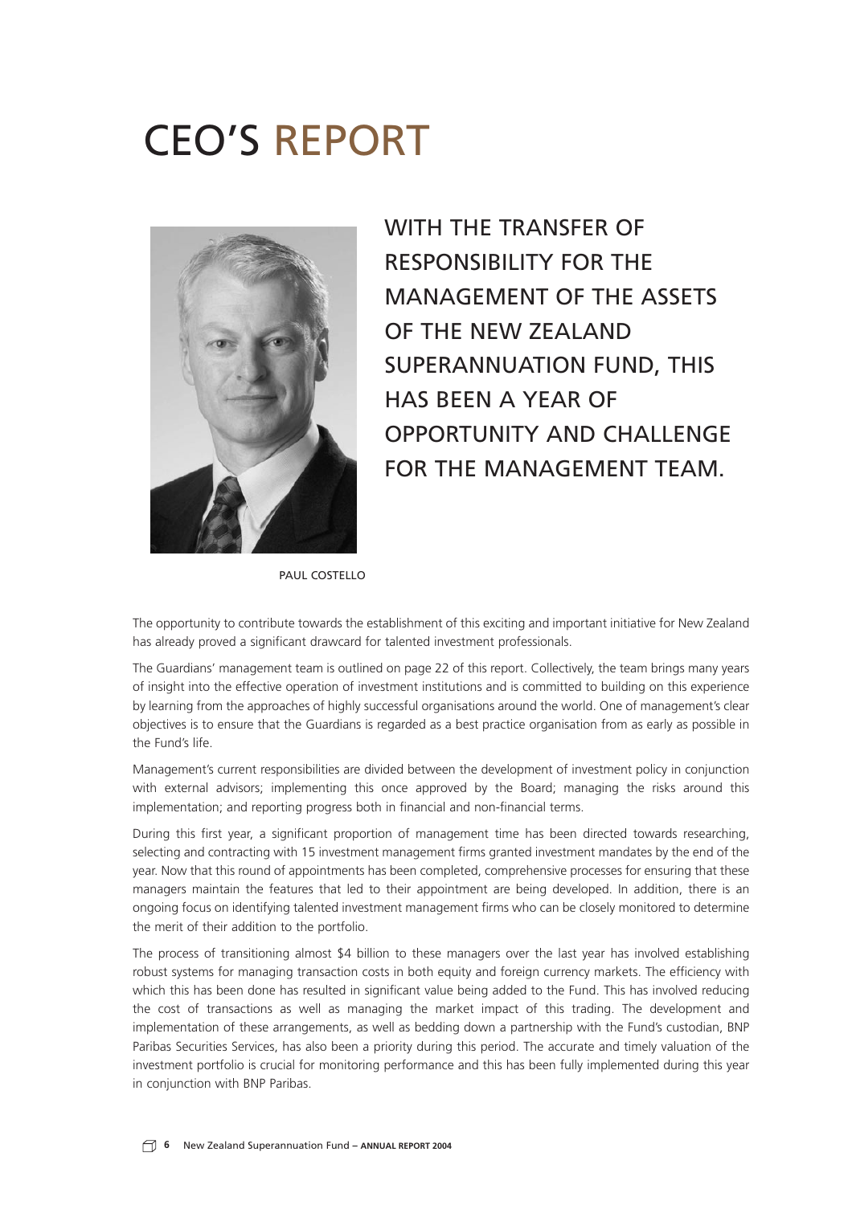# CEO'S REPORT

WITH THE TRANSFER OF RESPONSIBILITY FOR THE MANAGEMENT OF THE ASSETS OF THE NEW ZEALAND SUPERANNUATION FUND, THIS HAS BEEN A YEAR OF OPPORTUNITY AND CHALLENGE FOR THE MANAGEMENT TEAM.

PAUL COSTELLO

The opportunity to contribute towards the establishment of this exciting and important initiative for New Zealand has already proved a significant drawcard for talented investment professionals.

The Guardians' management team is outlined on page 22 of this report. Collectively, the team brings many years of insight into the effective operation of investment institutions and is committed to building on this experience by learning from the approaches of highly successful organisations around the world. One of management's clear objectives is to ensure that the Guardians is regarded as a best practice organisation from as early as possible in the Fund's life.

Management's current responsibilities are divided between the development of investment policy in conjunction with external advisors; implementing this once approved by the Board; managing the risks around this implementation; and reporting progress both in financial and non-financial terms.

During this first year, a significant proportion of management time has been directed towards researching, selecting and contracting with 15 investment management firms granted investment mandates by the end of the year. Now that this round of appointments has been completed, comprehensive processes for ensuring that these managers maintain the features that led to their appointment are being developed. In addition, there is an ongoing focus on identifying talented investment management firms who can be closely monitored to determine the merit of their addition to the portfolio.

The process of transitioning almost $4 billion to these managers over the last year has involved establishing robust systems for managing transaction costs in both equity and foreign currency markets. The efficiency with which this has been done has resulted in significant value being added to the Fund. This has involved reducing the cost of transactions as well as managing the market impact of this trading. The development and implementation of these arrangements, as well as bedding down a partnership with the Fund's custodian, BNP Paribas Securities Services, has also been a priority during this period. The accurate and timely valuation of the investment portfolio is crucial for monitoring performance and this has been fully implemented during this year in conjunction with BNP Paribas.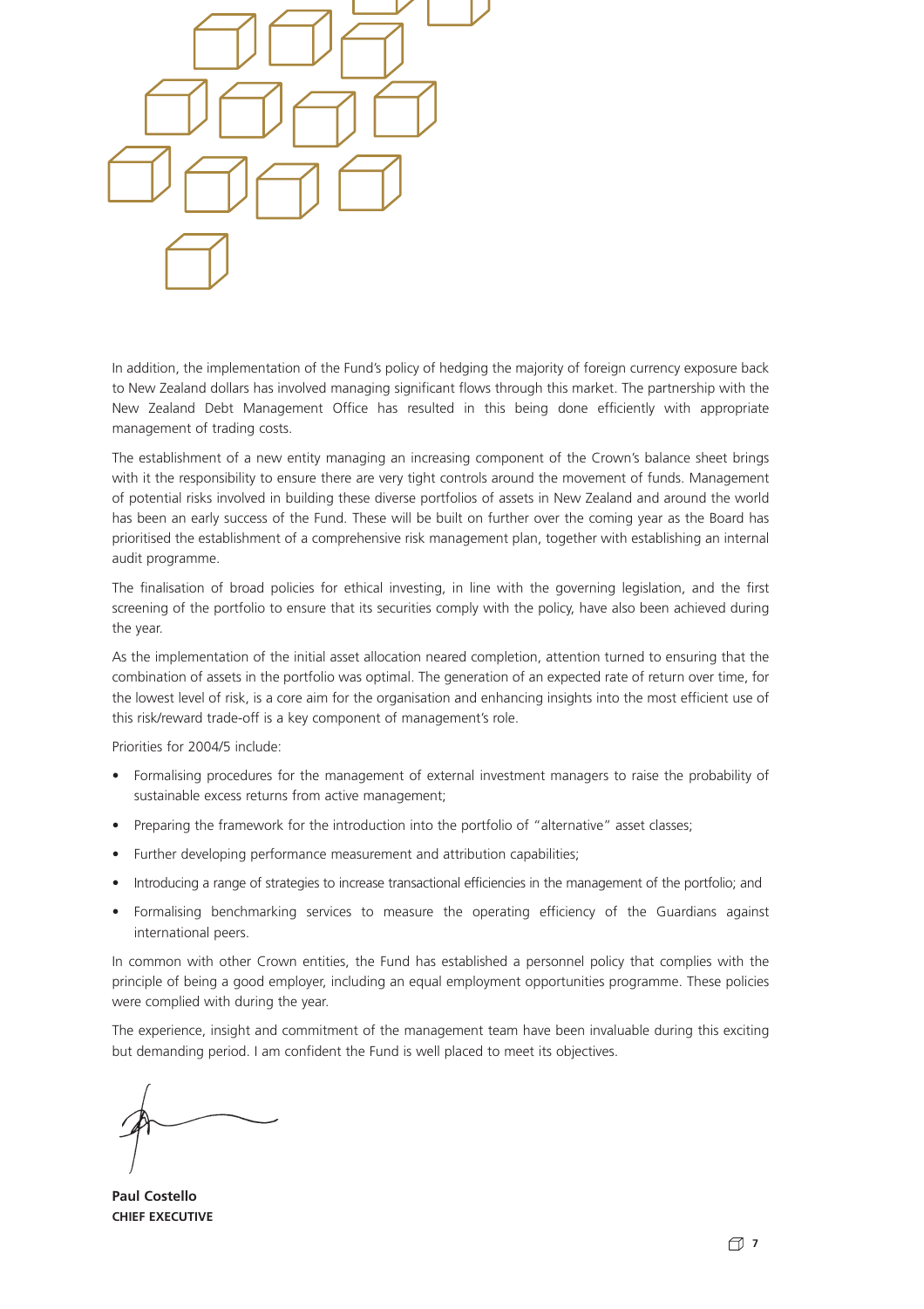In addition, the implementation of the Fund's policy of hedging the majority of foreign currency exposure back to New Zealand dollars has involved managing significant flows through this market. The partnership with the New Zealand Debt Management Office has resulted in this being done efficiently with appropriate management of trading costs.

The establishment of a new entity managing an increasing component of the Crown's balance sheet brings with it the responsibility to ensure there are very tight controls around the movement of funds. Management of potential risks involved in building these diverse portfolios of assets in New Zealand and around the world has been an early success of the Fund. These will be built on further over the coming year as the Board has prioritised the establishment of a comprehensive risk management plan, together with establishing an internal audit programme.

The finalisation of broad policies for ethical investing, in line with the governing legislation, and the first screening of the portfolio to ensure that its securities comply with the policy, have also been achieved during the year.

As the implementation of the initial asset allocation neared completion, attention turned to ensuring that the combination of assets in the portfolio was optimal. The generation of an expected rate of return over time, for the lowest level of risk, is a core aim for the organisation and enhancing insights into the most efficient use of this risk/reward trade-off is a key component of management's role.

Priorities for 2004/5 include:

- Formalising procedures for the management of external investment managers to raise the probability of sustainable excess returns from active management;
- Preparing the framework for the introduction into the portfolio of "alternative" asset classes;
- Further developing performance measurement and attribution capabilities;
- Introducing a range of strategies to increase transactional efficiencies in the management of the portfolio; and
- Formalising benchmarking services to measure the operating efficiency of the Guardians against international peers.

In common with other Crown entities, the Fund has established a personnel policy that complies with the principle of being a good employer, including an equal employment opportunities programme. These policies were complied with during the year.

The experience, insight and commitment of the management team have been invaluable during this exciting but demanding period. I am confident the Fund is well placed to meet its objectives.

**Paul Costello**
**CHIEF EXECUTIVE**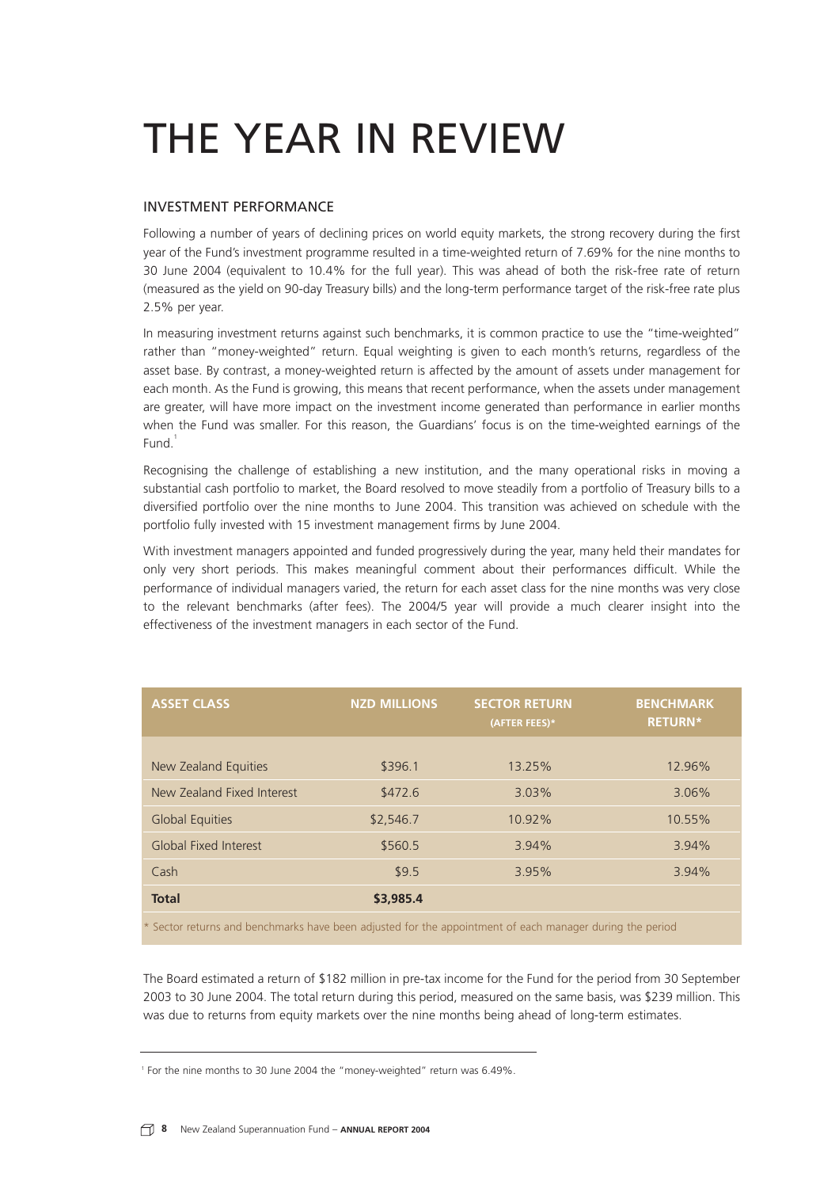# THE YEAR IN REVIEW

## INVESTMENT PERFORMANCE

Following a number of years of declining prices on world equity markets, the strong recovery during the first year of the Fund's investment programme resulted in a time-weighted return of 7.69% for the nine months to 30 June 2004 (equivalent to 10.4% for the full year). This was ahead of both the risk-free rate of return (measured as the yield on 90-day Treasury bills) and the long-term performance target of the risk-free rate plus 2.5% per year.

In measuring investment returns against such benchmarks, it is common practice to use the "time-weighted" rather than "money-weighted" return. Equal weighting is given to each month's returns, regardless of the asset base. By contrast, a money-weighted return is affected by the amount of assets under management for each month. As the Fund is growing, this means that recent performance, when the assets under management are greater, will have more impact on the investment income generated than performance in earlier months when the Fund was smaller. For this reason, the Guardians' focus is on the time-weighted earnings of the Fund.[1]

Recognising the challenge of establishing a new institution, and the many operational risks in moving a substantial cash portfolio to market, the Board resolved to move steadily from a portfolio of Treasury bills to a diversified portfolio over the nine months to June 2004. This transition was achieved on schedule with the portfolio fully invested with 15 investment management firms by June 2004.

With investment managers appointed and funded progressively during the year, many held their mandates for only very short periods. This makes meaningful comment about their performances difficult. While the performance of individual managers varied, the return for each asset class for the nine months was very close to the relevant benchmarks (after fees). The 2004/5 year will provide a much clearer insight into the effectiveness of the investment managers in each sector of the Fund.

| ASSET CLASS | NZD MILLIONS | SECTOR RETURN (AFTER FEES)* | BENCHMARK RETURN* |
|---|---|---|---|
| New Zealand Equities | $396.1 | 13.25% | 12.96% |
| New Zealand Fixed Interest | $472.6 | 3.03% | 3.06% |
| Global Equities | $2,546.7 | 10.92% | 10.55% |
| Global Fixed Interest | $560.5 | 3.94% | 3.94% |
| Cash | $9.5 | 3.95% | 3.94% |
| **Total** | **$3,985.4** | | |

\* Sector returns and benchmarks have been adjusted for the appointment of each manager during the period

The Board estimated a return of $182 million in pre-tax income for the Fund for the period from 30 September 2003 to 30 June 2004. The total return during this period, measured on the same basis, was $239 million. This was due to returns from equity markets over the nine months being ahead of long-term estimates.

[1] For the nine months to 30 June 2004 the "money-weighted" return was 6.49%.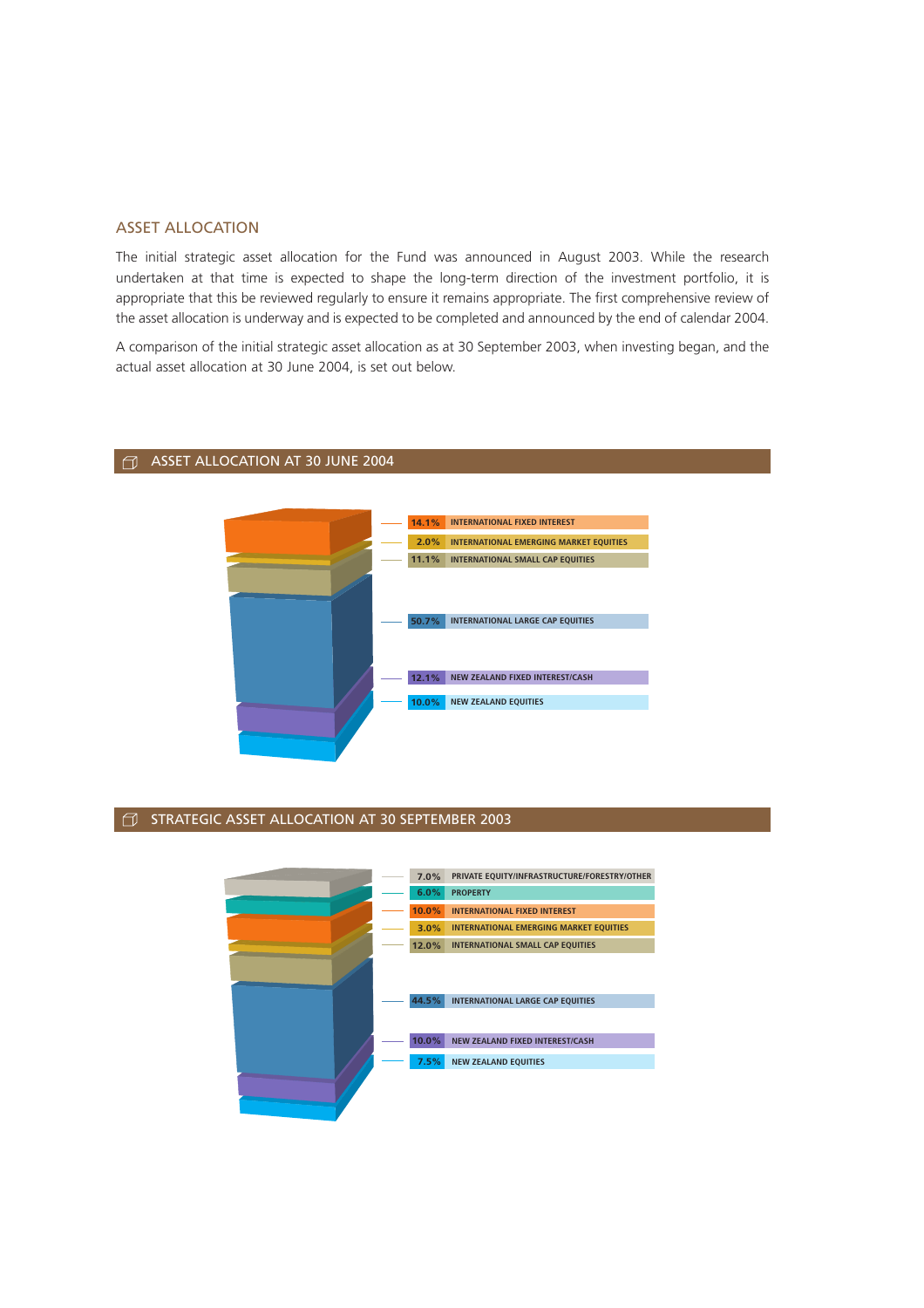## ASSET ALLOCATION

The initial strategic asset allocation for the Fund was announced in August 2003. While the research undertaken at that time is expected to shape the long-term direction of the investment portfolio, it is appropriate that this be reviewed regularly to ensure it remains appropriate. The first comprehensive review of the asset allocation is underway and is expected to be completed and announced by the end of calendar 2004.

A comparison of the initial strategic asset allocation as at 30 September 2003, when investing began, and the actual asset allocation at 30 June 2004, is set out below.

### ASSET ALLOCATION AT 30 JUNE 2004

| % | Asset class |
|---|---|
| 14.1% | INTERNATIONAL FIXED INTEREST |
| 2.0% | INTERNATIONAL EMERGING MARKET EQUITIES |
| 11.1% | INTERNATIONAL SMALL CAP EQUITIES |
| 50.7% | INTERNATIONAL LARGE CAP EQUITIES |
| 12.1% | NEW ZEALAND FIXED INTEREST/CASH |
| 10.0% | NEW ZEALAND EQUITIES |

### STRATEGIC ASSET ALLOCATION AT 30 SEPTEMBER 2003

| % | Asset class |
|---|---|
| 7.0% | PRIVATE EQUITY/INFRASTRUCTURE/FORESTRY/OTHER |
| 6.0% | PROPERTY |
| 10.0% | INTERNATIONAL FIXED INTEREST |
| 3.0% | INTERNATIONAL EMERGING MARKET EQUITIES |
| 12.0% | INTERNATIONAL SMALL CAP EQUITIES |
| 44.5% | INTERNATIONAL LARGE CAP EQUITIES |
| 10.0% | NEW ZEALAND FIXED INTEREST/CASH |
| 7.5% | NEW ZEALAND EQUITIES |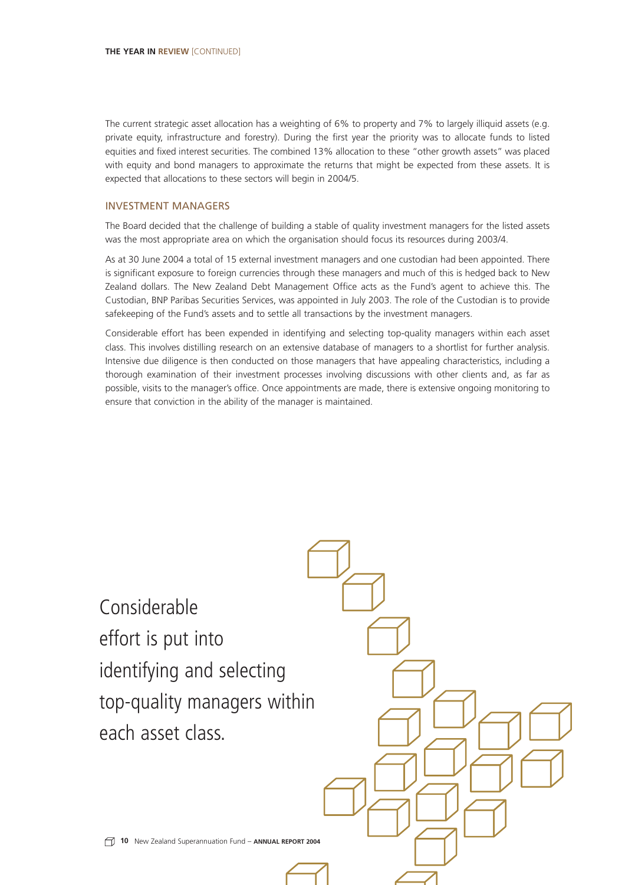The current strategic asset allocation has a weighting of 6% to property and 7% to largely illiquid assets (e.g. private equity, infrastructure and forestry). During the first year the priority was to allocate funds to listed equities and fixed interest securities. The combined 13% allocation to these "other growth assets" was placed with equity and bond managers to approximate the returns that might be expected from these assets. It is expected that allocations to these sectors will begin in 2004/5.

## INVESTMENT MANAGERS

The Board decided that the challenge of building a stable of quality investment managers for the listed assets was the most appropriate area on which the organisation should focus its resources during 2003/4.

As at 30 June 2004 a total of 15 external investment managers and one custodian had been appointed. There is significant exposure to foreign currencies through these managers and much of this is hedged back to New Zealand dollars. The New Zealand Debt Management Office acts as the Fund's agent to achieve this. The Custodian, BNP Paribas Securities Services, was appointed in July 2003. The role of the Custodian is to provide safekeeping of the Fund's assets and to settle all transactions by the investment managers.

Considerable effort has been expended in identifying and selecting top-quality managers within each asset class. This involves distilling research on an extensive database of managers to a shortlist for further analysis. Intensive due diligence is then conducted on those managers that have appealing characteristics, including a thorough examination of their investment processes involving discussions with other clients and, as far as possible, visits to the manager's office. Once appointments are made, there is extensive ongoing monitoring to ensure that conviction in the ability of the manager is maintained.

Considerable effort is put into identifying and selecting top-quality managers within each asset class.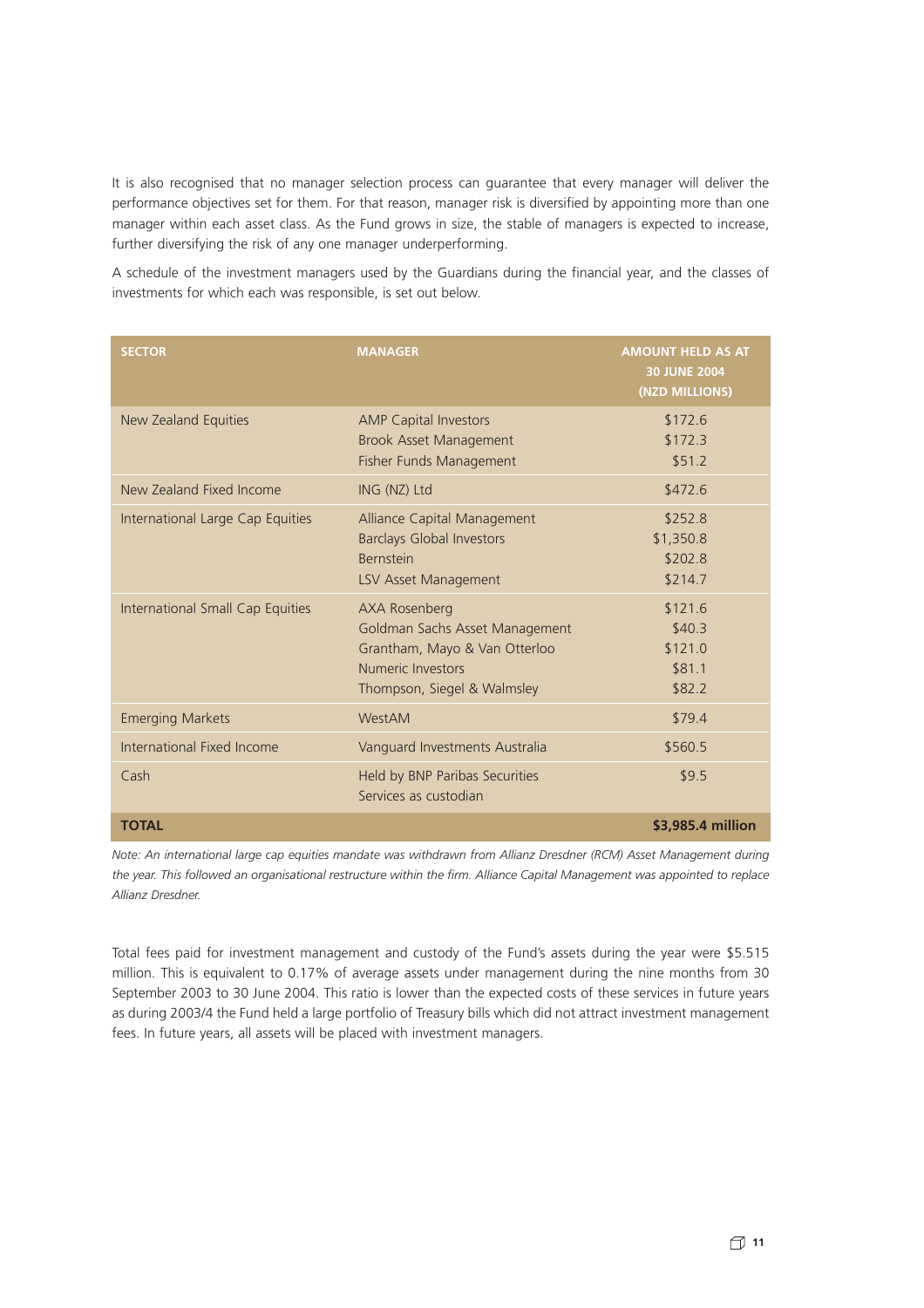It is also recognised that no manager selection process can guarantee that every manager will deliver the performance objectives set for them. For that reason, manager risk is diversified by appointing more than one manager within each asset class. As the Fund grows in size, the stable of managers is expected to increase, further diversifying the risk of any one manager underperforming.

A schedule of the investment managers used by the Guardians during the financial year, and the classes of investments for which each was responsible, is set out below.

| SECTOR | MANAGER | AMOUNT HELD AS AT 30 JUNE 2004 (NZD MILLIONS) |
|---|---|---|
| New Zealand Equities | AMP Capital Investors | $172.6 |
| | Brook Asset Management | $172.3 |
| | Fisher Funds Management | $51.2 |
| New Zealand Fixed Income | ING (NZ) Ltd | $472.6 |
| International Large Cap Equities | Alliance Capital Management | $252.8 |
| | Barclays Global Investors | $1,350.8 |
| | Bernstein | $202.8 |
| | LSV Asset Management | $214.7 |
| International Small Cap Equities | AXA Rosenberg | $121.6 |
| | Goldman Sachs Asset Management | $40.3 |
| | Grantham, Mayo & Van Otterloo | $121.0 |
| | Numeric Investors | $81.1 |
| | Thompson, Siegel & Walmsley | $82.2 |
| Emerging Markets | WestAM | $79.4 |
| International Fixed Income | Vanguard Investments Australia | $560.5 |
| Cash | Held by BNP Paribas Securities Services as custodian | $9.5 |
| **TOTAL** | | **$3,985.4 million** |

*Note: An international large cap equities mandate was withdrawn from Allianz Dresdner (RCM) Asset Management during the year. This followed an organisational restructure within the firm. Alliance Capital Management was appointed to replace Allianz Dresdner.*

Total fees paid for investment management and custody of the Fund's assets during the year were $5.515 million. This is equivalent to 0.17% of average assets under management during the nine months from 30 September 2003 to 30 June 2004. This ratio is lower than the expected costs of these services in future years as during 2003/4 the Fund held a large portfolio of Treasury bills which did not attract investment management fees. In future years, all assets will be placed with investment managers.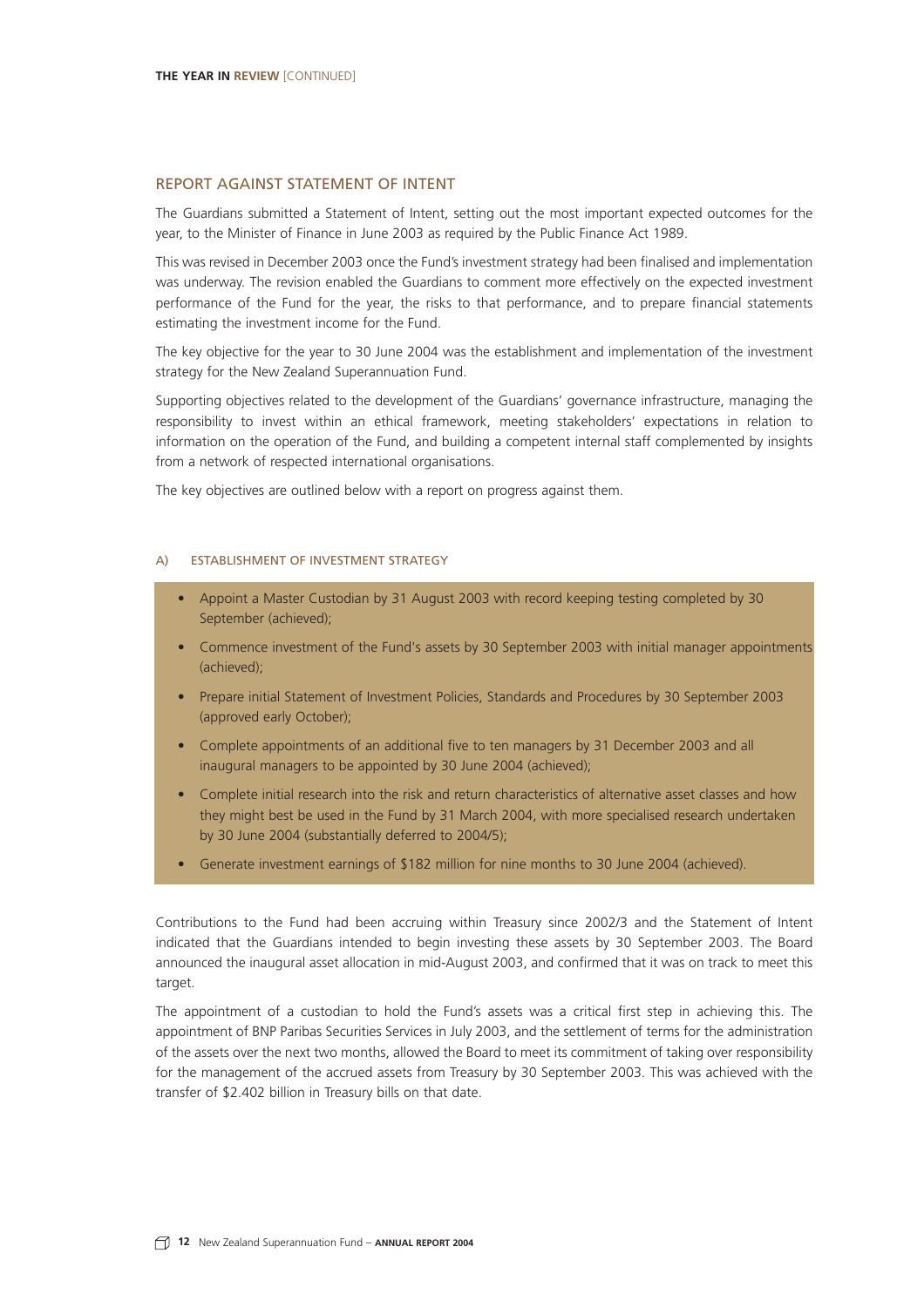## REPORT AGAINST STATEMENT OF INTENT

The Guardians submitted a Statement of Intent, setting out the most important expected outcomes for the year, to the Minister of Finance in June 2003 as required by the Public Finance Act 1989.

This was revised in December 2003 once the Fund's investment strategy had been finalised and implementation was underway. The revision enabled the Guardians to comment more effectively on the expected investment performance of the Fund for the year, the risks to that performance, and to prepare financial statements estimating the investment income for the Fund.

The key objective for the year to 30 June 2004 was the establishment and implementation of the investment strategy for the New Zealand Superannuation Fund.

Supporting objectives related to the development of the Guardians' governance infrastructure, managing the responsibility to invest within an ethical framework, meeting stakeholders' expectations in relation to information on the operation of the Fund, and building a competent internal staff complemented by insights from a network of respected international organisations.

The key objectives are outlined below with a report on progress against them.

### A) ESTABLISHMENT OF INVESTMENT STRATEGY

- Appoint a Master Custodian by 31 August 2003 with record keeping testing completed by 30 September (achieved);
- Commence investment of the Fund's assets by 30 September 2003 with initial manager appointments (achieved);
- Prepare initial Statement of Investment Policies, Standards and Procedures by 30 September 2003 (approved early October);
- Complete appointments of an additional five to ten managers by 31 December 2003 and all inaugural managers to be appointed by 30 June 2004 (achieved);
- Complete initial research into the risk and return characteristics of alternative asset classes and how they might best be used in the Fund by 31 March 2004, with more specialised research undertaken by 30 June 2004 (substantially deferred to 2004/5);
- Generate investment earnings of $182 million for nine months to 30 June 2004 (achieved).

Contributions to the Fund had been accruing within Treasury since 2002/3 and the Statement of Intent indicated that the Guardians intended to begin investing these assets by 30 September 2003. The Board announced the inaugural asset allocation in mid-August 2003, and confirmed that it was on track to meet this target.

The appointment of a custodian to hold the Fund's assets was a critical first step in achieving this. The appointment of BNP Paribas Securities Services in July 2003, and the settlement of terms for the administration of the assets over the next two months, allowed the Board to meet its commitment of taking over responsibility for the management of the accrued assets from Treasury by 30 September 2003. This was achieved with the transfer of $2.402 billion in Treasury bills on that date.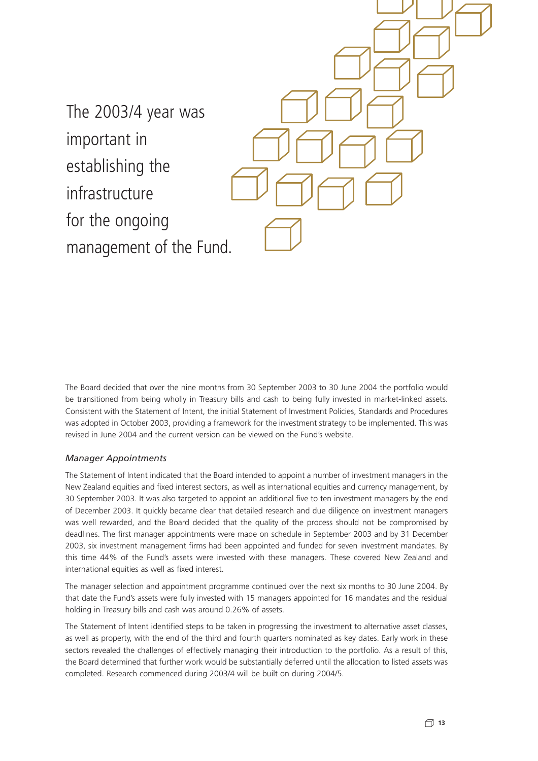The 2003/4 year was important in establishing the infrastructure for the ongoing management of the Fund.

The Board decided that over the nine months from 30 September 2003 to 30 June 2004 the portfolio would be transitioned from being wholly in Treasury bills and cash to being fully invested in market-linked assets. Consistent with the Statement of Intent, the initial Statement of Investment Policies, Standards and Procedures was adopted in October 2003, providing a framework for the investment strategy to be implemented. This was revised in June 2004 and the current version can be viewed on the Fund's website.

*Manager Appointments*

The Statement of Intent indicated that the Board intended to appoint a number of investment managers in the New Zealand equities and fixed interest sectors, as well as international equities and currency management, by 30 September 2003. It was also targeted to appoint an additional five to ten investment managers by the end of December 2003. It quickly became clear that detailed research and due diligence on investment managers was well rewarded, and the Board decided that the quality of the process should not be compromised by deadlines. The first manager appointments were made on schedule in September 2003 and by 31 December 2003, six investment management firms had been appointed and funded for seven investment mandates. By this time 44% of the Fund's assets were invested with these managers. These covered New Zealand and international equities as well as fixed interest.

The manager selection and appointment programme continued over the next six months to 30 June 2004. By that date the Fund's assets were fully invested with 15 managers appointed for 16 mandates and the residual holding in Treasury bills and cash was around 0.26% of assets.

The Statement of Intent identified steps to be taken in progressing the investment to alternative asset classes, as well as property, with the end of the third and fourth quarters nominated as key dates. Early work in these sectors revealed the challenges of effectively managing their introduction to the portfolio. As a result of this, the Board determined that further work would be substantially deferred until the allocation to listed assets was completed. Research commenced during 2003/4 will be built on during 2004/5.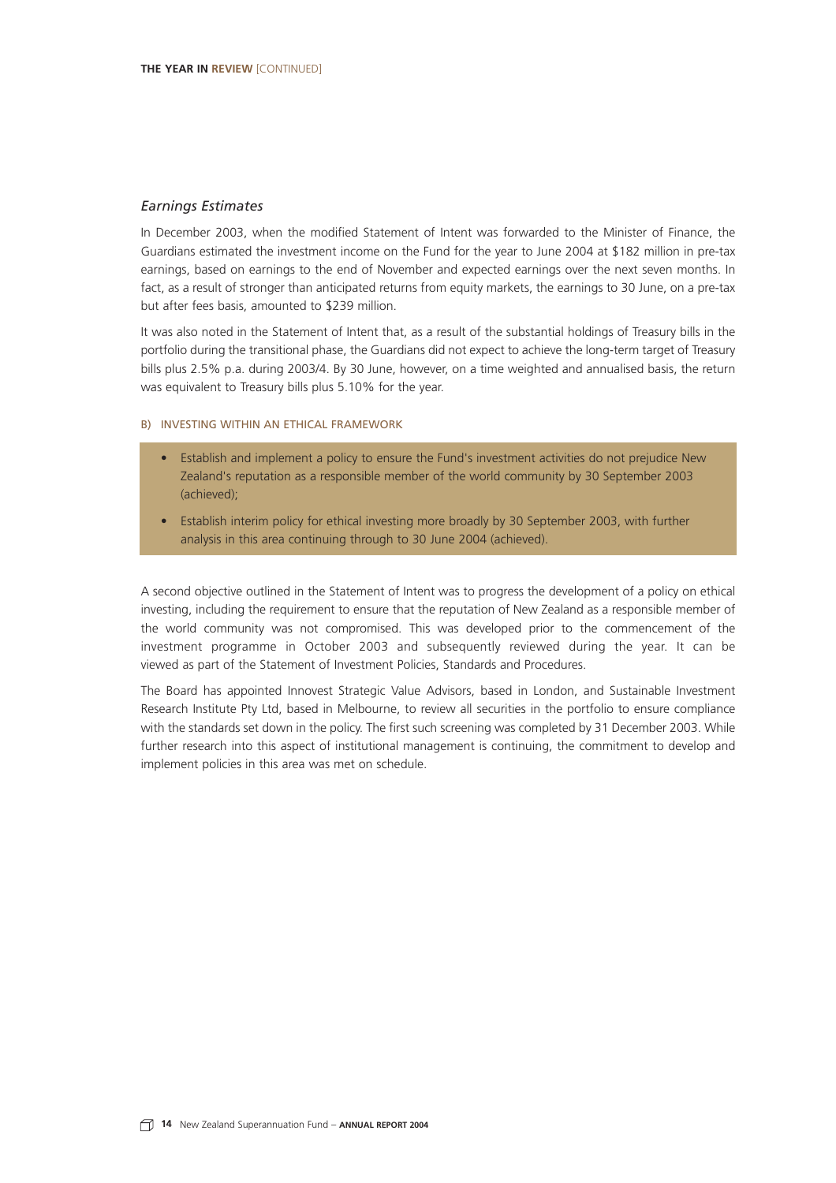### *Earnings Estimates*

In December 2003, when the modified Statement of Intent was forwarded to the Minister of Finance, the Guardians estimated the investment income on the Fund for the year to June 2004 at $182 million in pre-tax earnings, based on earnings to the end of November and expected earnings over the next seven months. In fact, as a result of stronger than anticipated returns from equity markets, the earnings to 30 June, on a pre-tax but after fees basis, amounted to $239 million.

It was also noted in the Statement of Intent that, as a result of the substantial holdings of Treasury bills in the portfolio during the transitional phase, the Guardians did not expect to achieve the long-term target of Treasury bills plus 2.5% p.a. during 2003/4. By 30 June, however, on a time weighted and annualised basis, the return was equivalent to Treasury bills plus 5.10% for the year.

#### B) INVESTING WITHIN AN ETHICAL FRAMEWORK

- Establish and implement a policy to ensure the Fund's investment activities do not prejudice New Zealand's reputation as a responsible member of the world community by 30 September 2003 (achieved);
- Establish interim policy for ethical investing more broadly by 30 September 2003, with further analysis in this area continuing through to 30 June 2004 (achieved).

A second objective outlined in the Statement of Intent was to progress the development of a policy on ethical investing, including the requirement to ensure that the reputation of New Zealand as a responsible member of the world community was not compromised. This was developed prior to the commencement of the investment programme in October 2003 and subsequently reviewed during the year. It can be viewed as part of the Statement of Investment Policies, Standards and Procedures.

The Board has appointed Innovest Strategic Value Advisors, based in London, and Sustainable Investment Research Institute Pty Ltd, based in Melbourne, to review all securities in the portfolio to ensure compliance with the standards set down in the policy. The first such screening was completed by 31 December 2003. While further research into this aspect of institutional management is continuing, the commitment to develop and implement policies in this area was met on schedule.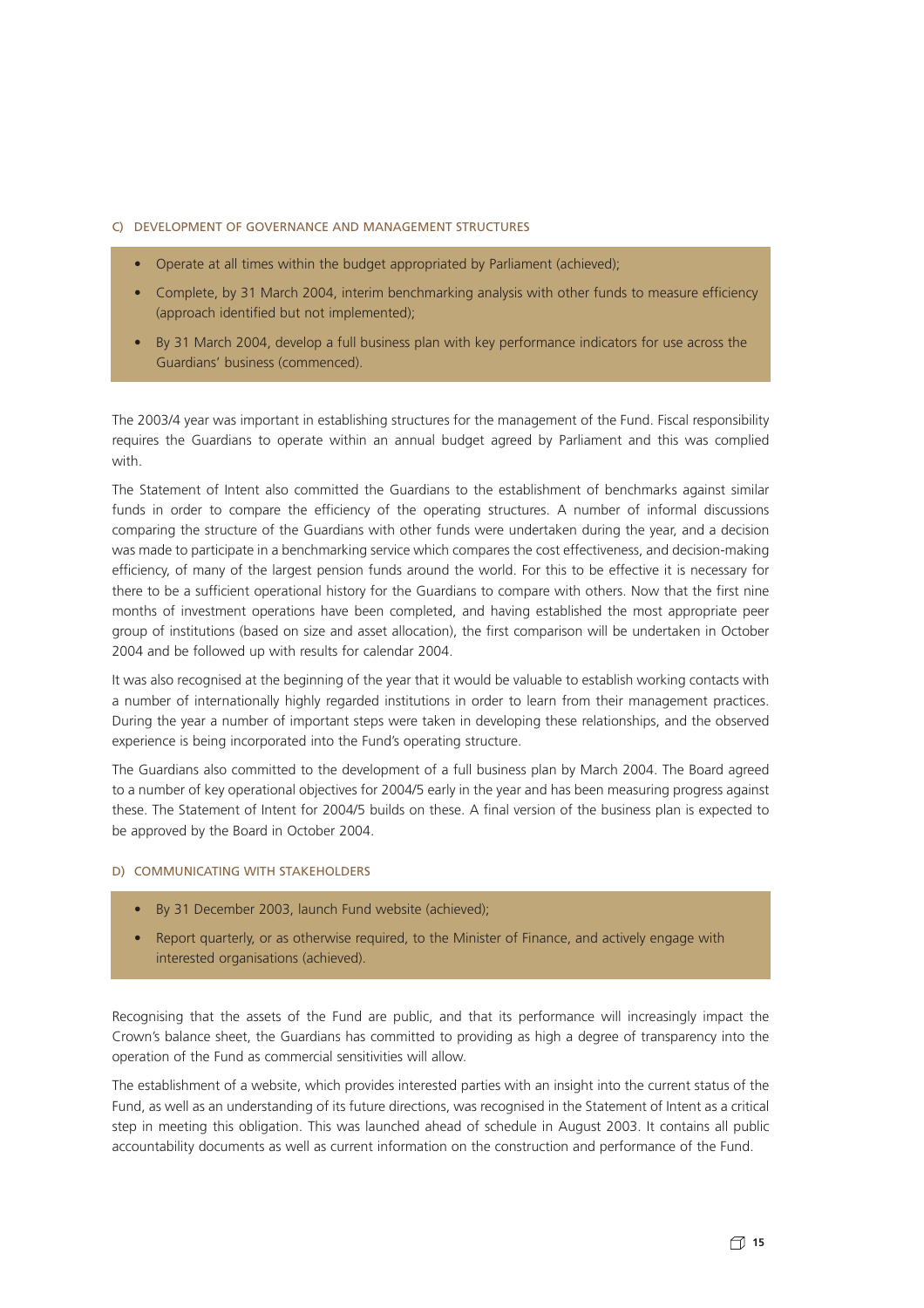### C) DEVELOPMENT OF GOVERNANCE AND MANAGEMENT STRUCTURES

- Operate at all times within the budget appropriated by Parliament (achieved);
- Complete, by 31 March 2004, interim benchmarking analysis with other funds to measure efficiency (approach identified but not implemented);
- By 31 March 2004, develop a full business plan with key performance indicators for use across the Guardians' business (commenced).

The 2003/4 year was important in establishing structures for the management of the Fund. Fiscal responsibility requires the Guardians to operate within an annual budget agreed by Parliament and this was complied with.

The Statement of Intent also committed the Guardians to the establishment of benchmarks against similar funds in order to compare the efficiency of the operating structures. A number of informal discussions comparing the structure of the Guardians with other funds were undertaken during the year, and a decision was made to participate in a benchmarking service which compares the cost effectiveness, and decision-making efficiency, of many of the largest pension funds around the world. For this to be effective it is necessary for there to be a sufficient operational history for the Guardians to compare with others. Now that the first nine months of investment operations have been completed, and having established the most appropriate peer group of institutions (based on size and asset allocation), the first comparison will be undertaken in October 2004 and be followed up with results for calendar 2004.

It was also recognised at the beginning of the year that it would be valuable to establish working contacts with a number of internationally highly regarded institutions in order to learn from their management practices. During the year a number of important steps were taken in developing these relationships, and the observed experience is being incorporated into the Fund's operating structure.

The Guardians also committed to the development of a full business plan by March 2004. The Board agreed to a number of key operational objectives for 2004/5 early in the year and has been measuring progress against these. The Statement of Intent for 2004/5 builds on these. A final version of the business plan is expected to be approved by the Board in October 2004.

### D) COMMUNICATING WITH STAKEHOLDERS

- By 31 December 2003, launch Fund website (achieved);
- Report quarterly, or as otherwise required, to the Minister of Finance, and actively engage with interested organisations (achieved).

Recognising that the assets of the Fund are public, and that its performance will increasingly impact the Crown's balance sheet, the Guardians has committed to providing as high a degree of transparency into the operation of the Fund as commercial sensitivities will allow.

The establishment of a website, which provides interested parties with an insight into the current status of the Fund, as well as an understanding of its future directions, was recognised in the Statement of Intent as a critical step in meeting this obligation. This was launched ahead of schedule in August 2003. It contains all public accountability documents as well as current information on the construction and performance of the Fund.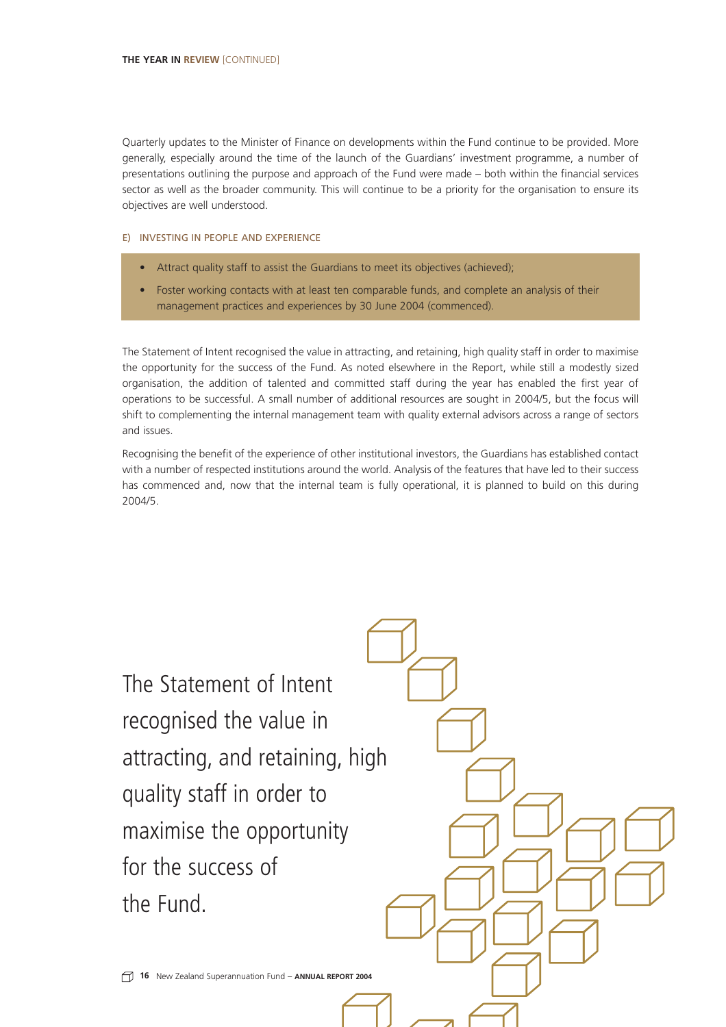Quarterly updates to the Minister of Finance on developments within the Fund continue to be provided. More generally, especially around the time of the launch of the Guardians' investment programme, a number of presentations outlining the purpose and approach of the Fund were made – both within the financial services sector as well as the broader community. This will continue to be a priority for the organisation to ensure its objectives are well understood.

### E) INVESTING IN PEOPLE AND EXPERIENCE

- Attract quality staff to assist the Guardians to meet its objectives (achieved);
- Foster working contacts with at least ten comparable funds, and complete an analysis of their management practices and experiences by 30 June 2004 (commenced).

The Statement of Intent recognised the value in attracting, and retaining, high quality staff in order to maximise the opportunity for the success of the Fund. As noted elsewhere in the Report, while still a modestly sized organisation, the addition of talented and committed staff during the year has enabled the first year of operations to be successful. A small number of additional resources are sought in 2004/5, but the focus will shift to complementing the internal management team with quality external advisors across a range of sectors and issues.

Recognising the benefit of the experience of other institutional investors, the Guardians has established contact with a number of respected institutions around the world. Analysis of the features that have led to their success has commenced and, now that the internal team is fully operational, it is planned to build on this during 2004/5.

The Statement of Intent recognised the value in attracting, and retaining, high quality staff in order to maximise the opportunity for the success of the Fund.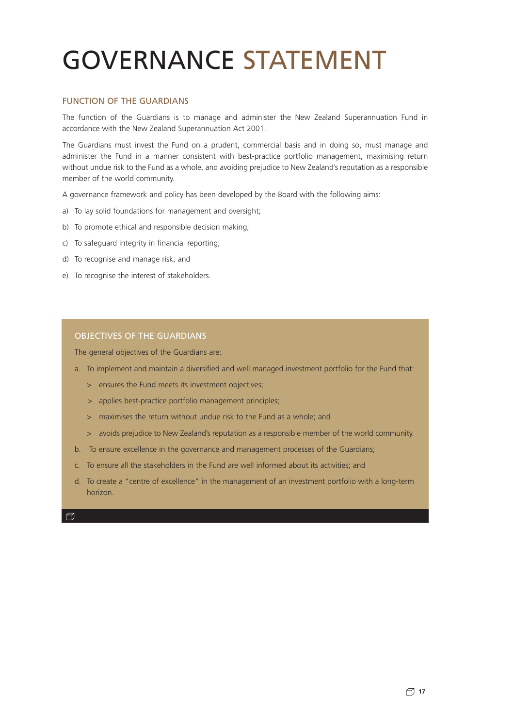# GOVERNANCE STATEMENT

## FUNCTION OF THE GUARDIANS

The function of the Guardians is to manage and administer the New Zealand Superannuation Fund in accordance with the New Zealand Superannuation Act 2001.

The Guardians must invest the Fund on a prudent, commercial basis and in doing so, must manage and administer the Fund in a manner consistent with best-practice portfolio management, maximising return without undue risk to the Fund as a whole, and avoiding prejudice to New Zealand's reputation as a responsible member of the world community.

A governance framework and policy has been developed by the Board with the following aims:

a) To lay solid foundations for management and oversight;

b) To promote ethical and responsible decision making;

c) To safeguard integrity in financial reporting;

d) To recognise and manage risk; and

e) To recognise the interest of stakeholders.

## OBJECTIVES OF THE GUARDIANS

The general objectives of the Guardians are:

a. To implement and maintain a diversified and well managed investment portfolio for the Fund that:
   - ensures the Fund meets its investment objectives;
   - applies best-practice portfolio management principles;
   - maximises the return without undue risk to the Fund as a whole; and
   - avoids prejudice to New Zealand's reputation as a responsible member of the world community.

b. To ensure excellence in the governance and management processes of the Guardians;

c. To ensure all the stakeholders in the Fund are well informed about its activities; and

d. To create a "centre of excellence" in the management of an investment portfolio with a long-term horizon.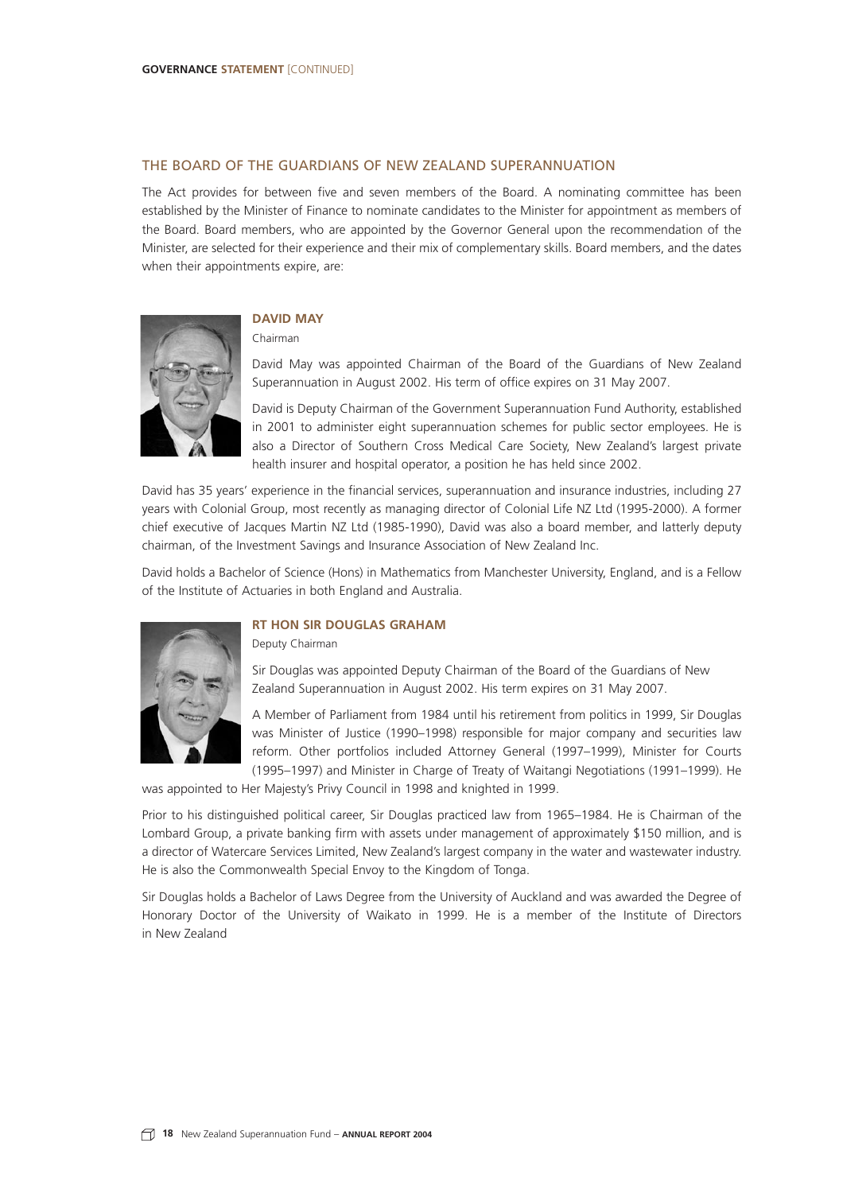## THE BOARD OF THE GUARDIANS OF NEW ZEALAND SUPERANNUATION

The Act provides for between five and seven members of the Board. A nominating committee has been established by the Minister of Finance to nominate candidates to the Minister for appointment as members of the Board. Board members, who are appointed by the Governor General upon the recommendation of the Minister, are selected for their experience and their mix of complementary skills. Board members, and the dates when their appointments expire, are:

### DAVID MAY

Chairman

David May was appointed Chairman of the Board of the Guardians of New Zealand Superannuation in August 2002. His term of office expires on 31 May 2007.

David is Deputy Chairman of the Government Superannuation Fund Authority, established in 2001 to administer eight superannuation schemes for public sector employees. He is also a Director of Southern Cross Medical Care Society, New Zealand's largest private health insurer and hospital operator, a position he has held since 2002.

David has 35 years' experience in the financial services, superannuation and insurance industries, including 27 years with Colonial Group, most recently as managing director of Colonial Life NZ Ltd (1995-2000). A former chief executive of Jacques Martin NZ Ltd (1985-1990), David was also a board member, and latterly deputy chairman, of the Investment Savings and Insurance Association of New Zealand Inc.

David holds a Bachelor of Science (Hons) in Mathematics from Manchester University, England, and is a Fellow of the Institute of Actuaries in both England and Australia.

### RT HON SIR DOUGLAS GRAHAM

Deputy Chairman

Sir Douglas was appointed Deputy Chairman of the Board of the Guardians of New Zealand Superannuation in August 2002. His term expires on 31 May 2007.

A Member of Parliament from 1984 until his retirement from politics in 1999, Sir Douglas was Minister of Justice (1990–1998) responsible for major company and securities law reform. Other portfolios included Attorney General (1997–1999), Minister for Courts (1995–1997) and Minister in Charge of Treaty of Waitangi Negotiations (1991–1999). He was appointed to Her Majesty's Privy Council in 1998 and knighted in 1999.

Prior to his distinguished political career, Sir Douglas practiced law from 1965–1984. He is Chairman of the Lombard Group, a private banking firm with assets under management of approximately $150 million, and is a director of Watercare Services Limited, New Zealand's largest company in the water and wastewater industry. He is also the Commonwealth Special Envoy to the Kingdom of Tonga.

Sir Douglas holds a Bachelor of Laws Degree from the University of Auckland and was awarded the Degree of Honorary Doctor of the University of Waikato in 1999. He is a member of the Institute of Directors in New Zealand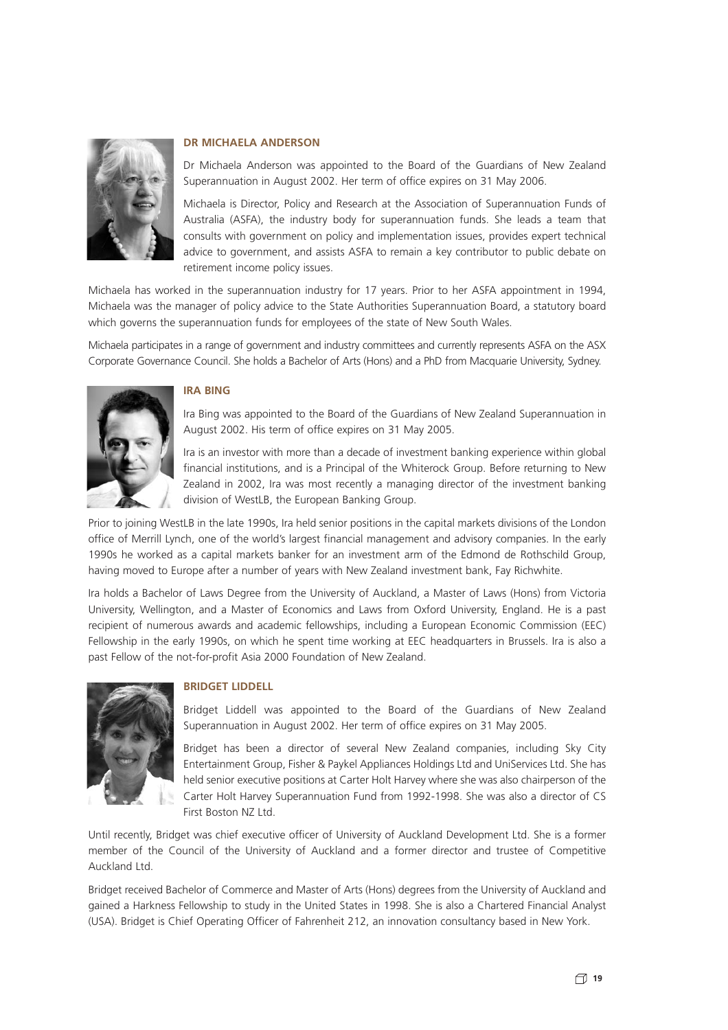## DR MICHAELA ANDERSON

Dr Michaela Anderson was appointed to the Board of the Guardians of New Zealand Superannuation in August 2002. Her term of office expires on 31 May 2006.

Michaela is Director, Policy and Research at the Association of Superannuation Funds of Australia (ASFA), the industry body for superannuation funds. She leads a team that consults with government on policy and implementation issues, provides expert technical advice to government, and assists ASFA to remain a key contributor to public debate on retirement income policy issues.

Michaela has worked in the superannuation industry for 17 years. Prior to her ASFA appointment in 1994, Michaela was the manager of policy advice to the State Authorities Superannuation Board, a statutory board which governs the superannuation funds for employees of the state of New South Wales.

Michaela participates in a range of government and industry committees and currently represents ASFA on the ASX Corporate Governance Council. She holds a Bachelor of Arts (Hons) and a PhD from Macquarie University, Sydney.

## IRA BING

Ira Bing was appointed to the Board of the Guardians of New Zealand Superannuation in August 2002. His term of office expires on 31 May 2005.

Ira is an investor with more than a decade of investment banking experience within global financial institutions, and is a Principal of the Whiterock Group. Before returning to New Zealand in 2002, Ira was most recently a managing director of the investment banking division of WestLB, the European Banking Group.

Prior to joining WestLB in the late 1990s, Ira held senior positions in the capital markets divisions of the London office of Merrill Lynch, one of the world's largest financial management and advisory companies. In the early 1990s he worked as a capital markets banker for an investment arm of the Edmond de Rothschild Group, having moved to Europe after a number of years with New Zealand investment bank, Fay Richwhite.

Ira holds a Bachelor of Laws Degree from the University of Auckland, a Master of Laws (Hons) from Victoria University, Wellington, and a Master of Economics and Laws from Oxford University, England. He is a past recipient of numerous awards and academic fellowships, including a European Economic Commission (EEC) Fellowship in the early 1990s, on which he spent time working at EEC headquarters in Brussels. Ira is also a past Fellow of the not-for-profit Asia 2000 Foundation of New Zealand.

## BRIDGET LIDDELL

Bridget Liddell was appointed to the Board of the Guardians of New Zealand Superannuation in August 2002. Her term of office expires on 31 May 2005.

Bridget has been a director of several New Zealand companies, including Sky City Entertainment Group, Fisher & Paykel Appliances Holdings Ltd and UniServices Ltd. She has held senior executive positions at Carter Holt Harvey where she was also chairperson of the Carter Holt Harvey Superannuation Fund from 1992-1998. She was also a director of CS First Boston NZ Ltd.

Until recently, Bridget was chief executive officer of University of Auckland Development Ltd. She is a former member of the Council of the University of Auckland and a former director and trustee of Competitive Auckland Ltd.

Bridget received Bachelor of Commerce and Master of Arts (Hons) degrees from the University of Auckland and gained a Harkness Fellowship to study in the United States in 1998. She is also a Chartered Financial Analyst (USA). Bridget is Chief Operating Officer of Fahrenheit 212, an innovation consultancy based in New York.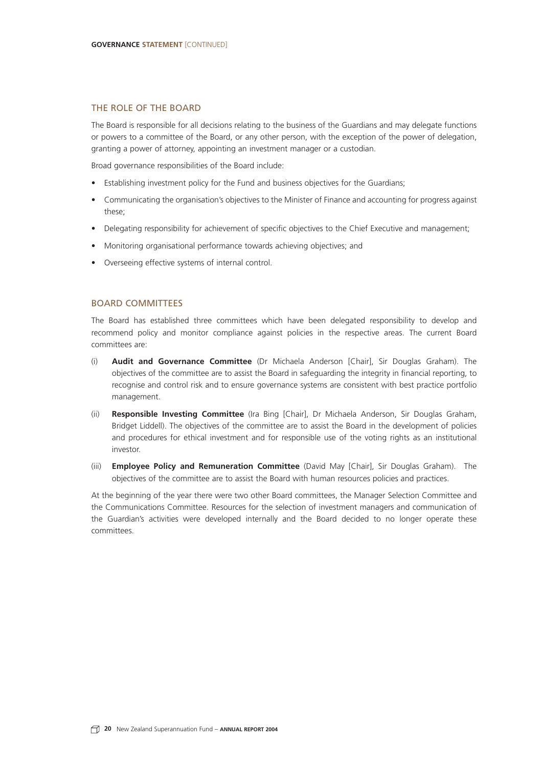## THE ROLE OF THE BOARD

The Board is responsible for all decisions relating to the business of the Guardians and may delegate functions or powers to a committee of the Board, or any other person, with the exception of the power of delegation, granting a power of attorney, appointing an investment manager or a custodian.

Broad governance responsibilities of the Board include:

- Establishing investment policy for the Fund and business objectives for the Guardians;
- Communicating the organisation's objectives to the Minister of Finance and accounting for progress against these;
- Delegating responsibility for achievement of specific objectives to the Chief Executive and management;
- Monitoring organisational performance towards achieving objectives; and
- Overseeing effective systems of internal control.

## BOARD COMMITTEES

The Board has established three committees which have been delegated responsibility to develop and recommend policy and monitor compliance against policies in the respective areas. The current Board committees are:

(i) **Audit and Governance Committee** (Dr Michaela Anderson [Chair], Sir Douglas Graham). The objectives of the committee are to assist the Board in safeguarding the integrity in financial reporting, to recognise and control risk and to ensure governance systems are consistent with best practice portfolio management.

(ii) **Responsible Investing Committee** (Ira Bing [Chair], Dr Michaela Anderson, Sir Douglas Graham, Bridget Liddell). The objectives of the committee are to assist the Board in the development of policies and procedures for ethical investment and for responsible use of the voting rights as an institutional investor.

(iii) **Employee Policy and Remuneration Committee** (David May [Chair], Sir Douglas Graham). The objectives of the committee are to assist the Board with human resources policies and practices.

At the beginning of the year there were two other Board committees, the Manager Selection Committee and the Communications Committee. Resources for the selection of investment managers and communication of the Guardian's activities were developed internally and the Board decided to no longer operate these committees.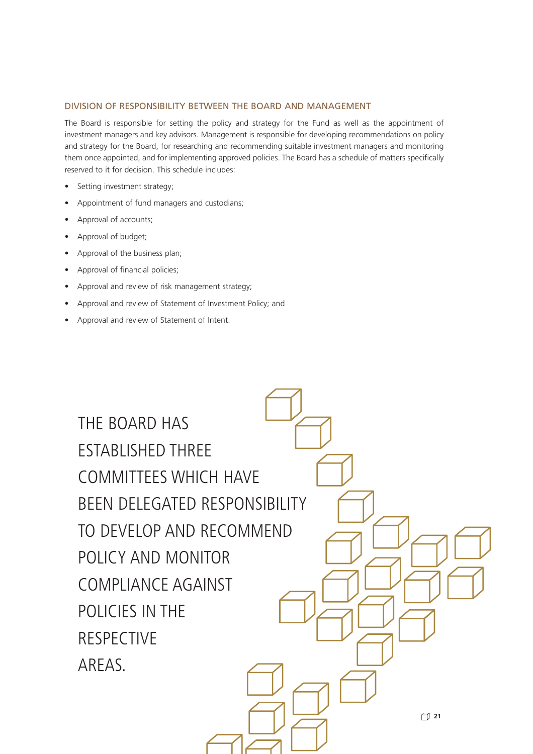## DIVISION OF RESPONSIBILITY BETWEEN THE BOARD AND MANAGEMENT

The Board is responsible for setting the policy and strategy for the Fund as well as the appointment of investment managers and key advisors. Management is responsible for developing recommendations on policy and strategy for the Board, for researching and recommending suitable investment managers and monitoring them once appointed, and for implementing approved policies. The Board has a schedule of matters specifically reserved to it for decision. This schedule includes:

- Setting investment strategy;
- Appointment of fund managers and custodians;
- Approval of accounts;
- Approval of budget;
- Approval of the business plan;
- Approval of financial policies;
- Approval and review of risk management strategy;
- Approval and review of Statement of Investment Policy; and
- Approval and review of Statement of Intent.

THE BOARD HAS ESTABLISHED THREE COMMITTEES WHICH HAVE BEEN DELEGATED RESPONSIBILITY TO DEVELOP AND RECOMMEND POLICY AND MONITOR COMPLIANCE AGAINST POLICIES IN THE RESPECTIVE AREAS.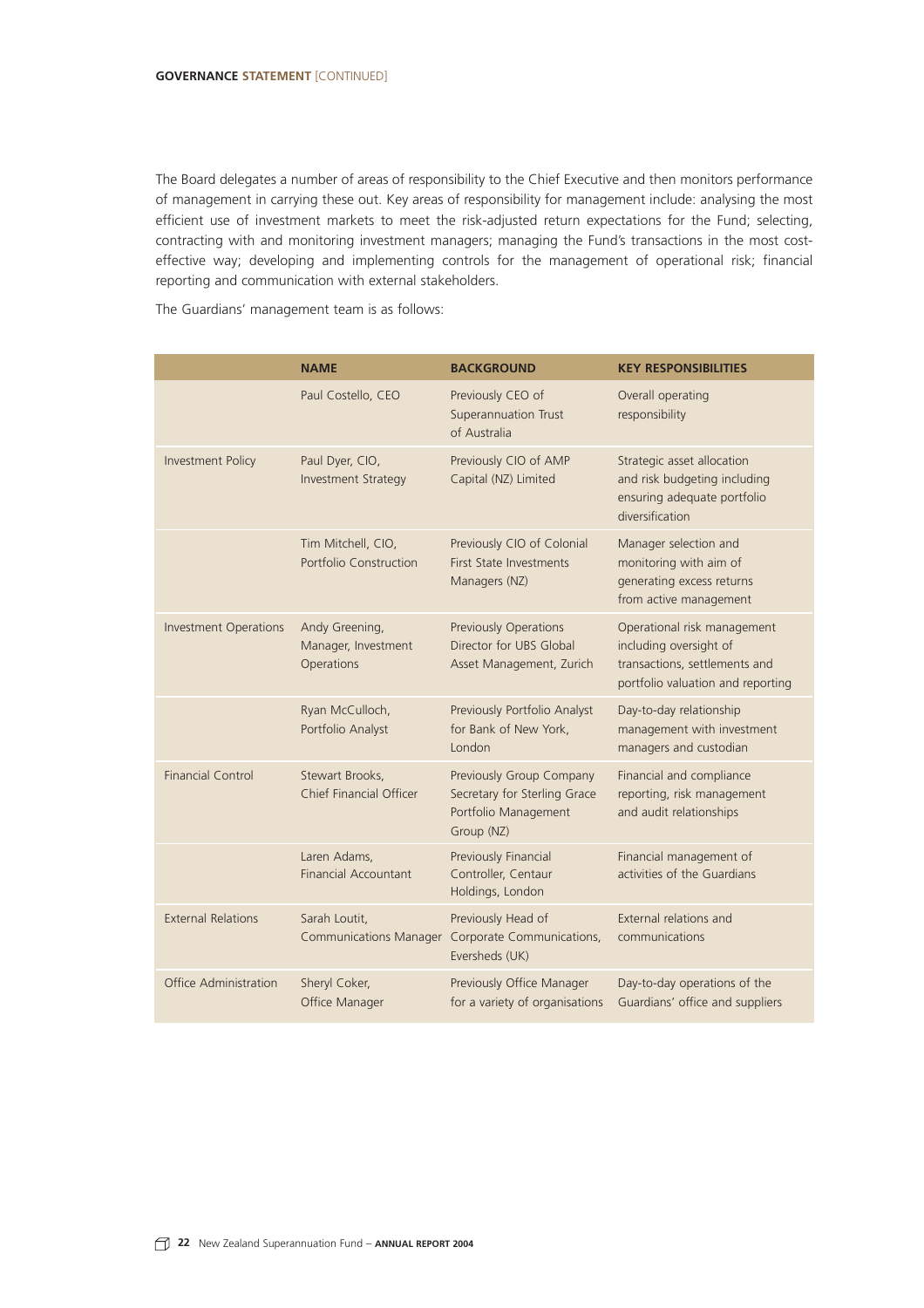The Board delegates a number of areas of responsibility to the Chief Executive and then monitors performance of management in carrying these out. Key areas of responsibility for management include: analysing the most efficient use of investment markets to meet the risk-adjusted return expectations for the Fund; selecting, contracting with and monitoring investment managers; managing the Fund's transactions in the most cost-effective way; developing and implementing controls for the management of operational risk; financial reporting and communication with external stakeholders.

The Guardians' management team is as follows:

| | NAME | BACKGROUND | KEY RESPONSIBILITIES |
|---|---|---|---|
| | Paul Costello, CEO | Previously CEO of Superannuation Trust of Australia | Overall operating responsibility |
| Investment Policy | Paul Dyer, CIO, Investment Strategy | Previously CIO of AMP Capital (NZ) Limited | Strategic asset allocation and risk budgeting including ensuring adequate portfolio diversification |
| | Tim Mitchell, CIO, Portfolio Construction | Previously CIO of Colonial First State Investments Managers (NZ) | Manager selection and monitoring with aim of generating excess returns from active management |
| Investment Operations | Andy Greening, Manager, Investment Operations | Previously Operations Director for UBS Global Asset Management, Zurich | Operational risk management including oversight of transactions, settlements and portfolio valuation and reporting |
| | Ryan McCulloch, Portfolio Analyst | Previously Portfolio Analyst for Bank of New York, London | Day-to-day relationship management with investment managers and custodian |
| Financial Control | Stewart Brooks, Chief Financial Officer | Previously Group Company Secretary for Sterling Grace Portfolio Management Group (NZ) | Financial and compliance reporting, risk management and audit relationships |
| | Laren Adams, Financial Accountant | Previously Financial Controller, Centaur Holdings, London | Financial management of activities of the Guardians |
| External Relations | Sarah Loutit, Communications Manager | Previously Head of Corporate Communications, Eversheds (UK) | External relations and communications |
| Office Administration | Sheryl Coker, Office Manager | Previously Office Manager for a variety of organisations | Day-to-day operations of the Guardians' office and suppliers |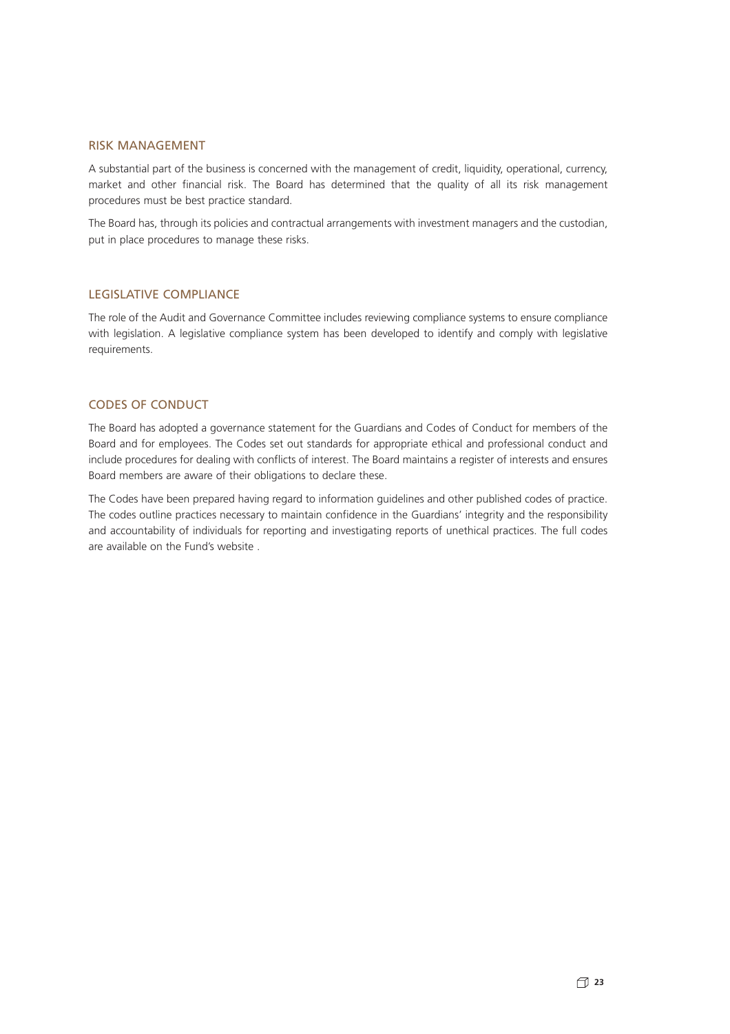## RISK MANAGEMENT

A substantial part of the business is concerned with the management of credit, liquidity, operational, currency, market and other financial risk. The Board has determined that the quality of all its risk management procedures must be best practice standard.

The Board has, through its policies and contractual arrangements with investment managers and the custodian, put in place procedures to manage these risks.

## LEGISLATIVE COMPLIANCE

The role of the Audit and Governance Committee includes reviewing compliance systems to ensure compliance with legislation. A legislative compliance system has been developed to identify and comply with legislative requirements.

## CODES OF CONDUCT

The Board has adopted a governance statement for the Guardians and Codes of Conduct for members of the Board and for employees. The Codes set out standards for appropriate ethical and professional conduct and include procedures for dealing with conflicts of interest. The Board maintains a register of interests and ensures Board members are aware of their obligations to declare these.

The Codes have been prepared having regard to information guidelines and other published codes of practice. The codes outline practices necessary to maintain confidence in the Guardians' integrity and the responsibility and accountability of individuals for reporting and investigating reports of unethical practices. The full codes are available on the Fund's website .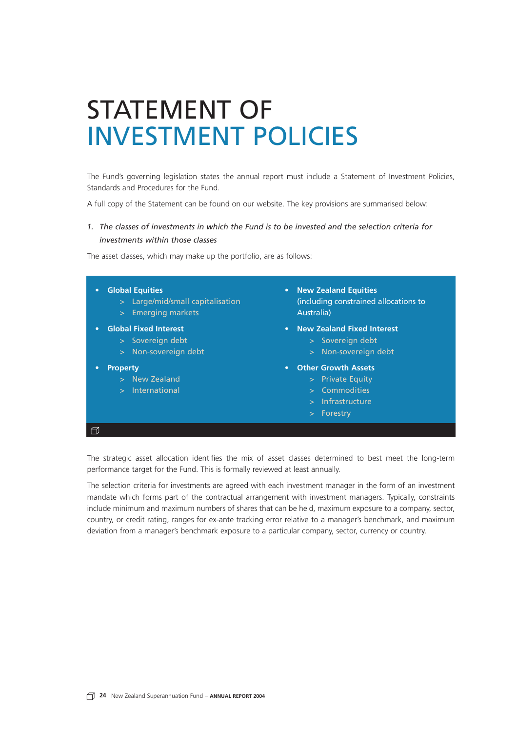# STATEMENT OF INVESTMENT POLICIES

The Fund's governing legislation states the annual report must include a Statement of Investment Policies, Standards and Procedures for the Fund.

A full copy of the Statement can be found on our website. The key provisions are summarised below:

*1. The classes of investments in which the Fund is to be invested and the selection criteria for investments within those classes*

The asset classes, which may make up the portfolio, are as follows:

- **Global Equities**
  - Large/mid/small capitalisation
  - Emerging markets
- **Global Fixed Interest**
  - Sovereign debt
  - Non-sovereign debt
- **Property**
  - New Zealand
  - International
- **New Zealand Equities** (including constrained allocations to Australia)
- **New Zealand Fixed Interest**
  - Sovereign debt
  - Non-sovereign debt
- **Other Growth Assets**
  - Private Equity
  - Commodities
  - Infrastructure
  - Forestry

The strategic asset allocation identifies the mix of asset classes determined to best meet the long-term performance target for the Fund. This is formally reviewed at least annually.

The selection criteria for investments are agreed with each investment manager in the form of an investment mandate which forms part of the contractual arrangement with investment managers. Typically, constraints include minimum and maximum numbers of shares that can be held, maximum exposure to a company, sector, country, or credit rating, ranges for ex-ante tracking error relative to a manager's benchmark, and maximum deviation from a manager's benchmark exposure to a particular company, sector, currency or country.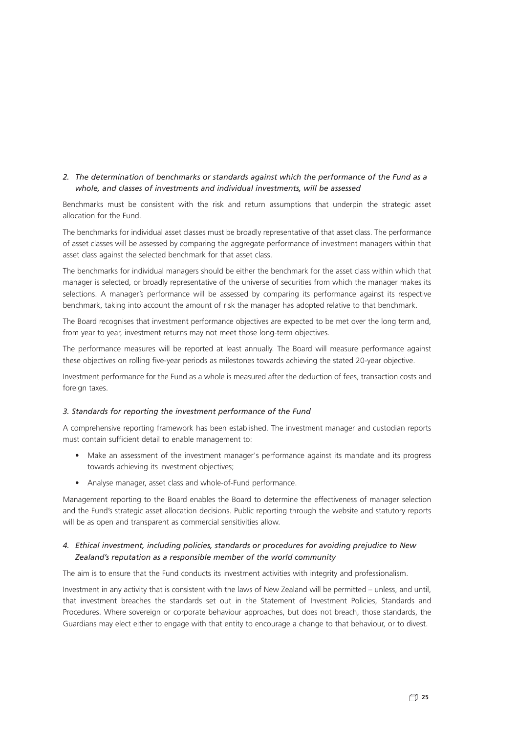*2. The determination of benchmarks or standards against which the performance of the Fund as a whole, and classes of investments and individual investments, will be assessed*

Benchmarks must be consistent with the risk and return assumptions that underpin the strategic asset allocation for the Fund.

The benchmarks for individual asset classes must be broadly representative of that asset class. The performance of asset classes will be assessed by comparing the aggregate performance of investment managers within that asset class against the selected benchmark for that asset class.

The benchmarks for individual managers should be either the benchmark for the asset class within which that manager is selected, or broadly representative of the universe of securities from which the manager makes its selections. A manager's performance will be assessed by comparing its performance against its respective benchmark, taking into account the amount of risk the manager has adopted relative to that benchmark.

The Board recognises that investment performance objectives are expected to be met over the long term and, from year to year, investment returns may not meet those long-term objectives.

The performance measures will be reported at least annually. The Board will measure performance against these objectives on rolling five-year periods as milestones towards achieving the stated 20-year objective.

Investment performance for the Fund as a whole is measured after the deduction of fees, transaction costs and foreign taxes.

*3. Standards for reporting the investment performance of the Fund*

A comprehensive reporting framework has been established. The investment manager and custodian reports must contain sufficient detail to enable management to:

- Make an assessment of the investment manager's performance against its mandate and its progress towards achieving its investment objectives;
- Analyse manager, asset class and whole-of-Fund performance.

Management reporting to the Board enables the Board to determine the effectiveness of manager selection and the Fund's strategic asset allocation decisions. Public reporting through the website and statutory reports will be as open and transparent as commercial sensitivities allow.

*4. Ethical investment, including policies, standards or procedures for avoiding prejudice to New Zealand's reputation as a responsible member of the world community*

The aim is to ensure that the Fund conducts its investment activities with integrity and professionalism.

Investment in any activity that is consistent with the laws of New Zealand will be permitted – unless, and until, that investment breaches the standards set out in the Statement of Investment Policies, Standards and Procedures. Where sovereign or corporate behaviour approaches, but does not breach, those standards, the Guardians may elect either to engage with that entity to encourage a change to that behaviour, or to divest.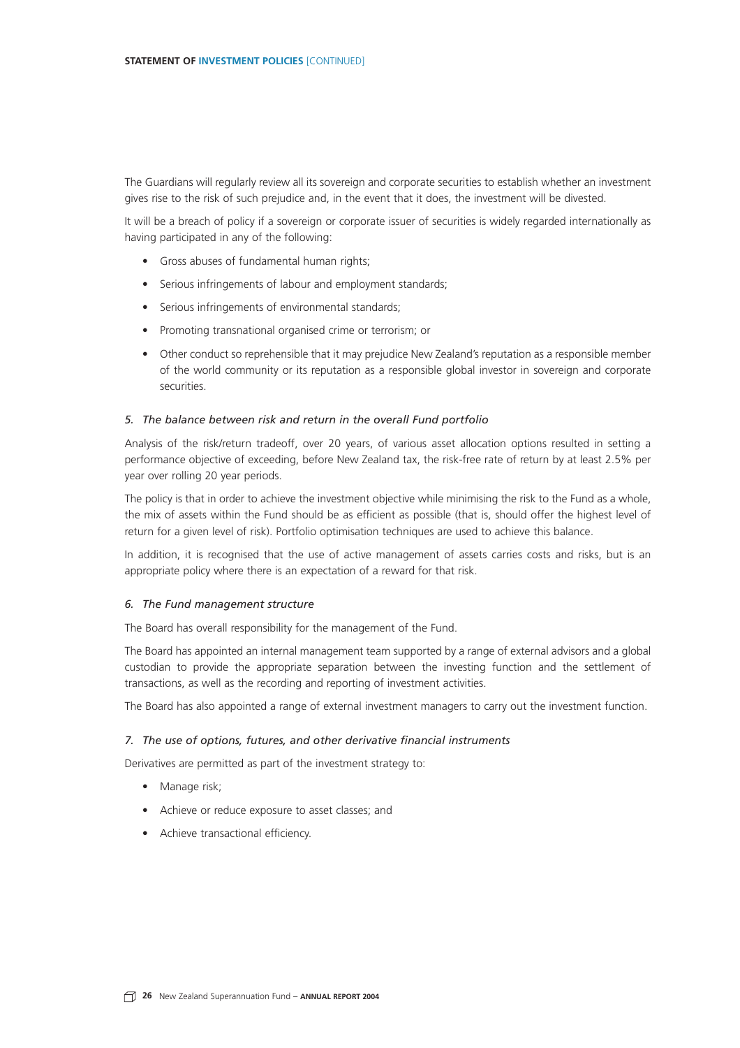The Guardians will regularly review all its sovereign and corporate securities to establish whether an investment gives rise to the risk of such prejudice and, in the event that it does, the investment will be divested.

It will be a breach of policy if a sovereign or corporate issuer of securities is widely regarded internationally as having participated in any of the following:

- Gross abuses of fundamental human rights;
- Serious infringements of labour and employment standards;
- Serious infringements of environmental standards;
- Promoting transnational organised crime or terrorism; or
- Other conduct so reprehensible that it may prejudice New Zealand's reputation as a responsible member of the world community or its reputation as a responsible global investor in sovereign and corporate securities.

### *5. The balance between risk and return in the overall Fund portfolio*

Analysis of the risk/return tradeoff, over 20 years, of various asset allocation options resulted in setting a performance objective of exceeding, before New Zealand tax, the risk-free rate of return by at least 2.5% per year over rolling 20 year periods.

The policy is that in order to achieve the investment objective while minimising the risk to the Fund as a whole, the mix of assets within the Fund should be as efficient as possible (that is, should offer the highest level of return for a given level of risk). Portfolio optimisation techniques are used to achieve this balance.

In addition, it is recognised that the use of active management of assets carries costs and risks, but is an appropriate policy where there is an expectation of a reward for that risk.

### *6. The Fund management structure*

The Board has overall responsibility for the management of the Fund.

The Board has appointed an internal management team supported by a range of external advisors and a global custodian to provide the appropriate separation between the investing function and the settlement of transactions, as well as the recording and reporting of investment activities.

The Board has also appointed a range of external investment managers to carry out the investment function.

### *7. The use of options, futures, and other derivative financial instruments*

Derivatives are permitted as part of the investment strategy to:

- Manage risk;
- Achieve or reduce exposure to asset classes; and
- Achieve transactional efficiency.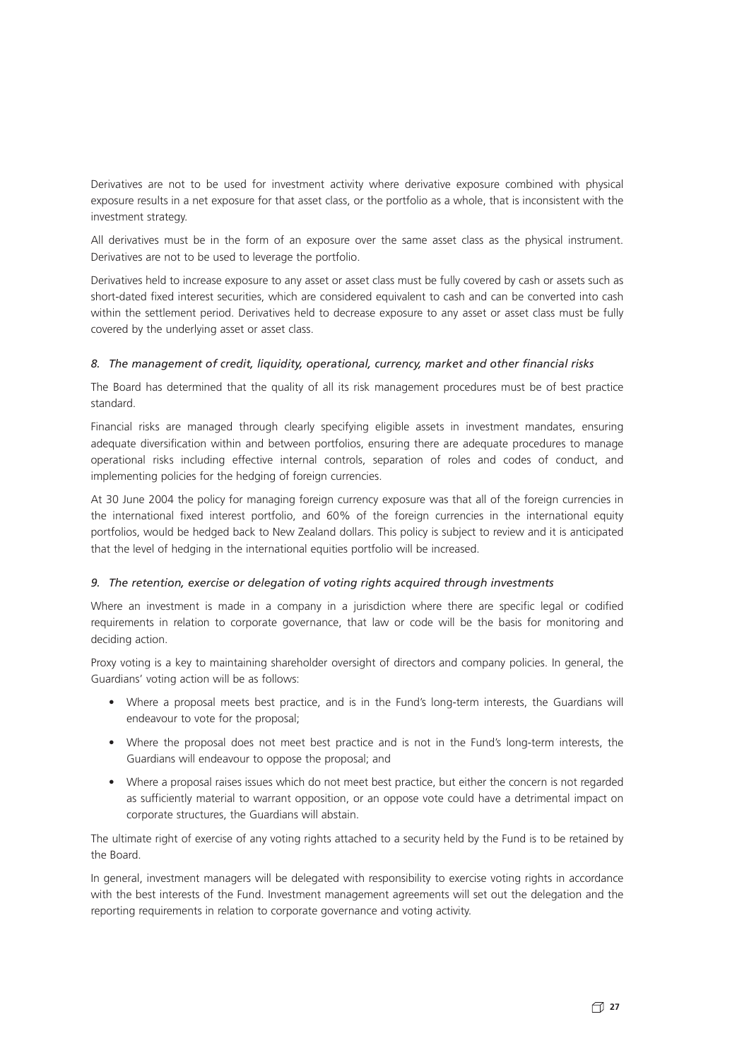Derivatives are not to be used for investment activity where derivative exposure combined with physical exposure results in a net exposure for that asset class, or the portfolio as a whole, that is inconsistent with the investment strategy.

All derivatives must be in the form of an exposure over the same asset class as the physical instrument. Derivatives are not to be used to leverage the portfolio.

Derivatives held to increase exposure to any asset or asset class must be fully covered by cash or assets such as short-dated fixed interest securities, which are considered equivalent to cash and can be converted into cash within the settlement period. Derivatives held to decrease exposure to any asset or asset class must be fully covered by the underlying asset or asset class.

*8. The management of credit, liquidity, operational, currency, market and other financial risks*

The Board has determined that the quality of all its risk management procedures must be of best practice standard.

Financial risks are managed through clearly specifying eligible assets in investment mandates, ensuring adequate diversification within and between portfolios, ensuring there are adequate procedures to manage operational risks including effective internal controls, separation of roles and codes of conduct, and implementing policies for the hedging of foreign currencies.

At 30 June 2004 the policy for managing foreign currency exposure was that all of the foreign currencies in the international fixed interest portfolio, and 60% of the foreign currencies in the international equity portfolios, would be hedged back to New Zealand dollars. This policy is subject to review and it is anticipated that the level of hedging in the international equities portfolio will be increased.

*9. The retention, exercise or delegation of voting rights acquired through investments*

Where an investment is made in a company in a jurisdiction where there are specific legal or codified requirements in relation to corporate governance, that law or code will be the basis for monitoring and deciding action.

Proxy voting is a key to maintaining shareholder oversight of directors and company policies. In general, the Guardians' voting action will be as follows:

- Where a proposal meets best practice, and is in the Fund's long-term interests, the Guardians will endeavour to vote for the proposal;
- Where the proposal does not meet best practice and is not in the Fund's long-term interests, the Guardians will endeavour to oppose the proposal; and
- Where a proposal raises issues which do not meet best practice, but either the concern is not regarded as sufficiently material to warrant opposition, or an oppose vote could have a detrimental impact on corporate structures, the Guardians will abstain.

The ultimate right of exercise of any voting rights attached to a security held by the Fund is to be retained by the Board.

In general, investment managers will be delegated with responsibility to exercise voting rights in accordance with the best interests of the Fund. Investment management agreements will set out the delegation and the reporting requirements in relation to corporate governance and voting activity.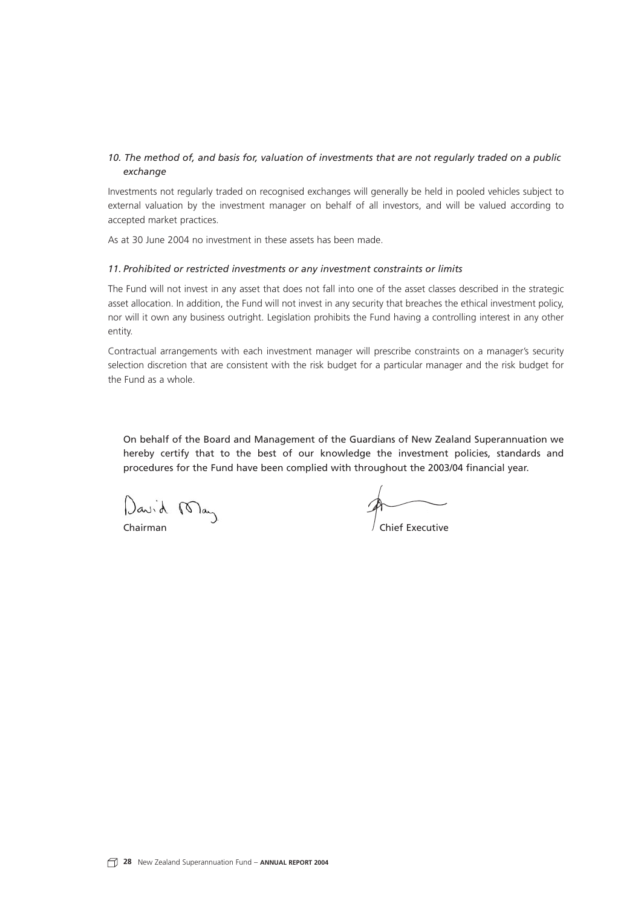*10. The method of, and basis for, valuation of investments that are not regularly traded on a public exchange*

Investments not regularly traded on recognised exchanges will generally be held in pooled vehicles subject to external valuation by the investment manager on behalf of all investors, and will be valued according to accepted market practices.

As at 30 June 2004 no investment in these assets has been made.

*11. Prohibited or restricted investments or any investment constraints or limits*

The Fund will not invest in any asset that does not fall into one of the asset classes described in the strategic asset allocation. In addition, the Fund will not invest in any security that breaches the ethical investment policy, nor will it own any business outright. Legislation prohibits the Fund having a controlling interest in any other entity.

Contractual arrangements with each investment manager will prescribe constraints on a manager's security selection discretion that are consistent with the risk budget for a particular manager and the risk budget for the Fund as a whole.

On behalf of the Board and Management of the Guardians of New Zealand Superannuation we hereby certify that to the best of our knowledge the investment policies, standards and procedures for the Fund have been complied with throughout the 2003/04 financial year.

David May

Chairman

Chief Executive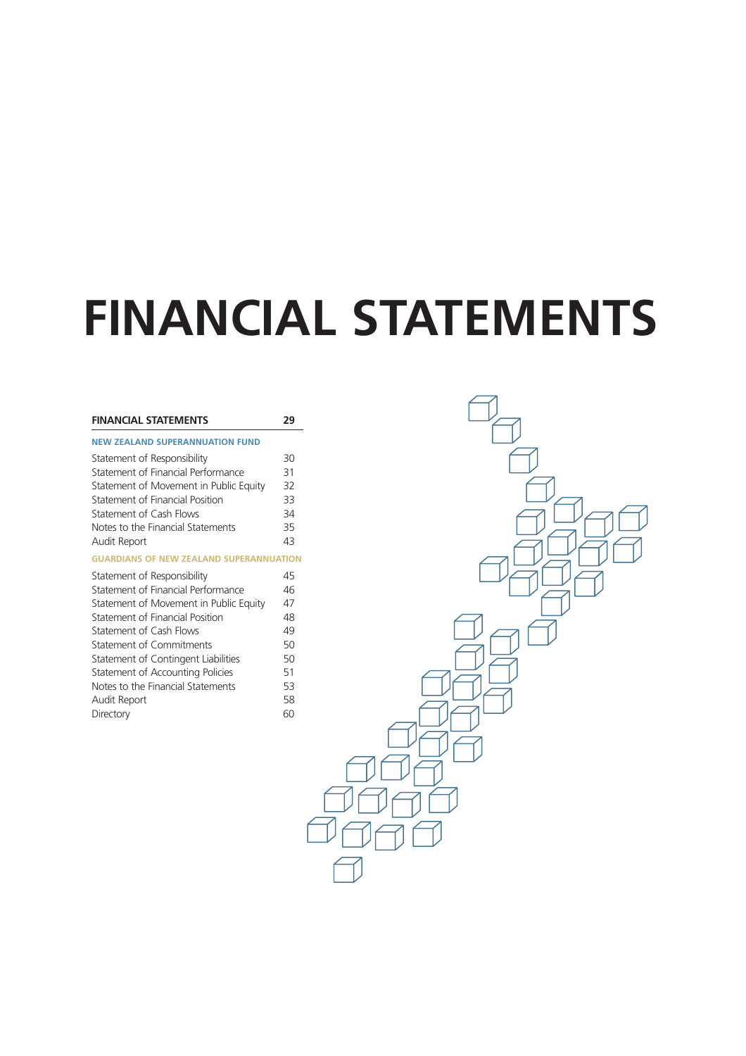# FINANCIAL STATEMENTS

| FINANCIAL STATEMENTS | 29 |
|---|---|
| **NEW ZEALAND SUPERANNUATION FUND** | |
| Statement of Responsibility | 30 |
| Statement of Financial Performance | 31 |
| Statement of Movement in Public Equity | 32 |
| Statement of Financial Position | 33 |
| Statement of Cash Flows | 34 |
| Notes to the Financial Statements | 35 |
| Audit Report | 43 |
| **GUARDIANS OF NEW ZEALAND SUPERANNUATION** | |
| Statement of Responsibility | 45 |
| Statement of Financial Performance | 46 |
| Statement of Movement in Public Equity | 47 |
| Statement of Financial Position | 48 |
| Statement of Cash Flows | 49 |
| Statement of Commitments | 50 |
| Statement of Contingent Liabilities | 50 |
| Statement of Accounting Policies | 51 |
| Notes to the Financial Statements | 53 |
| Audit Report | 58 |
| Directory | 60 |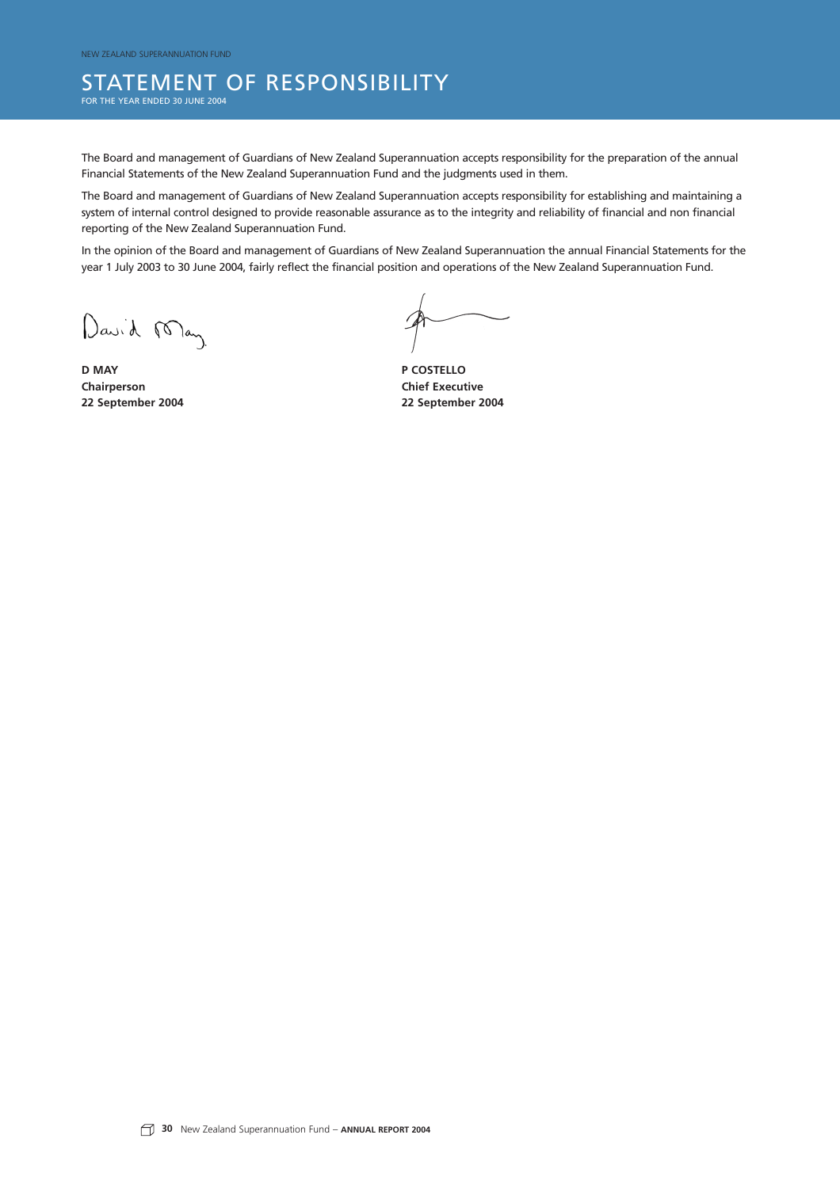# STATEMENT OF RESPONSIBILITY

FOR THE YEAR ENDED 30 JUNE 2004

The Board and management of Guardians of New Zealand Superannuation accepts responsibility for the preparation of the annual Financial Statements of the New Zealand Superannuation Fund and the judgments used in them.

The Board and management of Guardians of New Zealand Superannuation accepts responsibility for establishing and maintaining a system of internal control designed to provide reasonable assurance as to the integrity and reliability of financial and non financial reporting of the New Zealand Superannuation Fund.

In the opinion of the Board and management of Guardians of New Zealand Superannuation the annual Financial Statements for the year 1 July 2003 to 30 June 2004, fairly reflect the financial position and operations of the New Zealand Superannuation Fund.

**D MAY**
**Chairperson**
**22 September 2004**

**P COSTELLO**
**Chief Executive**
**22 September 2004**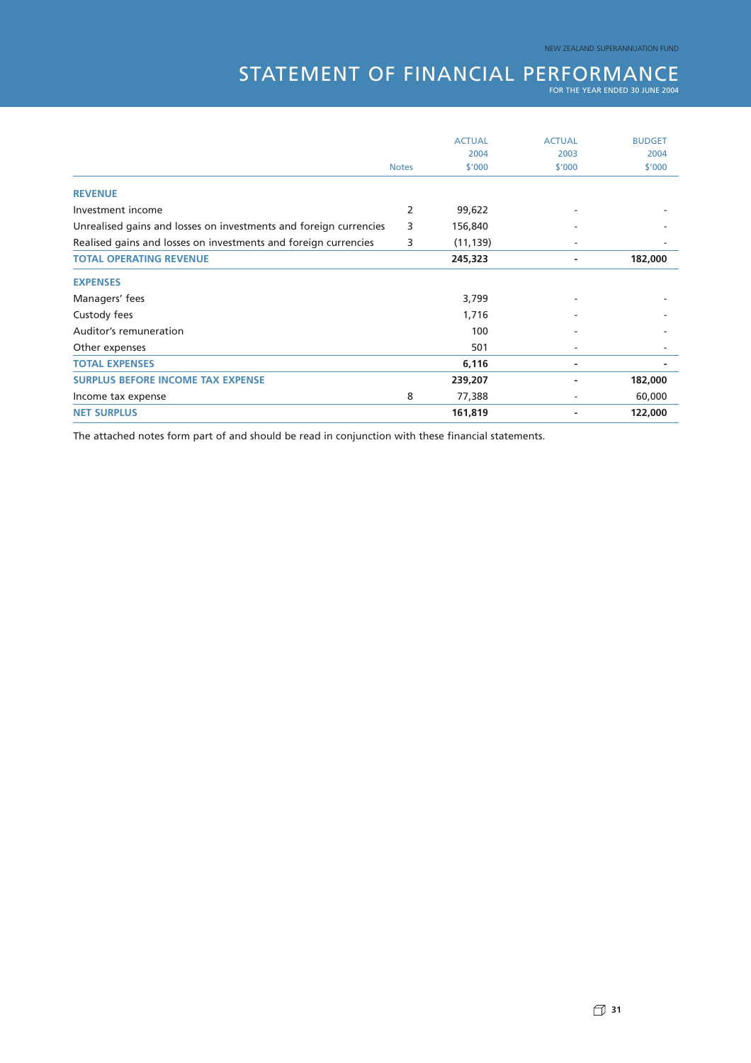# STATEMENT OF FINANCIAL PERFORMANCE

FOR THE YEAR ENDED 30 JUNE 2004

| | Notes | ACTUAL 2004 $'000 | ACTUAL 2003 $'000 | BUDGET 2004 $'000 |
|---|---|---|---|---|
| **REVENUE** | | | | |
| Investment income | 2 | 99,622 | - | - |
| Unrealised gains and losses on investments and foreign currencies | 3 | 156,840 | - | - |
| Realised gains and losses on investments and foreign currencies | 3 | (11,139) | - | - |
| **TOTAL OPERATING REVENUE** | | **245,323** | **-** | **182,000** |
| **EXPENSES** | | | | |
| Managers' fees | | 3,799 | - | - |
| Custody fees | | 1,716 | - | - |
| Auditor's remuneration | | 100 | - | - |
| Other expenses | | 501 | - | - |
| **TOTAL EXPENSES** | | **6,116** | **-** | **-** |
| **SURPLUS BEFORE INCOME TAX EXPENSE** | | **239,207** | **-** | **182,000** |
| Income tax expense | 8 | 77,388 | - | 60,000 |
| **NET SURPLUS** | | **161,819** | **-** | **122,000** |

The attached notes form part of and should be read in conjunction with these financial statements.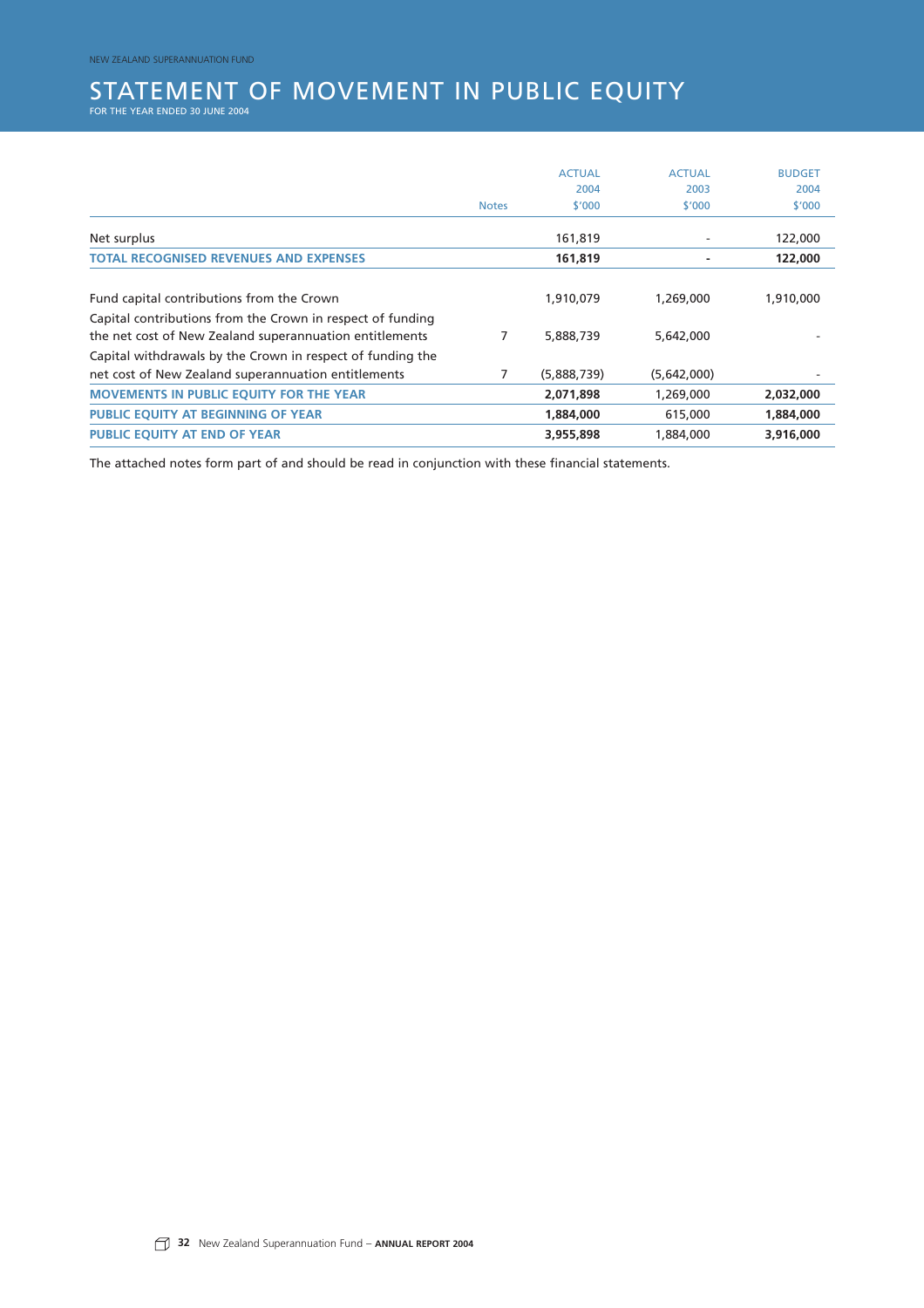# STATEMENT OF MOVEMENT IN PUBLIC EQUITY

FOR THE YEAR ENDED 30 JUNE 2004

| | Notes | ACTUAL 2004 $'000 | ACTUAL 2003 $'000 | BUDGET 2004 $'000 |
|---|---|---|---|---|
| Net surplus | | 161,819 | - | 122,000 |
| **TOTAL RECOGNISED REVENUES AND EXPENSES** | | **161,819** | **-** | **122,000** |
| Fund capital contributions from the Crown | | 1,910,079 | 1,269,000 | 1,910,000 |
| Capital contributions from the Crown in respect of funding the net cost of New Zealand superannuation entitlements | 7 | 5,888,739 | 5,642,000 | - |
| Capital withdrawals by the Crown in respect of funding the net cost of New Zealand superannuation entitlements | 7 | (5,888,739) | (5,642,000) | - |
| **MOVEMENTS IN PUBLIC EQUITY FOR THE YEAR** | | **2,071,898** | 1,269,000 | **2,032,000** |
| **PUBLIC EQUITY AT BEGINNING OF YEAR** | | **1,884,000** | 615,000 | **1,884,000** |
| **PUBLIC EQUITY AT END OF YEAR** | | **3,955,898** | 1,884,000 | **3,916,000** |

The attached notes form part of and should be read in conjunction with these financial statements.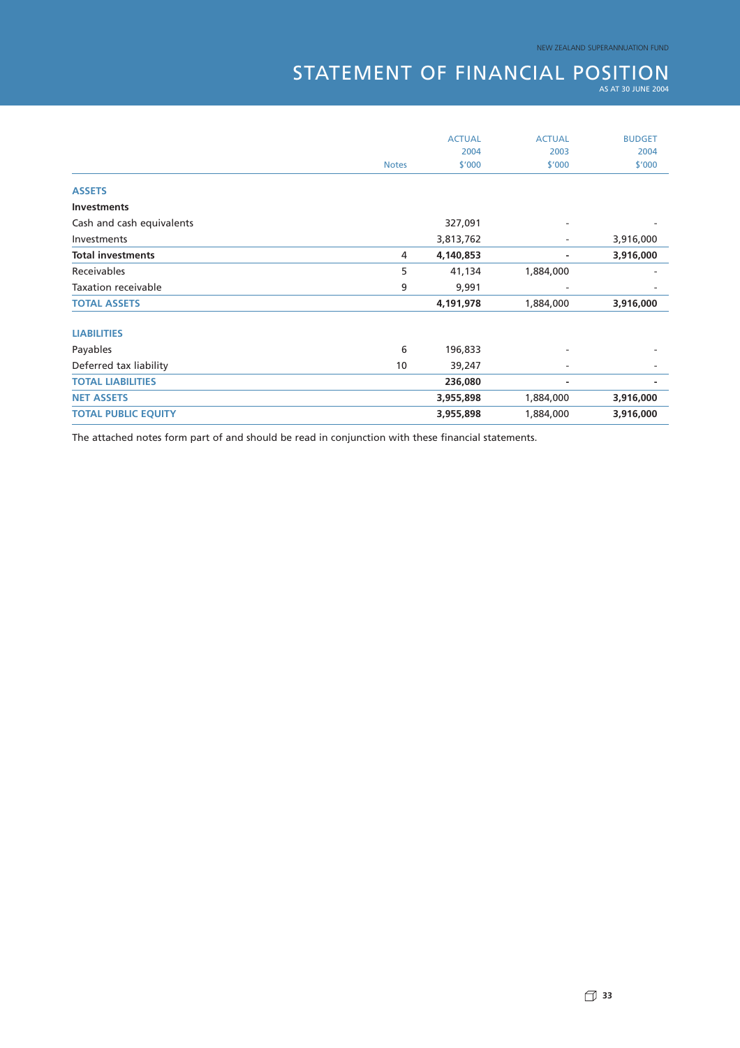# STATEMENT OF FINANCIAL POSITION

AS AT 30 JUNE 2004

| | Notes | ACTUAL 2004 $'000 | ACTUAL 2003 $'000 | BUDGET 2004 $'000 |
|---|---|---|---|---|
| **ASSETS** | | | | |
| **Investments** | | | | |
| Cash and cash equivalents | | 327,091 | - | - |
| Investments | | 3,813,762 | - | 3,916,000 |
| **Total investments** | 4 | **4,140,853** | **-** | **3,916,000** |
| Receivables | 5 | 41,134 | 1,884,000 | - |
| Taxation receivable | 9 | 9,991 | - | - |
| **TOTAL ASSETS** | | **4,191,978** | 1,884,000 | **3,916,000** |
| | | | | |
| **LIABILITIES** | | | | |
| Payables | 6 | 196,833 | - | - |
| Deferred tax liability | 10 | 39,247 | - | - |
| **TOTAL LIABILITIES** | | **236,080** | **-** | **-** |
| **NET ASSETS** | | **3,955,898** | 1,884,000 | **3,916,000** |
| **TOTAL PUBLIC EQUITY** | | **3,955,898** | 1,884,000 | **3,916,000** |

The attached notes form part of and should be read in conjunction with these financial statements.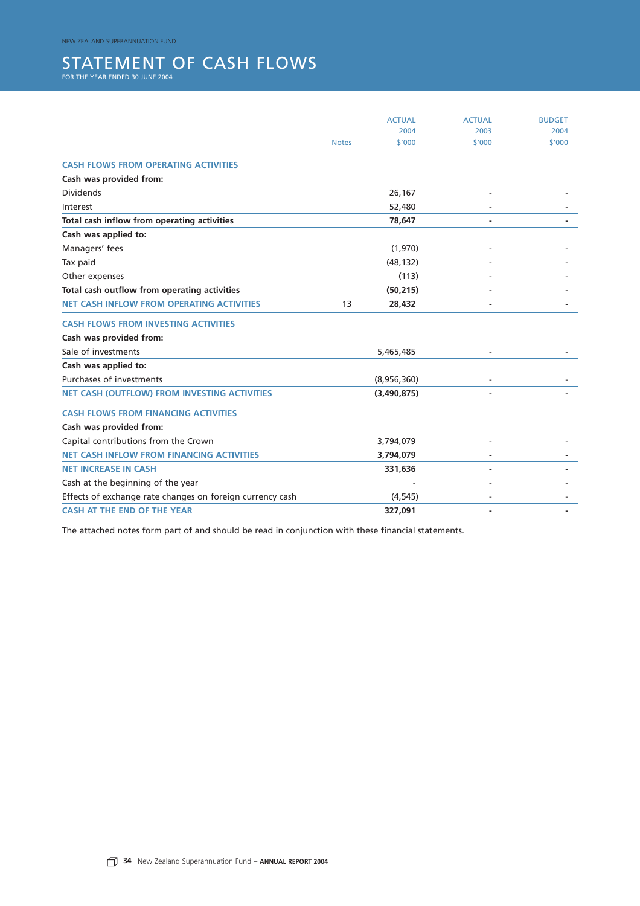NEW ZEALAND SUPERANNUATION FUND

# STATEMENT OF CASH FLOWS

FOR THE YEAR ENDED 30 JUNE 2004

| | Notes | ACTUAL 2004 $'000 | ACTUAL 2003 $'000 | BUDGET 2004 $'000 |
|---|---|---|---|---|
| **CASH FLOWS FROM OPERATING ACTIVITIES** | | | | |
| **Cash was provided from:** | | | | |
| Dividends | | 26,167 | - | - |
| Interest | | 52,480 | - | - |
| **Total cash inflow from operating activities** | | **78,647** | **-** | **-** |
| **Cash was applied to:** | | | | |
| Managers' fees | | (1,970) | - | - |
| Tax paid | | (48,132) | - | - |
| Other expenses | | (113) | - | - |
| **Total cash outflow from operating activities** | | **(50,215)** | **-** | **-** |
| **NET CASH INFLOW FROM OPERATING ACTIVITIES** | 13 | **28,432** | **-** | **-** |
| **CASH FLOWS FROM INVESTING ACTIVITIES** | | | | |
| **Cash was provided from:** | | | | |
| Sale of investments | | 5,465,485 | - | - |
| **Cash was applied to:** | | | | |
| Purchases of investments | | (8,956,360) | - | - |
| **NET CASH (OUTFLOW) FROM INVESTING ACTIVITIES** | | **(3,490,875)** | **-** | **-** |
| **CASH FLOWS FROM FINANCING ACTIVITIES** | | | | |
| **Cash was provided from:** | | | | |
| Capital contributions from the Crown | | 3,794,079 | - | - |
| **NET CASH INFLOW FROM FINANCING ACTIVITIES** | | **3,794,079** | **-** | **-** |
| **NET INCREASE IN CASH** | | **331,636** | **-** | **-** |
| Cash at the beginning of the year | | - | - | - |
| Effects of exchange rate changes on foreign currency cash | | (4,545) | - | - |
| **CASH AT THE END OF THE YEAR** | | **327,091** | **-** | **-** |

The attached notes form part of and should be read in conjunction with these financial statements.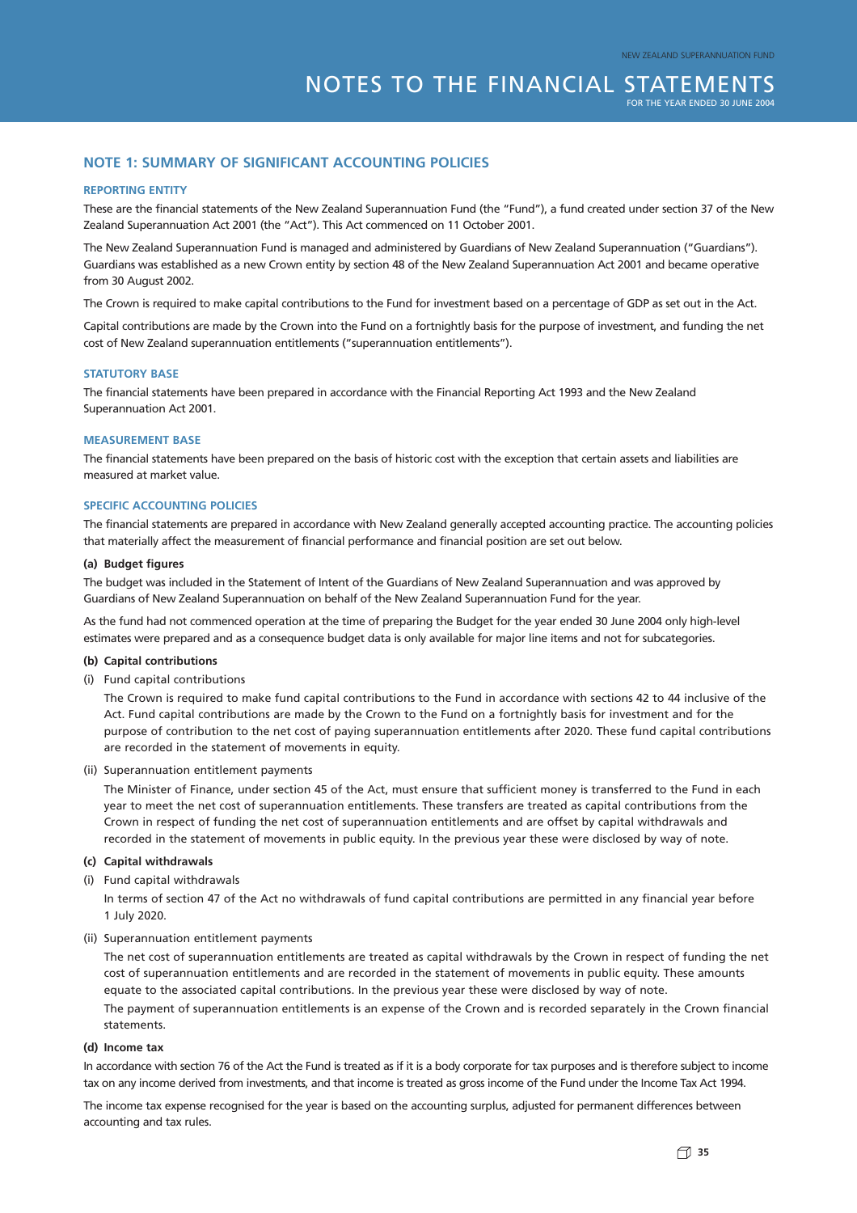# NOTES TO THE FINANCIAL STATEMENTS

FOR THE YEAR ENDED 30 JUNE 2004

## NOTE 1: SUMMARY OF SIGNIFICANT ACCOUNTING POLICIES

### REPORTING ENTITY

These are the financial statements of the New Zealand Superannuation Fund (the "Fund"), a fund created under section 37 of the New Zealand Superannuation Act 2001 (the "Act"). This Act commenced on 11 October 2001.

The New Zealand Superannuation Fund is managed and administered by Guardians of New Zealand Superannuation ("Guardians"). Guardians was established as a new Crown entity by section 48 of the New Zealand Superannuation Act 2001 and became operative from 30 August 2002.

The Crown is required to make capital contributions to the Fund for investment based on a percentage of GDP as set out in the Act.

Capital contributions are made by the Crown into the Fund on a fortnightly basis for the purpose of investment, and funding the net cost of New Zealand superannuation entitlements ("superannuation entitlements").

### STATUTORY BASE

The financial statements have been prepared in accordance with the Financial Reporting Act 1993 and the New Zealand Superannuation Act 2001.

### MEASUREMENT BASE

The financial statements have been prepared on the basis of historic cost with the exception that certain assets and liabilities are measured at market value.

### SPECIFIC ACCOUNTING POLICIES

The financial statements are prepared in accordance with New Zealand generally accepted accounting practice. The accounting policies that materially affect the measurement of financial performance and financial position are set out below.

**(a) Budget figures**

The budget was included in the Statement of Intent of the Guardians of New Zealand Superannuation and was approved by Guardians of New Zealand Superannuation on behalf of the New Zealand Superannuation Fund for the year.

As the fund had not commenced operation at the time of preparing the Budget for the year ended 30 June 2004 only high-level estimates were prepared and as a consequence budget data is only available for major line items and not for subcategories.

**(b) Capital contributions**

(i) Fund capital contributions

The Crown is required to make fund capital contributions to the Fund in accordance with sections 42 to 44 inclusive of the Act. Fund capital contributions are made by the Crown to the Fund on a fortnightly basis for investment and for the purpose of contribution to the net cost of paying superannuation entitlements after 2020. These fund capital contributions are recorded in the statement of movements in equity.

(ii) Superannuation entitlement payments

The Minister of Finance, under section 45 of the Act, must ensure that sufficient money is transferred to the Fund in each year to meet the net cost of superannuation entitlements. These transfers are treated as capital contributions from the Crown in respect of funding the net cost of superannuation entitlements and are offset by capital withdrawals and recorded in the statement of movements in public equity. In the previous year these were disclosed by way of note.

**(c) Capital withdrawals**

(i) Fund capital withdrawals

In terms of section 47 of the Act no withdrawals of fund capital contributions are permitted in any financial year before 1 July 2020.

(ii) Superannuation entitlement payments

The net cost of superannuation entitlements are treated as capital withdrawals by the Crown in respect of funding the net cost of superannuation entitlements and are recorded in the statement of movements in public equity. These amounts equate to the associated capital contributions. In the previous year these were disclosed by way of note.

The payment of superannuation entitlements is an expense of the Crown and is recorded separately in the Crown financial statements.

**(d) Income tax**

In accordance with section 76 of the Act the Fund is treated as if it is a body corporate for tax purposes and is therefore subject to income tax on any income derived from investments, and that income is treated as gross income of the Fund under the Income Tax Act 1994.

The income tax expense recognised for the year is based on the accounting surplus, adjusted for permanent differences between accounting and tax rules.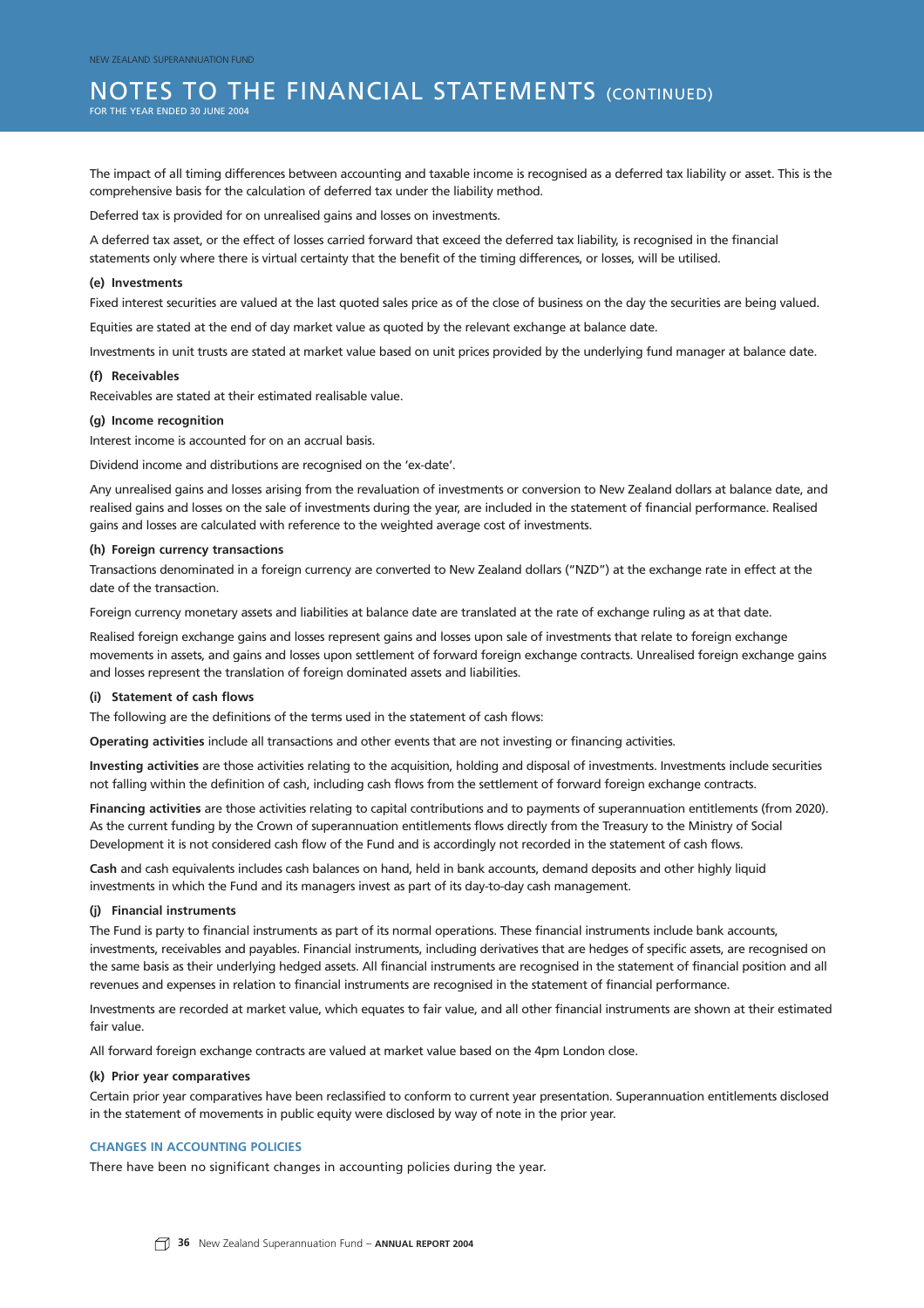The impact of all timing differences between accounting and taxable income is recognised as a deferred tax liability or asset. This is the comprehensive basis for the calculation of deferred tax under the liability method.

Deferred tax is provided for on unrealised gains and losses on investments.

A deferred tax asset, or the effect of losses carried forward that exceed the deferred tax liability, is recognised in the financial statements only where there is virtual certainty that the benefit of the timing differences, or losses, will be utilised.

**(e) Investments**

Fixed interest securities are valued at the last quoted sales price as of the close of business on the day the securities are being valued.

Equities are stated at the end of day market value as quoted by the relevant exchange at balance date.

Investments in unit trusts are stated at market value based on unit prices provided by the underlying fund manager at balance date.

**(f) Receivables**

Receivables are stated at their estimated realisable value.

**(g) Income recognition**

Interest income is accounted for on an accrual basis.

Dividend income and distributions are recognised on the 'ex-date'.

Any unrealised gains and losses arising from the revaluation of investments or conversion to New Zealand dollars at balance date, and realised gains and losses on the sale of investments during the year, are included in the statement of financial performance. Realised gains and losses are calculated with reference to the weighted average cost of investments.

**(h) Foreign currency transactions**

Transactions denominated in a foreign currency are converted to New Zealand dollars ("NZD") at the exchange rate in effect at the date of the transaction.

Foreign currency monetary assets and liabilities at balance date are translated at the rate of exchange ruling as at that date.

Realised foreign exchange gains and losses represent gains and losses upon sale of investments that relate to foreign exchange movements in assets, and gains and losses upon settlement of forward foreign exchange contracts. Unrealised foreign exchange gains and losses represent the translation of foreign dominated assets and liabilities.

**(i) Statement of cash flows**

The following are the definitions of the terms used in the statement of cash flows:

**Operating activities** include all transactions and other events that are not investing or financing activities.

**Investing activities** are those activities relating to the acquisition, holding and disposal of investments. Investments include securities not falling within the definition of cash, including cash flows from the settlement of forward foreign exchange contracts.

**Financing activities** are those activities relating to capital contributions and to payments of superannuation entitlements (from 2020). As the current funding by the Crown of superannuation entitlements flows directly from the Treasury to the Ministry of Social Development it is not considered cash flow of the Fund and is accordingly not recorded in the statement of cash flows.

**Cash** and cash equivalents includes cash balances on hand, held in bank accounts, demand deposits and other highly liquid investments in which the Fund and its managers invest as part of its day-to-day cash management.

**(j) Financial instruments**

The Fund is party to financial instruments as part of its normal operations. These financial instruments include bank accounts, investments, receivables and payables. Financial instruments, including derivatives that are hedges of specific assets, are recognised on the same basis as their underlying hedged assets. All financial instruments are recognised in the statement of financial position and all revenues and expenses in relation to financial instruments are recognised in the statement of financial performance.

Investments are recorded at market value, which equates to fair value, and all other financial instruments are shown at their estimated fair value.

All forward foreign exchange contracts are valued at market value based on the 4pm London close.

**(k) Prior year comparatives**

Certain prior year comparatives have been reclassified to conform to current year presentation. Superannuation entitlements disclosed in the statement of movements in public equity were disclosed by way of note in the prior year.

## CHANGES IN ACCOUNTING POLICIES

There have been no significant changes in accounting policies during the year.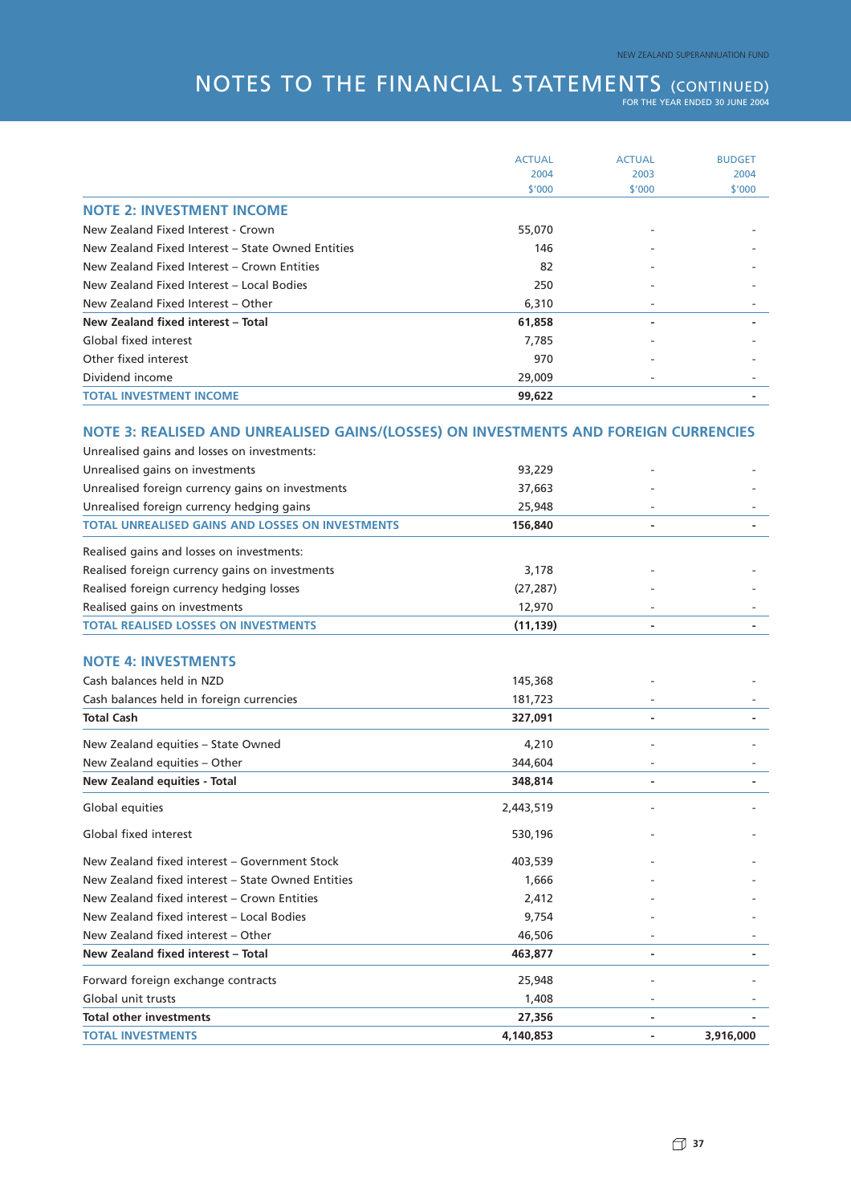# NOTES TO THE FINANCIAL STATEMENTS (CONTINUED)

FOR THE YEAR ENDED 30 JUNE 2004

| | ACTUAL 2004 $'000 | ACTUAL 2003 $'000 | BUDGET 2004 $'000 |
|---|---|---|---|
| **NOTE 2: INVESTMENT INCOME** | | | |
| New Zealand Fixed Interest - Crown | 55,070 | - | - |
| New Zealand Fixed Interest – State Owned Entities | 146 | - | - |
| New Zealand Fixed Interest – Crown Entities | 82 | - | - |
| New Zealand Fixed Interest – Local Bodies | 250 | - | - |
| New Zealand Fixed Interest – Other | 6,310 | - | - |
| **New Zealand fixed interest – Total** | **61,858** | **-** | **-** |
| Global fixed interest | 7,785 | - | - |
| Other fixed interest | 970 | - | - |
| Dividend income | 29,009 | - | - |
| **TOTAL INVESTMENT INCOME** | **99,622** | | **-** |
| **NOTE 3: REALISED AND UNREALISED GAINS/(LOSSES) ON INVESTMENTS AND FOREIGN CURRENCIES** | | | |
| Unrealised gains and losses on investments: | | | |
| Unrealised gains on investments | 93,229 | - | - |
| Unrealised foreign currency gains on investments | 37,663 | - | - |
| Unrealised foreign currency hedging gains | 25,948 | - | - |
| **TOTAL UNREALISED GAINS AND LOSSES ON INVESTMENTS** | **156,840** | **-** | **-** |
| Realised gains and losses on investments: | | | |
| Realised foreign currency gains on investments | 3,178 | - | - |
| Realised foreign currency hedging losses | (27,287) | - | - |
| Realised gains on investments | 12,970 | - | - |
| **TOTAL REALISED LOSSES ON INVESTMENTS** | **(11,139)** | **-** | **-** |
| **NOTE 4: INVESTMENTS** | | | |
| Cash balances held in NZD | 145,368 | - | - |
| Cash balances held in foreign currencies | 181,723 | - | - |
| **Total Cash** | **327,091** | **-** | **-** |
| New Zealand equities – State Owned | 4,210 | - | - |
| New Zealand equities – Other | 344,604 | - | - |
| **New Zealand equities - Total** | **348,814** | **-** | **-** |
| Global equities | 2,443,519 | - | - |
| Global fixed interest | 530,196 | - | - |
| New Zealand fixed interest – Government Stock | 403,539 | - | - |
| New Zealand fixed interest – State Owned Entities | 1,666 | - | - |
| New Zealand fixed interest – Crown Entities | 2,412 | - | - |
| New Zealand fixed interest – Local Bodies | 9,754 | - | - |
| New Zealand fixed interest – Other | 46,506 | - | - |
| **New Zealand fixed interest – Total** | **463,877** | **-** | **-** |
| Forward foreign exchange contracts | 25,948 | - | - |
| Global unit trusts | 1,408 | - | - |
| **Total other investments** | **27,356** | **-** | **-** |
| **TOTAL INVESTMENTS** | **4,140,853** | **-** | **3,916,000** |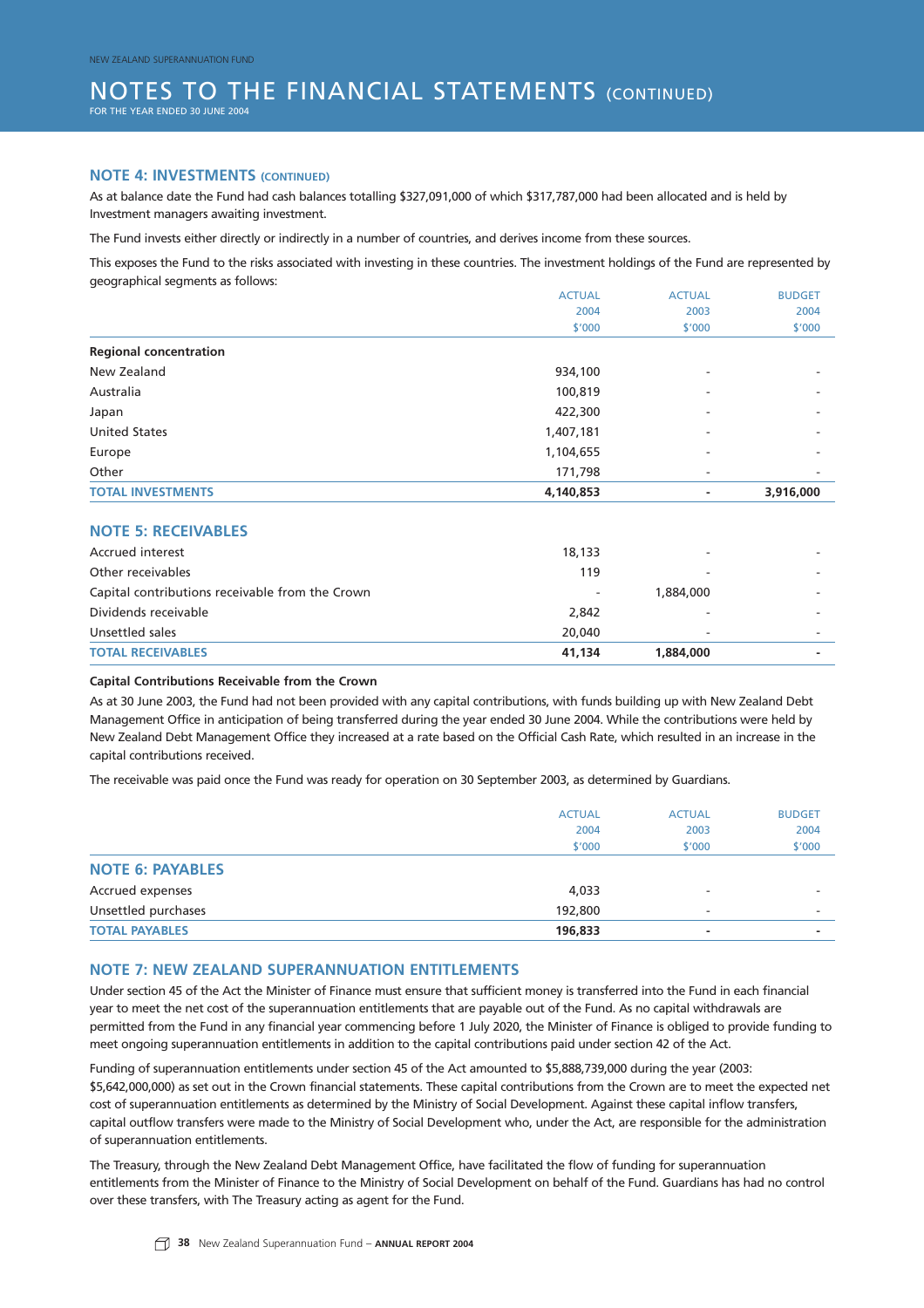## NOTE 4: INVESTMENTS (CONTINUED)

As at balance date the Fund had cash balances totalling $327,091,000 of which $317,787,000 had been allocated and is held by Investment managers awaiting investment.

The Fund invests either directly or indirectly in a number of countries, and derives income from these sources.

This exposes the Fund to the risks associated with investing in these countries. The investment holdings of the Fund are represented by geographical segments as follows:

| | ACTUAL 2004 $'000 | ACTUAL 2003 $'000 | BUDGET 2004 $'000 |
|---|---|---|---|
| **Regional concentration** | | | |
| New Zealand | 934,100 | - | - |
| Australia | 100,819 | - | - |
| Japan | 422,300 | - | - |
| United States | 1,407,181 | - | - |
| Europe | 1,104,655 | - | - |
| Other | 171,798 | - | - |
| **TOTAL INVESTMENTS** | **4,140,853** | **-** | **3,916,000** |

## NOTE 5: RECEIVABLES

| | ACTUAL 2004 $'000 | ACTUAL 2003 $'000 | BUDGET 2004 $'000 |
|---|---|---|---|
| Accrued interest | 18,133 | - | - |
| Other receivables | 119 | - | - |
| Capital contributions receivable from the Crown | - | 1,884,000 | - |
| Dividends receivable | 2,842 | - | - |
| Unsettled sales | 20,040 | - | - |
| **TOTAL RECEIVABLES** | **41,134** | **1,884,000** | **-** |

**Capital Contributions Receivable from the Crown**

As at 30 June 2003, the Fund had not been provided with any capital contributions, with funds building up with New Zealand Debt Management Office in anticipation of being transferred during the year ended 30 June 2004. While the contributions were held by New Zealand Debt Management Office they increased at a rate based on the Official Cash Rate, which resulted in an increase in the capital contributions received.

The receivable was paid once the Fund was ready for operation on 30 September 2003, as determined by Guardians.

## NOTE 6: PAYABLES

| | ACTUAL 2004 $'000 | ACTUAL 2003 $'000 | BUDGET 2004 $'000 |
|---|---|---|---|
| Accrued expenses | 4,033 | - | - |
| Unsettled purchases | 192,800 | - | - |
| **TOTAL PAYABLES** | **196,833** | **-** | **-** |

## NOTE 7: NEW ZEALAND SUPERANNUATION ENTITLEMENTS

Under section 45 of the Act the Minister of Finance must ensure that sufficient money is transferred into the Fund in each financial year to meet the net cost of the superannuation entitlements that are payable out of the Fund. As no capital withdrawals are permitted from the Fund in any financial year commencing before 1 July 2020, the Minister of Finance is obliged to provide funding to meet ongoing superannuation entitlements in addition to the capital contributions paid under section 42 of the Act.

Funding of superannuation entitlements under section 45 of the Act amounted to $5,888,739,000 during the year (2003: $5,642,000,000) as set out in the Crown financial statements. These capital contributions from the Crown are to meet the expected net cost of superannuation entitlements as determined by the Ministry of Social Development. Against these capital inflow transfers, capital outflow transfers were made to the Ministry of Social Development who, under the Act, are responsible for the administration of superannuation entitlements.

The Treasury, through the New Zealand Debt Management Office, have facilitated the flow of funding for superannuation entitlements from the Minister of Finance to the Ministry of Social Development on behalf of the Fund. Guardians has had no control over these transfers, with The Treasury acting as agent for the Fund.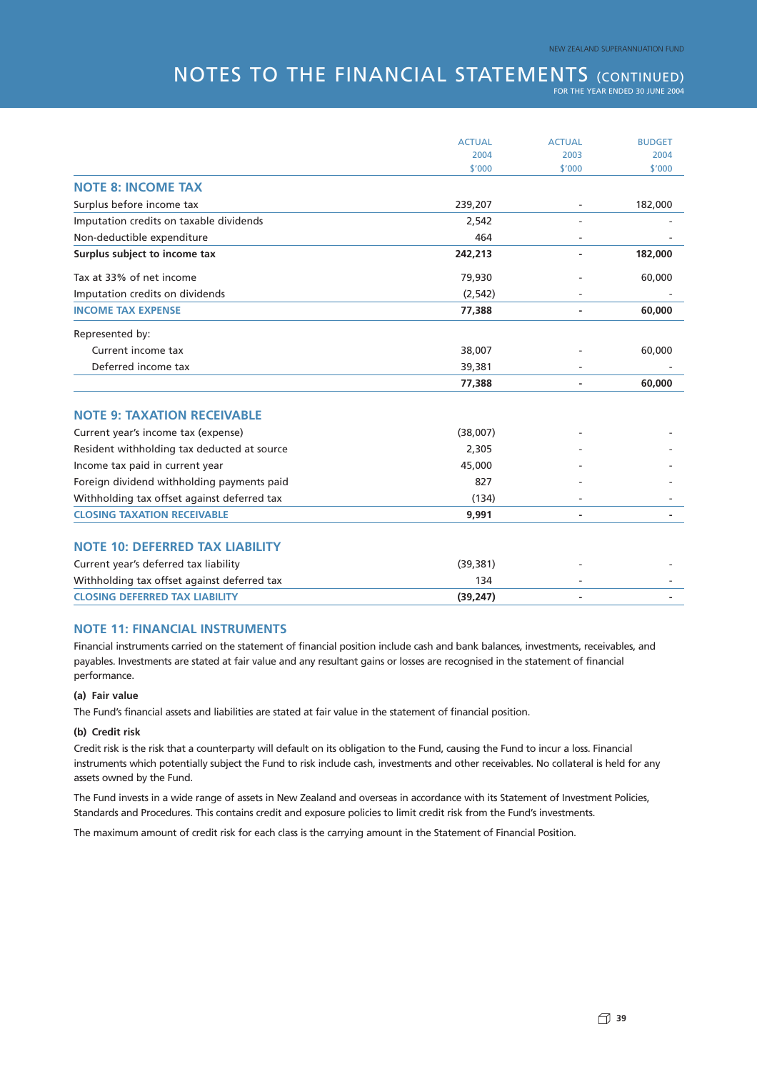# NOTES TO THE FINANCIAL STATEMENTS (CONTINUED)

FOR THE YEAR ENDED 30 JUNE 2004

| | ACTUAL 2004 $'000 | ACTUAL 2003 $'000 | BUDGET 2004 $'000 |
|---|---|---|---|
| **NOTE 8: INCOME TAX** | | | |
| Surplus before income tax | 239,207 | - | 182,000 |
| Imputation credits on taxable dividends | 2,542 | - | - |
| Non-deductible expenditure | 464 | - | - |
| **Surplus subject to income tax** | **242,213** | **-** | **182,000** |
| Tax at 33% of net income | 79,930 | - | 60,000 |
| Imputation credits on dividends | (2,542) | - | - |
| **INCOME TAX EXPENSE** | **77,388** | **-** | **60,000** |
| Represented by: | | | |
| Current income tax | 38,007 | - | 60,000 |
| Deferred income tax | 39,381 | - | - |
| | **77,388** | **-** | **60,000** |
| **NOTE 9: TAXATION RECEIVABLE** | | | |
| Current year's income tax (expense) | (38,007) | - | - |
| Resident withholding tax deducted at source | 2,305 | - | - |
| Income tax paid in current year | 45,000 | - | - |
| Foreign dividend withholding payments paid | 827 | - | - |
| Withholding tax offset against deferred tax | (134) | - | - |
| **CLOSING TAXATION RECEIVABLE** | **9,991** | **-** | **-** |
| **NOTE 10: DEFERRED TAX LIABILITY** | | | |
| Current year's deferred tax liability | (39,381) | - | - |
| Withholding tax offset against deferred tax | 134 | - | - |
| **CLOSING DEFERRED TAX LIABILITY** | **(39,247)** | **-** | **-** |

## NOTE 11: FINANCIAL INSTRUMENTS

Financial instruments carried on the statement of financial position include cash and bank balances, investments, receivables, and payables. Investments are stated at fair value and any resultant gains or losses are recognised in the statement of financial performance.

**(a) Fair value**

The Fund's financial assets and liabilities are stated at fair value in the statement of financial position.

**(b) Credit risk**

Credit risk is the risk that a counterparty will default on its obligation to the Fund, causing the Fund to incur a loss. Financial instruments which potentially subject the Fund to risk include cash, investments and other receivables. No collateral is held for any assets owned by the Fund.

The Fund invests in a wide range of assets in New Zealand and overseas in accordance with its Statement of Investment Policies, Standards and Procedures. This contains credit and exposure policies to limit credit risk from the Fund's investments.

The maximum amount of credit risk for each class is the carrying amount in the Statement of Financial Position.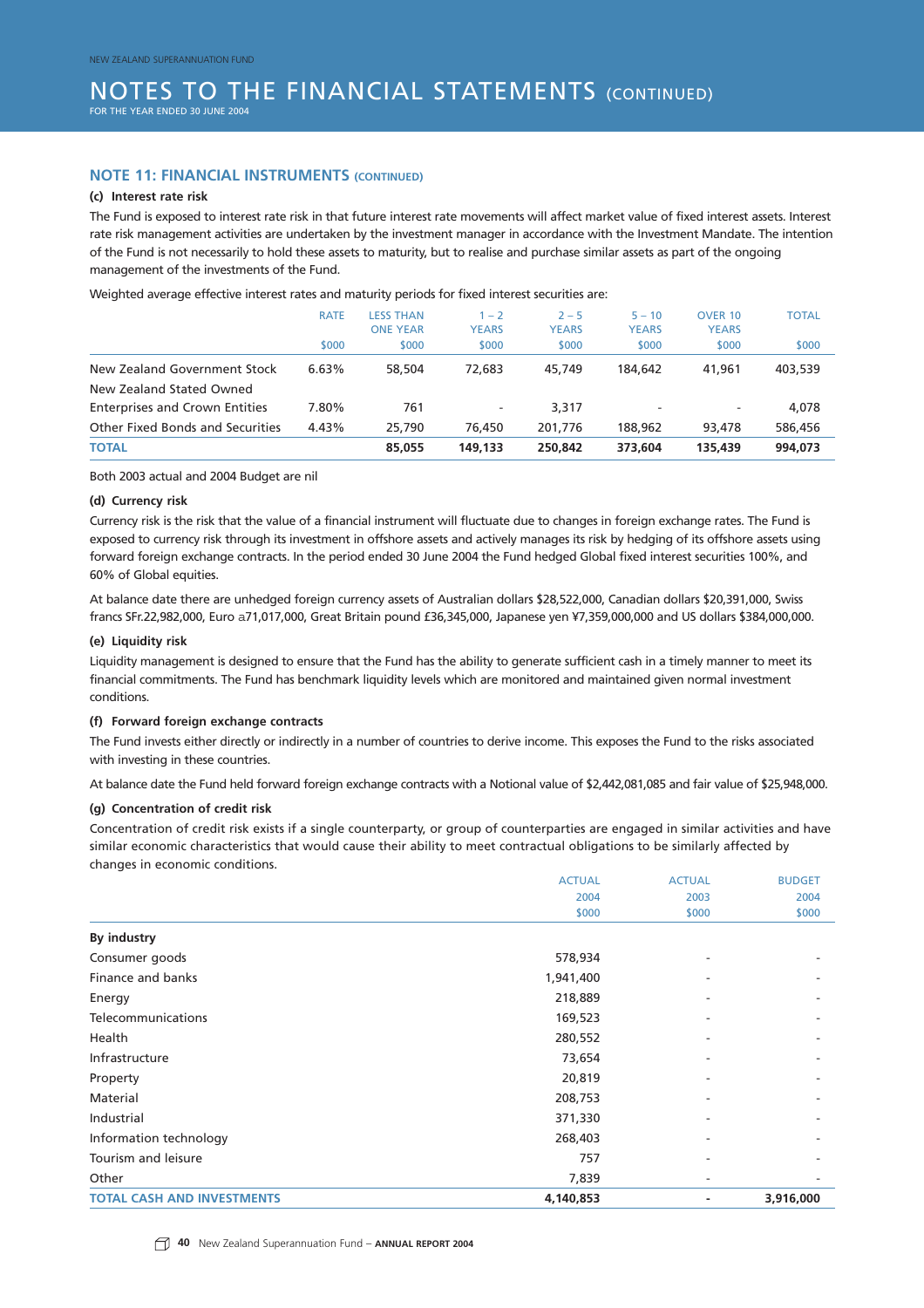# NOTES TO THE FINANCIAL STATEMENTS (CONTINUED)

FOR THE YEAR ENDED 30 JUNE 2004

## NOTE 11: FINANCIAL INSTRUMENTS (CONTINUED)

### (c) Interest rate risk

The Fund is exposed to interest rate risk in that future interest rate movements will affect market value of fixed interest assets. Interest rate risk management activities are undertaken by the investment manager in accordance with the Investment Mandate. The intention of the Fund is not necessarily to hold these assets to maturity, but to realise and purchase similar assets as part of the ongoing management of the investments of the Fund.

Weighted average effective interest rates and maturity periods for fixed interest securities are:

| | RATE $000 | LESS THAN ONE YEAR $000 | 1 – 2 YEARS $000 | 2 – 5 YEARS $000 | 5 – 10 YEARS $000 | OVER 10 YEARS $000 | TOTAL $000 |
|---|---|---|---|---|---|---|---|
| New Zealand Government Stock | 6.63% | 58,504 | 72,683 | 45,749 | 184,642 | 41,961 | 403,539 |
| New Zealand Stated Owned Enterprises and Crown Entities | 7.80% | 761 | - | 3,317 | - | - | 4,078 |
| Other Fixed Bonds and Securities | 4.43% | 25,790 | 76,450 | 201,776 | 188,962 | 93,478 | 586,456 |
| **TOTAL** | | **85,055** | **149,133** | **250,842** | **373,604** | **135,439** | **994,073** |

Both 2003 actual and 2004 Budget are nil

### (d) Currency risk

Currency risk is the risk that the value of a financial instrument will fluctuate due to changes in foreign exchange rates. The Fund is exposed to currency risk through its investment in offshore assets and actively manages its risk by hedging of its offshore assets using forward foreign exchange contracts. In the period ended 30 June 2004 the Fund hedged Global fixed interest securities 100%, and 60% of Global equities.

At balance date there are unhedged foreign currency assets of Australian dollars $28,522,000, Canadian dollars $20,391,000, Swiss francs SFr.22,982,000, Euro a71,017,000, Great Britain pound £36,345,000, Japanese yen ¥7,359,000,000 and US dollars $384,000,000.

### (e) Liquidity risk

Liquidity management is designed to ensure that the Fund has the ability to generate sufficient cash in a timely manner to meet its financial commitments. The Fund has benchmark liquidity levels which are monitored and maintained given normal investment conditions.

### (f) Forward foreign exchange contracts

The Fund invests either directly or indirectly in a number of countries to derive income. This exposes the Fund to the risks associated with investing in these countries.

At balance date the Fund held forward foreign exchange contracts with a Notional value of $2,442,081,085 and fair value of $25,948,000.

### (g) Concentration of credit risk

Concentration of credit risk exists if a single counterparty, or group of counterparties are engaged in similar activities and have similar economic characteristics that would cause their ability to meet contractual obligations to be similarly affected by changes in economic conditions.

| | ACTUAL 2004 $000 | ACTUAL 2003 $000 | BUDGET 2004 $000 |
|---|---|---|---|
| **By industry** | | | |
| Consumer goods | 578,934 | - | - |
| Finance and banks | 1,941,400 | - | - |
| Energy | 218,889 | - | - |
| Telecommunications | 169,523 | - | - |
| Health | 280,552 | - | - |
| Infrastructure | 73,654 | - | - |
| Property | 20,819 | - | - |
| Material | 208,753 | - | - |
| Industrial | 371,330 | - | - |
| Information technology | 268,403 | - | - |
| Tourism and leisure | 757 | - | - |
| Other | 7,839 | - | - |
| **TOTAL CASH AND INVESTMENTS** | **4,140,853** | **-** | **3,916,000** |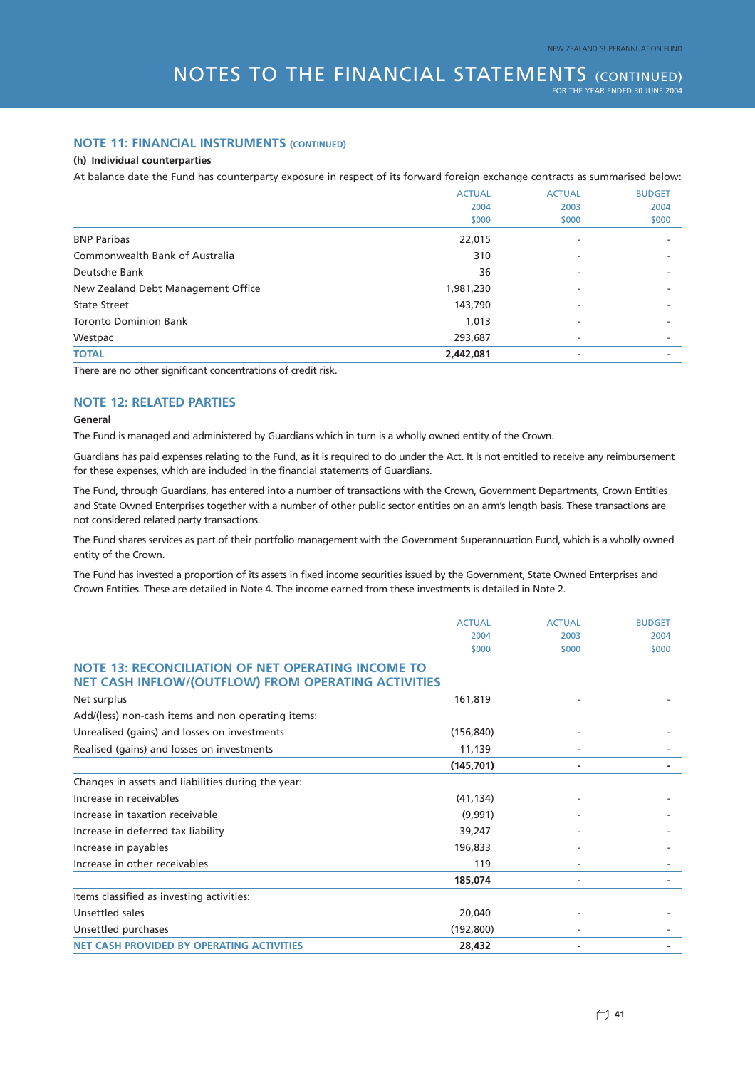## NOTE 11: FINANCIAL INSTRUMENTS (CONTINUED)

**(h) Individual counterparties**

At balance date the Fund has counterparty exposure in respect of its forward foreign exchange contracts as summarised below:

| | ACTUAL 2004 $000 | ACTUAL 2003 $000 | BUDGET 2004 $000 |
|---|---|---|---|
| BNP Paribas | 22,015 | - | - |
| Commonwealth Bank of Australia | 310 | - | - |
| Deutsche Bank | 36 | - | - |
| New Zealand Debt Management Office | 1,981,230 | - | - |
| State Street | 143,790 | - | - |
| Toronto Dominion Bank | 1,013 | - | - |
| Westpac | 293,687 | - | - |
| **TOTAL** | **2,442,081** | **-** | **-** |

There are no other significant concentrations of credit risk.

## NOTE 12: RELATED PARTIES

**General**

The Fund is managed and administered by Guardians which in turn is a wholly owned entity of the Crown.

Guardians has paid expenses relating to the Fund, as it is required to do under the Act. It is not entitled to receive any reimbursement for these expenses, which are included in the financial statements of Guardians.

The Fund, through Guardians, has entered into a number of transactions with the Crown, Government Departments, Crown Entities and State Owned Enterprises together with a number of other public sector entities on an arm's length basis. These transactions are not considered related party transactions.

The Fund shares services as part of their portfolio management with the Government Superannuation Fund, which is a wholly owned entity of the Crown.

The Fund has invested a proportion of its assets in fixed income securities issued by the Government, State Owned Enterprises and Crown Entities. These are detailed in Note 4. The income earned from these investments is detailed in Note 2.

## NOTE 13: RECONCILIATION OF NET OPERATING INCOME TO NET CASH INFLOW/(OUTFLOW) FROM OPERATING ACTIVITIES

| | ACTUAL 2004 $000 | ACTUAL 2003 $000 | BUDGET 2004 $000 |
|---|---|---|---|
| Net surplus | 161,819 | - | - |
| Add/(less) non-cash items and non operating items: | | | |
| Unrealised (gains) and losses on investments | (156,840) | - | - |
| Realised (gains) and losses on investments | 11,139 | - | - |
| | **(145,701)** | **-** | **-** |
| Changes in assets and liabilities during the year: | | | |
| Increase in receivables | (41,134) | - | - |
| Increase in taxation receivable | (9,991) | - | - |
| Increase in deferred tax liability | 39,247 | - | - |
| Increase in payables | 196,833 | - | - |
| Increase in other receivables | 119 | - | - |
| | **185,074** | **-** | **-** |
| Items classified as investing activities: | | | |
| Unsettled sales | 20,040 | - | - |
| Unsettled purchases | (192,800) | - | - |
| **NET CASH PROVIDED BY OPERATING ACTIVITIES** | **28,432** | **-** | **-** |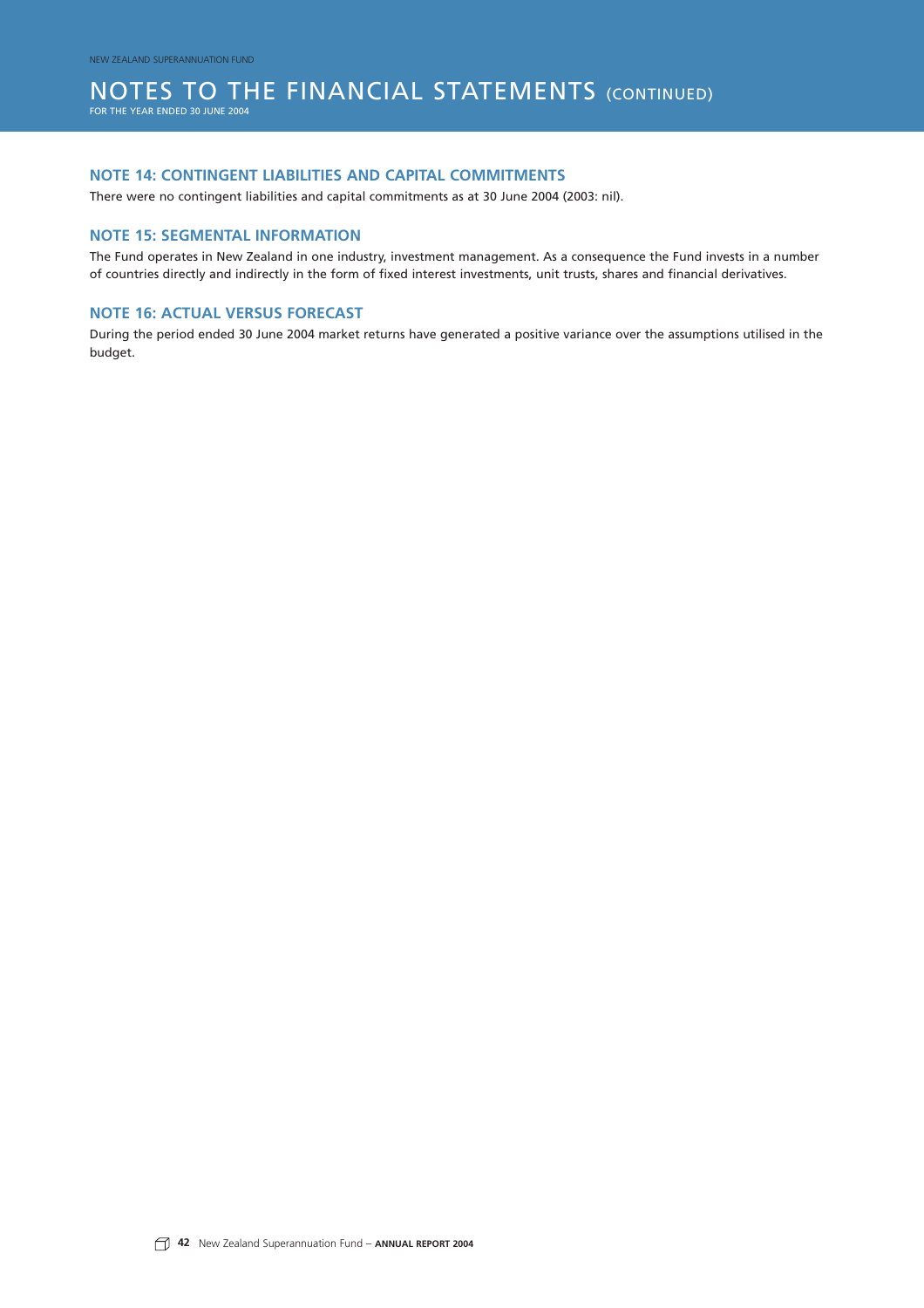## NOTE 14: CONTINGENT LIABILITIES AND CAPITAL COMMITMENTS

There were no contingent liabilities and capital commitments as at 30 June 2004 (2003: nil).

## NOTE 15: SEGMENTAL INFORMATION

The Fund operates in New Zealand in one industry, investment management. As a consequence the Fund invests in a number of countries directly and indirectly in the form of fixed interest investments, unit trusts, shares and financial derivatives.

## NOTE 16: ACTUAL VERSUS FORECAST

During the period ended 30 June 2004 market returns have generated a positive variance over the assumptions utilised in the budget.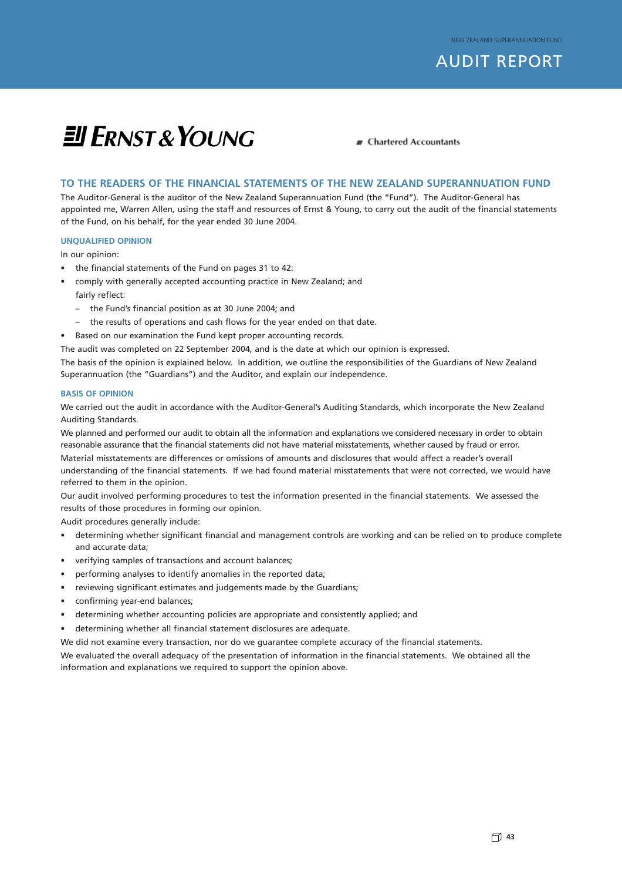# AUDIT REPORT

**ERNST & YOUNG** ▪ Chartered Accountants

## TO THE READERS OF THE FINANCIAL STATEMENTS OF THE NEW ZEALAND SUPERANNUATION FUND

The Auditor-General is the auditor of the New Zealand Superannuation Fund (the "Fund"). The Auditor-General has appointed me, Warren Allen, using the staff and resources of Ernst & Young, to carry out the audit of the financial statements of the Fund, on his behalf, for the year ended 30 June 2004.

### UNQUALIFIED OPINION

In our opinion:

- the financial statements of the Fund on pages 31 to 42:
- comply with generally accepted accounting practice in New Zealand; and
  fairly reflect:
  - the Fund's financial position as at 30 June 2004; and
  - the results of operations and cash flows for the year ended on that date.
- Based on our examination the Fund kept proper accounting records.

The audit was completed on 22 September 2004, and is the date at which our opinion is expressed.

The basis of the opinion is explained below. In addition, we outline the responsibilities of the Guardians of New Zealand Superannuation (the "Guardians") and the Auditor, and explain our independence.

### BASIS OF OPINION

We carried out the audit in accordance with the Auditor-General's Auditing Standards, which incorporate the New Zealand Auditing Standards.

We planned and performed our audit to obtain all the information and explanations we considered necessary in order to obtain reasonable assurance that the financial statements did not have material misstatements, whether caused by fraud or error.

Material misstatements are differences or omissions of amounts and disclosures that would affect a reader's overall understanding of the financial statements. If we had found material misstatements that were not corrected, we would have referred to them in the opinion.

Our audit involved performing procedures to test the information presented in the financial statements. We assessed the results of those procedures in forming our opinion.

Audit procedures generally include:

- determining whether significant financial and management controls are working and can be relied on to produce complete and accurate data;
- verifying samples of transactions and account balances;
- performing analyses to identify anomalies in the reported data;
- reviewing significant estimates and judgements made by the Guardians;
- confirming year-end balances;
- determining whether accounting policies are appropriate and consistently applied; and
- determining whether all financial statement disclosures are adequate.

We did not examine every transaction, nor do we guarantee complete accuracy of the financial statements.

We evaluated the overall adequacy of the presentation of information in the financial statements. We obtained all the information and explanations we required to support the opinion above.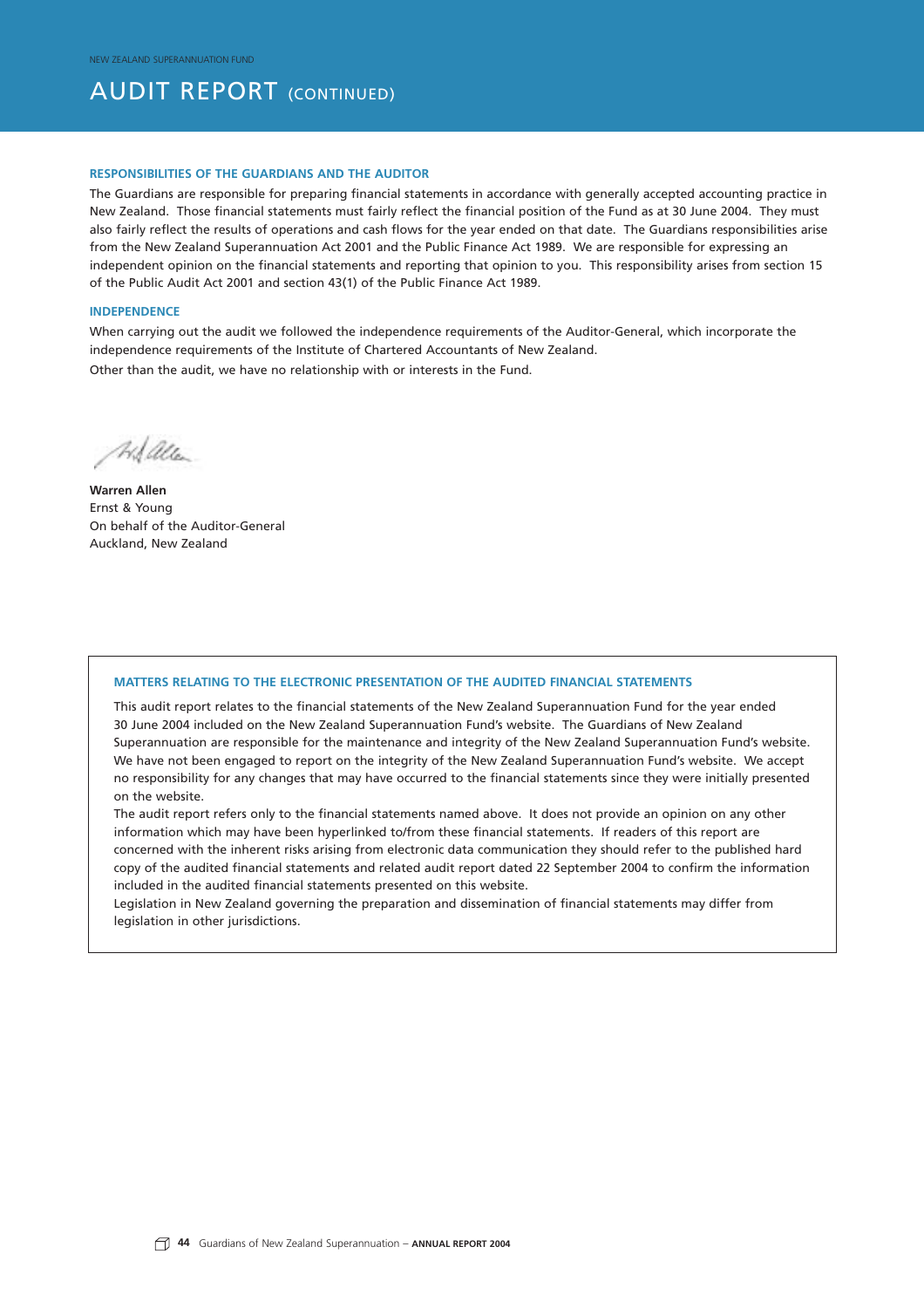# AUDIT REPORT (CONTINUED)

### RESPONSIBILITIES OF THE GUARDIANS AND THE AUDITOR

The Guardians are responsible for preparing financial statements in accordance with generally accepted accounting practice in New Zealand. Those financial statements must fairly reflect the financial position of the Fund as at 30 June 2004. They must also fairly reflect the results of operations and cash flows for the year ended on that date. The Guardians responsibilities arise from the New Zealand Superannuation Act 2001 and the Public Finance Act 1989. We are responsible for expressing an independent opinion on the financial statements and reporting that opinion to you. This responsibility arises from section 15 of the Public Audit Act 2001 and section 43(1) of the Public Finance Act 1989.

### INDEPENDENCE

When carrying out the audit we followed the independence requirements of the Auditor-General, which incorporate the independence requirements of the Institute of Chartered Accountants of New Zealand.

Other than the audit, we have no relationship with or interests in the Fund.

**Warren Allen**
Ernst & Young
On behalf of the Auditor-General
Auckland, New Zealand

### MATTERS RELATING TO THE ELECTRONIC PRESENTATION OF THE AUDITED FINANCIAL STATEMENTS

This audit report relates to the financial statements of the New Zealand Superannuation Fund for the year ended 30 June 2004 included on the New Zealand Superannuation Fund's website. The Guardians of New Zealand Superannuation are responsible for the maintenance and integrity of the New Zealand Superannuation Fund's website. We have not been engaged to report on the integrity of the New Zealand Superannuation Fund's website. We accept no responsibility for any changes that may have occurred to the financial statements since they were initially presented on the website.

The audit report refers only to the financial statements named above. It does not provide an opinion on any other information which may have been hyperlinked to/from these financial statements. If readers of this report are concerned with the inherent risks arising from electronic data communication they should refer to the published hard copy of the audited financial statements and related audit report dated 22 September 2004 to confirm the information included in the audited financial statements presented on this website.

Legislation in New Zealand governing the preparation and dissemination of financial statements may differ from legislation in other jurisdictions.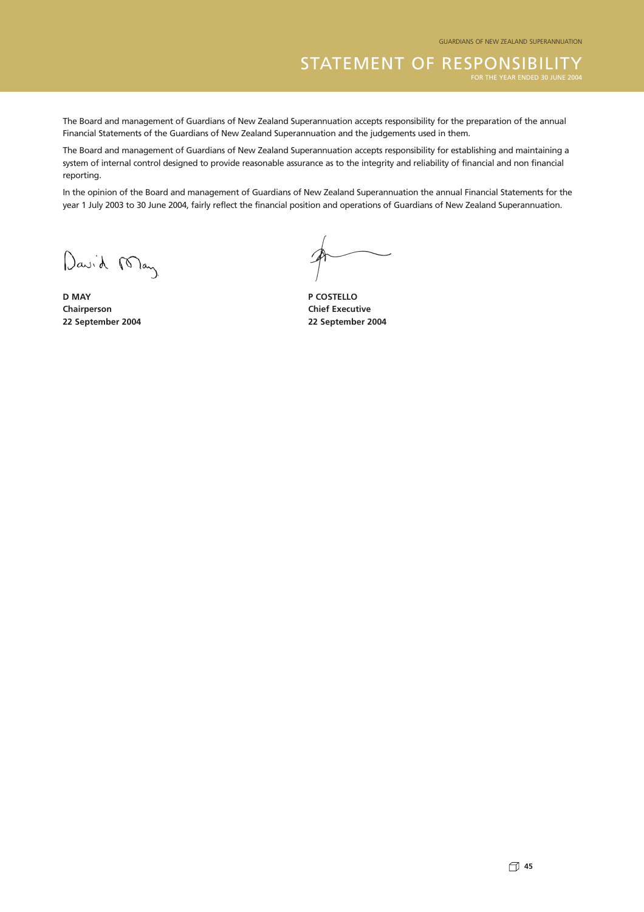# STATEMENT OF RESPONSIBILITY

FOR THE YEAR ENDED 30 JUNE 2004

The Board and management of Guardians of New Zealand Superannuation accepts responsibility for the preparation of the annual Financial Statements of the Guardians of New Zealand Superannuation and the judgements used in them.

The Board and management of Guardians of New Zealand Superannuation accepts responsibility for establishing and maintaining a system of internal control designed to provide reasonable assurance as to the integrity and reliability of financial and non financial reporting.

In the opinion of the Board and management of Guardians of New Zealand Superannuation the annual Financial Statements for the year 1 July 2003 to 30 June 2004, fairly reflect the financial position and operations of Guardians of New Zealand Superannuation.

**D MAY**
**Chairperson**
**22 September 2004**

**P COSTELLO**
**Chief Executive**
**22 September 2004**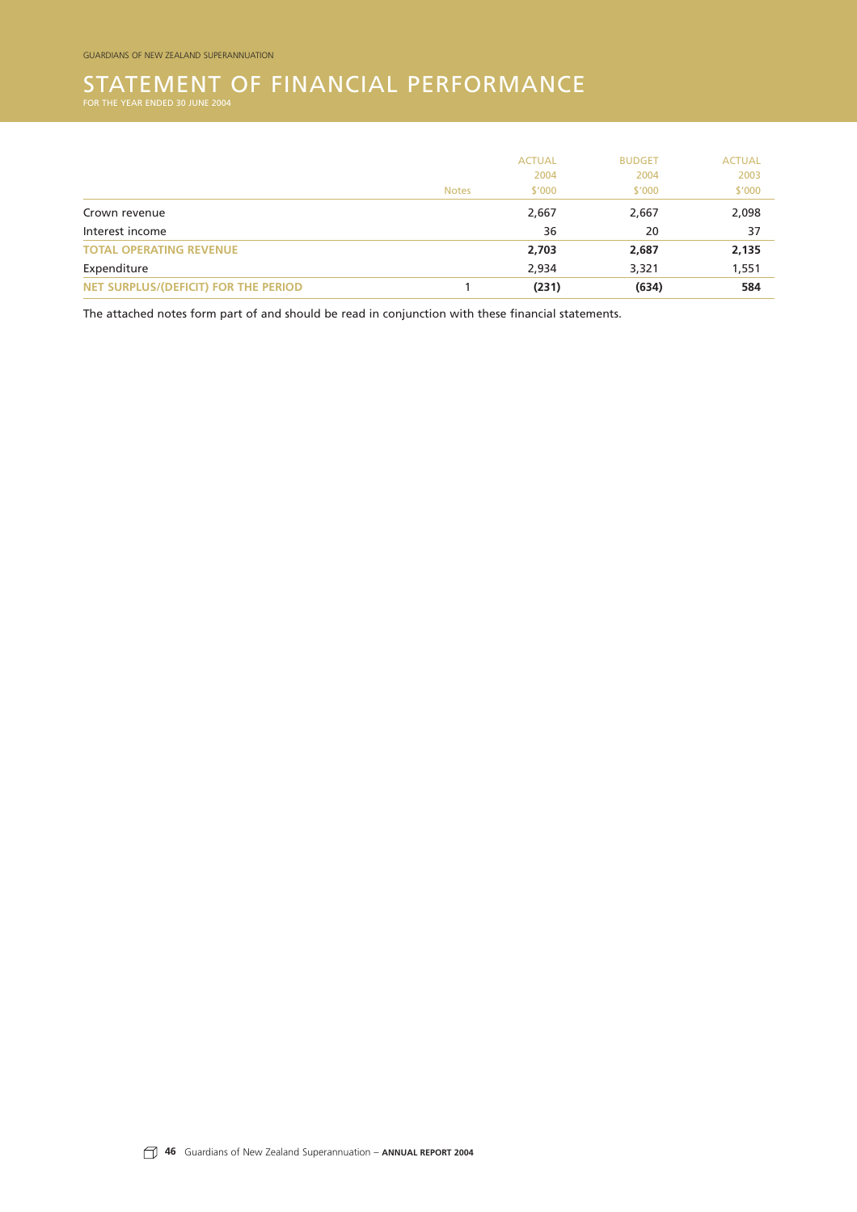# STATEMENT OF FINANCIAL PERFORMANCE

FOR THE YEAR ENDED 30 JUNE 2004

| | Notes | ACTUAL 2004 $'000 | BUDGET 2004 $'000 | ACTUAL 2003 $'000 |
|---|---|---|---|---|
| Crown revenue | | 2,667 | 2,667 | 2,098 |
| Interest income | | 36 | 20 | 37 |
| **TOTAL OPERATING REVENUE** | | **2,703** | **2,687** | **2,135** |
| Expenditure | | 2,934 | 3,321 | 1,551 |
| **NET SURPLUS/(DEFICIT) FOR THE PERIOD** | 1 | **(231)** | **(634)** | **584** |

The attached notes form part of and should be read in conjunction with these financial statements.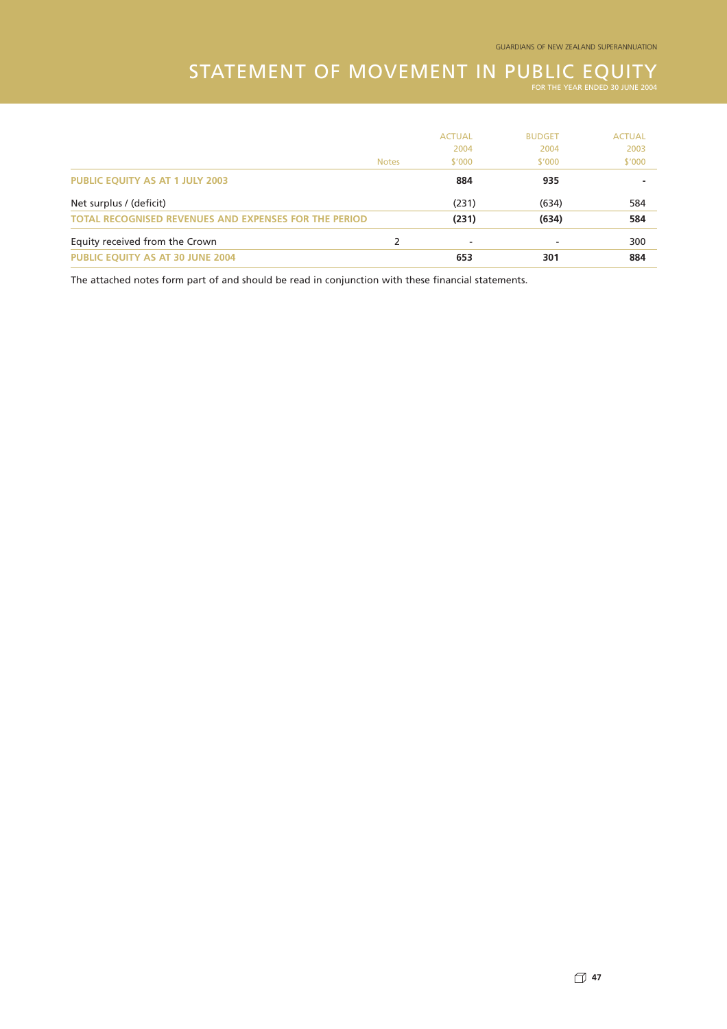# STATEMENT OF MOVEMENT IN PUBLIC EQUITY

FOR THE YEAR ENDED 30 JUNE 2004

| | Notes | ACTUAL 2004 $'000 | BUDGET 2004 $'000 | ACTUAL 2003 $'000 |
|---|---|---|---|---|
| **PUBLIC EQUITY AS AT 1 JULY 2003** | | **884** | **935** | **-** |
| Net surplus / (deficit) | | (231) | (634) | 584 |
| **TOTAL RECOGNISED REVENUES AND EXPENSES FOR THE PERIOD** | | **(231)** | **(634)** | **584** |
| Equity received from the Crown | 2 | - | - | 300 |
| **PUBLIC EQUITY AS AT 30 JUNE 2004** | | **653** | **301** | **884** |

The attached notes form part of and should be read in conjunction with these financial statements.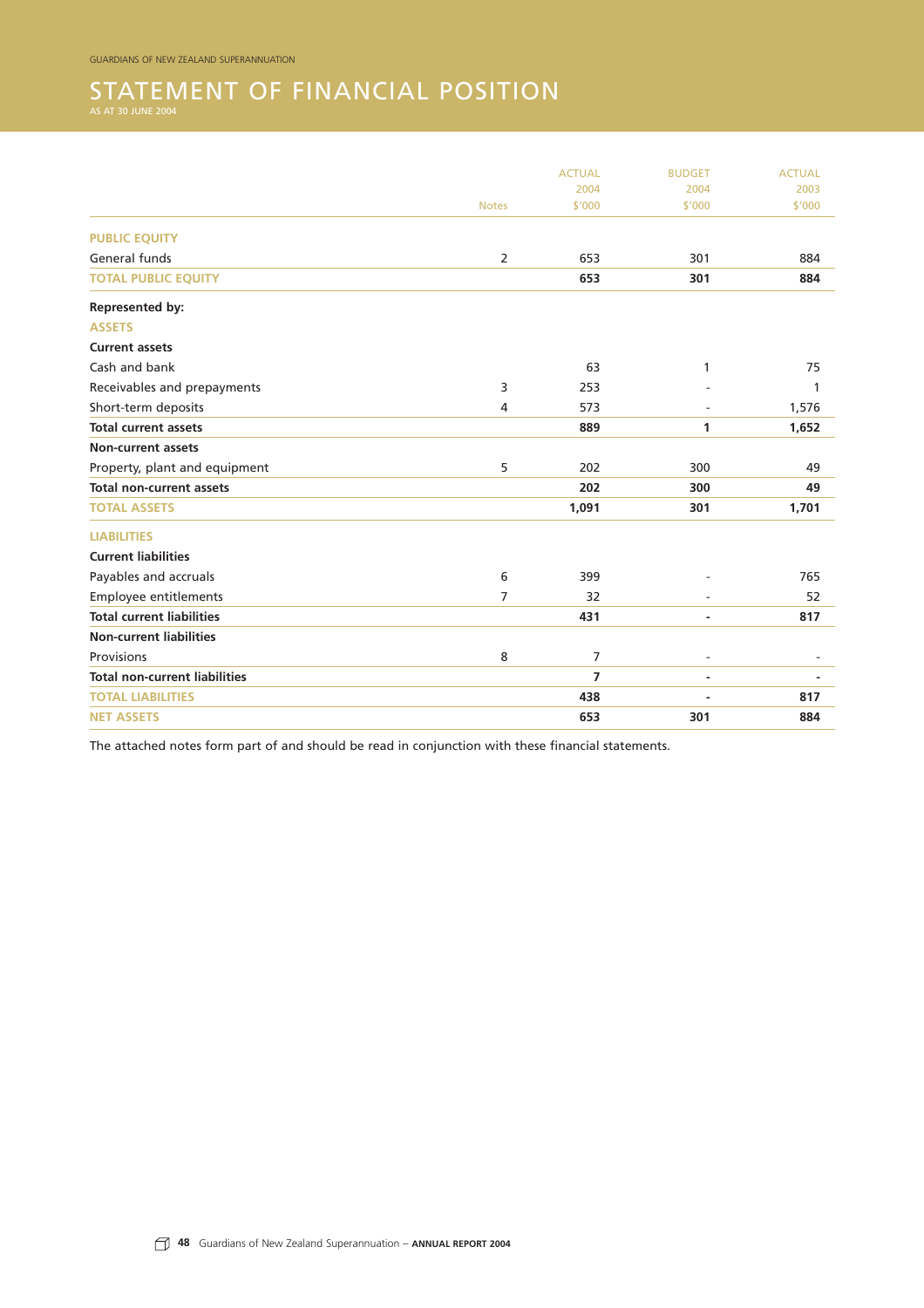# STATEMENT OF FINANCIAL POSITION

AS AT 30 JUNE 2004

| | Notes | ACTUAL 2004 $'000 | BUDGET 2004 $'000 | ACTUAL 2003 $'000 |
|---|---|---|---|---|
| **PUBLIC EQUITY** | | | | |
| General funds | 2 | 653 | 301 | 884 |
| **TOTAL PUBLIC EQUITY** | | **653** | **301** | **884** |
| **Represented by:** | | | | |
| **ASSETS** | | | | |
| **Current assets** | | | | |
| Cash and bank | | 63 | 1 | 75 |
| Receivables and prepayments | 3 | 253 | - | 1 |
| Short-term deposits | 4 | 573 | - | 1,576 |
| **Total current assets** | | **889** | **1** | **1,652** |
| **Non-current assets** | | | | |
| Property, plant and equipment | 5 | 202 | 300 | 49 |
| **Total non-current assets** | | **202** | **300** | **49** |
| **TOTAL ASSETS** | | **1,091** | **301** | **1,701** |
| **LIABILITIES** | | | | |
| **Current liabilities** | | | | |
| Payables and accruals | 6 | 399 | - | 765 |
| Employee entitlements | 7 | 32 | - | 52 |
| **Total current liabilities** | | **431** | **-** | **817** |
| **Non-current liabilities** | | | | |
| Provisions | 8 | 7 | - | - |
| **Total non-current liabilities** | | **7** | **-** | **-** |
| **TOTAL LIABILITIES** | | **438** | **-** | **817** |
| **NET ASSETS** | | **653** | **301** | **884** |

The attached notes form part of and should be read in conjunction with these financial statements.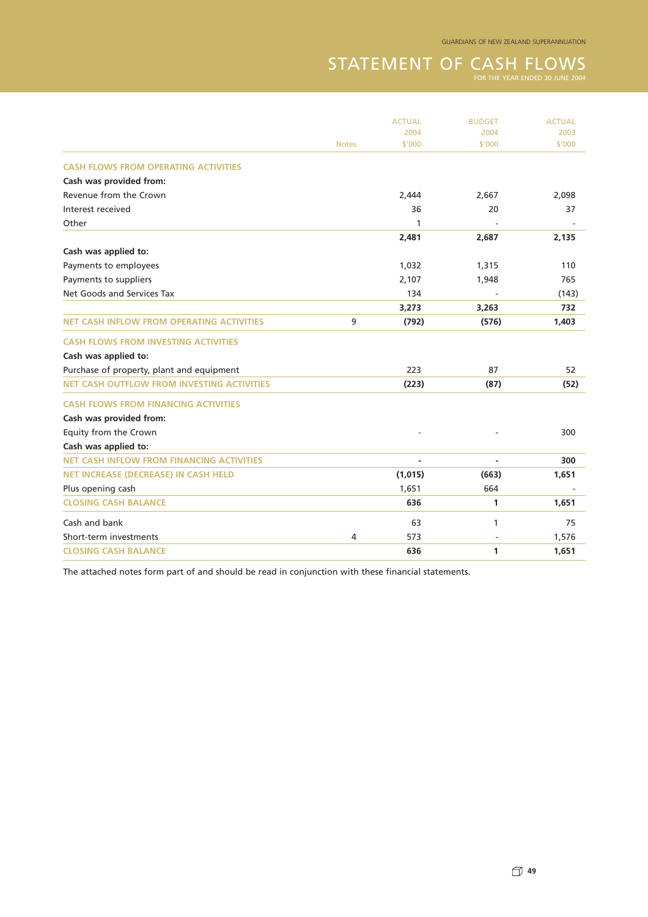# STATEMENT OF CASH FLOWS

FOR THE YEAR ENDED 30 JUNE 2004

| | Notes | ACTUAL 2004 $'000 | BUDGET 2004 $'000 | ACTUAL 2003 $'000 |
|---|---|---|---|---|
| **CASH FLOWS FROM OPERATING ACTIVITIES** | | | | |
| **Cash was provided from:** | | | | |
| Revenue from the Crown | | 2,444 | 2,667 | 2,098 |
| Interest received | | 36 | 20 | 37 |
| Other | | 1 | - | - |
| | | **2,481** | **2,687** | **2,135** |
| **Cash was applied to:** | | | | |
| Payments to employees | | 1,032 | 1,315 | 110 |
| Payments to suppliers | | 2,107 | 1,948 | 765 |
| Net Goods and Services Tax | | 134 | - | (143) |
| | | **3,273** | **3,263** | **732** |
| **NET CASH INFLOW FROM OPERATING ACTIVITIES** | 9 | **(792)** | **(576)** | **1,403** |
| **CASH FLOWS FROM INVESTING ACTIVITIES** | | | | |
| **Cash was applied to:** | | | | |
| Purchase of property, plant and equipment | | 223 | 87 | 52 |
| **NET CASH OUTFLOW FROM INVESTING ACTIVITIES** | | **(223)** | **(87)** | **(52)** |
| **CASH FLOWS FROM FINANCING ACTIVITIES** | | | | |
| **Cash was provided from:** | | | | |
| Equity from the Crown | | - | - | 300 |
| **Cash was applied to:** | | | | |
| **NET CASH INFLOW FROM FINANCING ACTIVITIES** | | **-** | **-** | **300** |
| **NET INCREASE (DECREASE) IN CASH HELD** | | **(1,015)** | **(663)** | **1,651** |
| Plus opening cash | | 1,651 | 664 | - |
| **CLOSING CASH BALANCE** | | **636** | **1** | **1,651** |
| Cash and bank | | 63 | 1 | 75 |
| Short-term investments | 4 | 573 | - | 1,576 |
| **CLOSING CASH BALANCE** | | **636** | **1** | **1,651** |

The attached notes form part of and should be read in conjunction with these financial statements.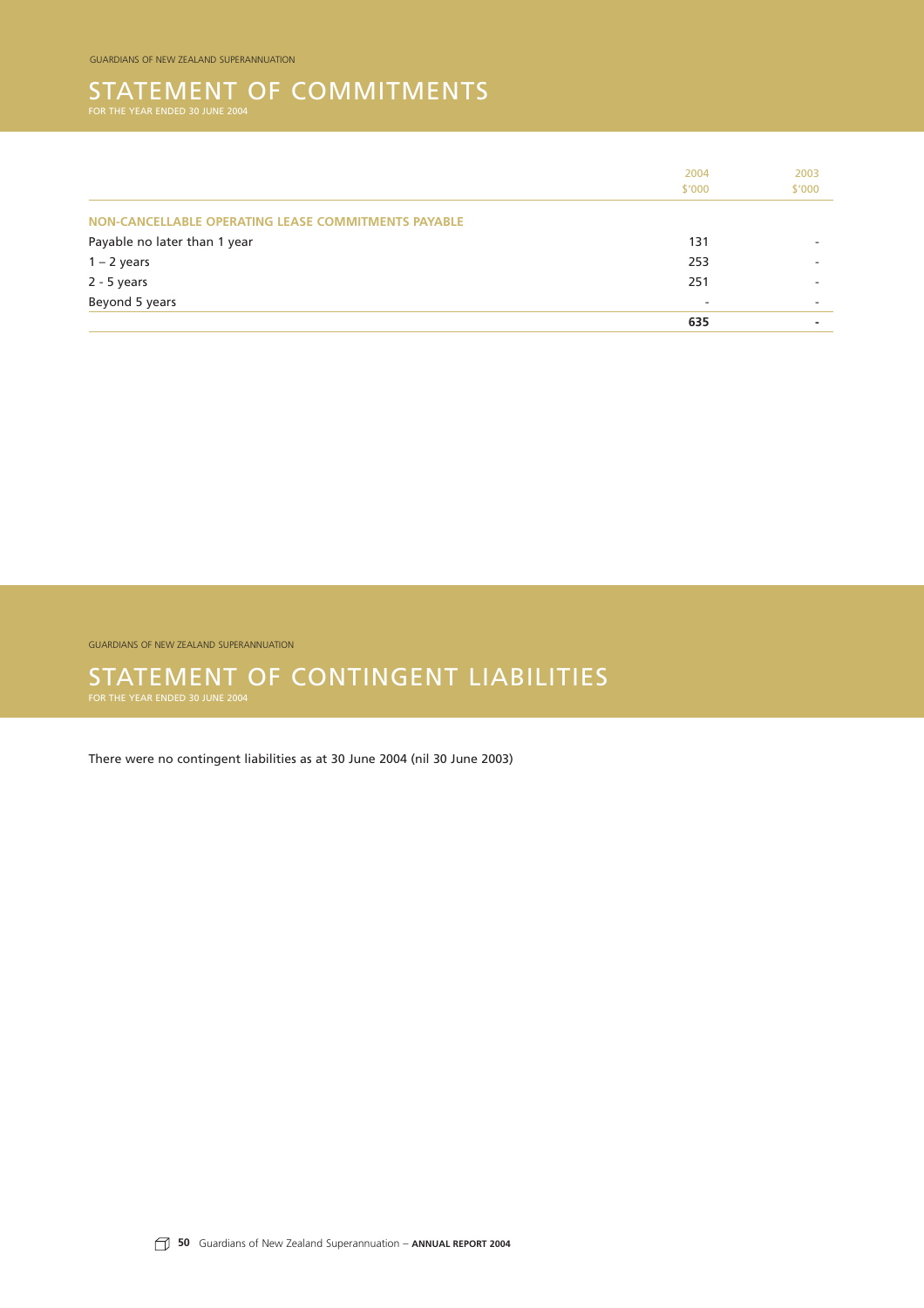# STATEMENT OF COMMITMENTS

FOR THE YEAR ENDED 30 JUNE 2004

| | 2004<br>$'000 | 2003<br>$'000 |
|---|---|---|
| **NON-CANCELLABLE OPERATING LEASE COMMITMENTS PAYABLE** | | |
| Payable no later than 1 year | 131 | - |
| 1 – 2 years | 253 | - |
| 2 - 5 years | 251 | - |
| Beyond 5 years | - | - |
| | **635** | **-** |

# STATEMENT OF CONTINGENT LIABILITIES

FOR THE YEAR ENDED 30 JUNE 2004

There were no contingent liabilities as at 30 June 2004 (nil 30 June 2003)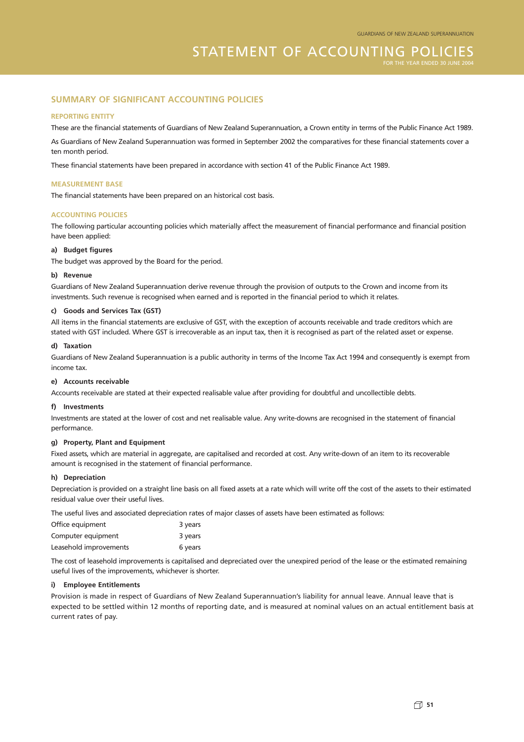# STATEMENT OF ACCOUNTING POLICIES

FOR THE YEAR ENDED 30 JUNE 2004

## SUMMARY OF SIGNIFICANT ACCOUNTING POLICIES

### REPORTING ENTITY

These are the financial statements of Guardians of New Zealand Superannuation, a Crown entity in terms of the Public Finance Act 1989.

As Guardians of New Zealand Superannuation was formed in September 2002 the comparatives for these financial statements cover a ten month period.

These financial statements have been prepared in accordance with section 41 of the Public Finance Act 1989.

### MEASUREMENT BASE

The financial statements have been prepared on an historical cost basis.

### ACCOUNTING POLICIES

The following particular accounting policies which materially affect the measurement of financial performance and financial position have been applied:

**a) Budget figures**

The budget was approved by the Board for the period.

**b) Revenue**

Guardians of New Zealand Superannuation derive revenue through the provision of outputs to the Crown and income from its investments. Such revenue is recognised when earned and is reported in the financial period to which it relates.

**c) Goods and Services Tax (GST)**

All items in the financial statements are exclusive of GST, with the exception of accounts receivable and trade creditors which are stated with GST included. Where GST is irrecoverable as an input tax, then it is recognised as part of the related asset or expense.

**d) Taxation**

Guardians of New Zealand Superannuation is a public authority in terms of the Income Tax Act 1994 and consequently is exempt from income tax.

**e) Accounts receivable**

Accounts receivable are stated at their expected realisable value after providing for doubtful and uncollectible debts.

**f) Investments**

Investments are stated at the lower of cost and net realisable value. Any write-downs are recognised in the statement of financial performance.

**g) Property, Plant and Equipment**

Fixed assets, which are material in aggregate, are capitalised and recorded at cost. Any write-down of an item to its recoverable amount is recognised in the statement of financial performance.

**h) Depreciation**

Depreciation is provided on a straight line basis on all fixed assets at a rate which will write off the cost of the assets to their estimated residual value over their useful lives.

The useful lives and associated depreciation rates of major classes of assets have been estimated as follows:

| | |
|---|---|
| Office equipment | 3 years |
| Computer equipment | 3 years |
| Leasehold improvements | 6 years |

The cost of leasehold improvements is capitalised and depreciated over the unexpired period of the lease or the estimated remaining useful lives of the improvements, whichever is shorter.

**i) Employee Entitlements**

Provision is made in respect of Guardians of New Zealand Superannuation's liability for annual leave. Annual leave that is expected to be settled within 12 months of reporting date, and is measured at nominal values on an actual entitlement basis at current rates of pay.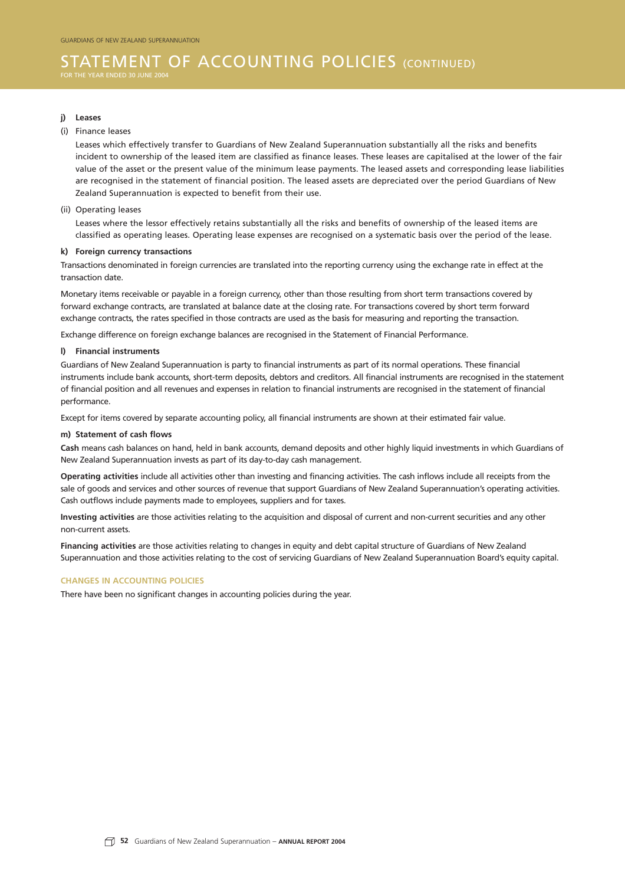# STATEMENT OF ACCOUNTING POLICIES (CONTINUED)

FOR THE YEAR ENDED 30 JUNE 2004

**j) Leases**

(i) Finance leases

Leases which effectively transfer to Guardians of New Zealand Superannuation substantially all the risks and benefits incident to ownership of the leased item are classified as finance leases. These leases are capitalised at the lower of the fair value of the asset or the present value of the minimum lease payments. The leased assets and corresponding lease liabilities are recognised in the statement of financial position. The leased assets are depreciated over the period Guardians of New Zealand Superannuation is expected to benefit from their use.

(ii) Operating leases

Leases where the lessor effectively retains substantially all the risks and benefits of ownership of the leased items are classified as operating leases. Operating lease expenses are recognised on a systematic basis over the period of the lease.

**k) Foreign currency transactions**

Transactions denominated in foreign currencies are translated into the reporting currency using the exchange rate in effect at the transaction date.

Monetary items receivable or payable in a foreign currency, other than those resulting from short term transactions covered by forward exchange contracts, are translated at balance date at the closing rate. For transactions covered by short term forward exchange contracts, the rates specified in those contracts are used as the basis for measuring and reporting the transaction.

Exchange difference on foreign exchange balances are recognised in the Statement of Financial Performance.

**l) Financial instruments**

Guardians of New Zealand Superannuation is party to financial instruments as part of its normal operations. These financial instruments include bank accounts, short-term deposits, debtors and creditors. All financial instruments are recognised in the statement of financial position and all revenues and expenses in relation to financial instruments are recognised in the statement of financial performance.

Except for items covered by separate accounting policy, all financial instruments are shown at their estimated fair value.

**m) Statement of cash flows**

**Cash** means cash balances on hand, held in bank accounts, demand deposits and other highly liquid investments in which Guardians of New Zealand Superannuation invests as part of its day-to-day cash management.

**Operating activities** include all activities other than investing and financing activities. The cash inflows include all receipts from the sale of goods and services and other sources of revenue that support Guardians of New Zealand Superannuation's operating activities. Cash outflows include payments made to employees, suppliers and for taxes.

**Investing activities** are those activities relating to the acquisition and disposal of current and non-current securities and any other non-current assets.

**Financing activities** are those activities relating to changes in equity and debt capital structure of Guardians of New Zealand Superannuation and those activities relating to the cost of servicing Guardians of New Zealand Superannuation Board's equity capital.

### CHANGES IN ACCOUNTING POLICIES

There have been no significant changes in accounting policies during the year.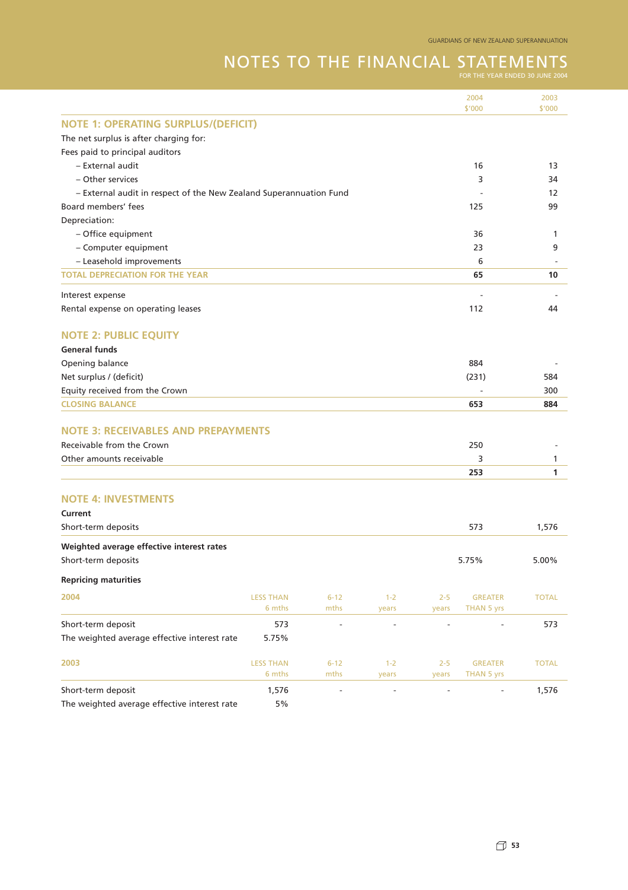# NOTES TO THE FINANCIAL STATEMENTS

FOR THE YEAR ENDED 30 JUNE 2004

| | 2004 $'000 | 2003 $'000 |
|---|---|---|
| **NOTE 1: OPERATING SURPLUS/(DEFICIT)** | | |
| The net surplus is after charging for: | | |
| Fees paid to principal auditors | | |
| – External audit | 16 | 13 |
| – Other services | 3 | 34 |
| – External audit in respect of the New Zealand Superannuation Fund | - | 12 |
| Board members' fees | 125 | 99 |
| Depreciation: | | |
| – Office equipment | 36 | 1 |
| – Computer equipment | 23 | 9 |
| – Leasehold improvements | 6 | - |
| **TOTAL DEPRECIATION FOR THE YEAR** | **65** | **10** |
| Interest expense | - | - |
| Rental expense on operating leases | 112 | 44 |

## NOTE 2: PUBLIC EQUITY

| | 2004 $'000 | 2003 $'000 |
|---|---|---|
| **General funds** | | |
| Opening balance | 884 | - |
| Net surplus / (deficit) | (231) | 584 |
| Equity received from the Crown | - | 300 |
| **CLOSING BALANCE** | **653** | **884** |

## NOTE 3: RECEIVABLES AND PREPAYMENTS

| | 2004 $'000 | 2003 $'000 |
|---|---|---|
| Receivable from the Crown | 250 | - |
| Other amounts receivable | 3 | 1 |
| | **253** | **1** |

## NOTE 4: INVESTMENTS

| | 2004 $'000 | 2003 $'000 |
|---|---|---|
| **Current** | | |
| Short-term deposits | 573 | 1,576 |
| **Weighted average effective interest rates** | | |
| Short-term deposits | 5.75% | 5.00% |

**Repricing maturities**

| 2004 | LESS THAN 6 mths | 6-12 mths | 1-2 years | 2-5 years | GREATER THAN 5 yrs | TOTAL |
|---|---|---|---|---|---|---|
| Short-term deposit | 573 | - | - | - | - | 573 |
| The weighted average effective interest rate | 5.75% | | | | | |

| 2003 | LESS THAN 6 mths | 6-12 mths | 1-2 years | 2-5 years | GREATER THAN 5 yrs | TOTAL |
|---|---|---|---|---|---|---|
| Short-term deposit | 1,576 | - | - | - | - | 1,576 |
| The weighted average effective interest rate | 5% | | | | | |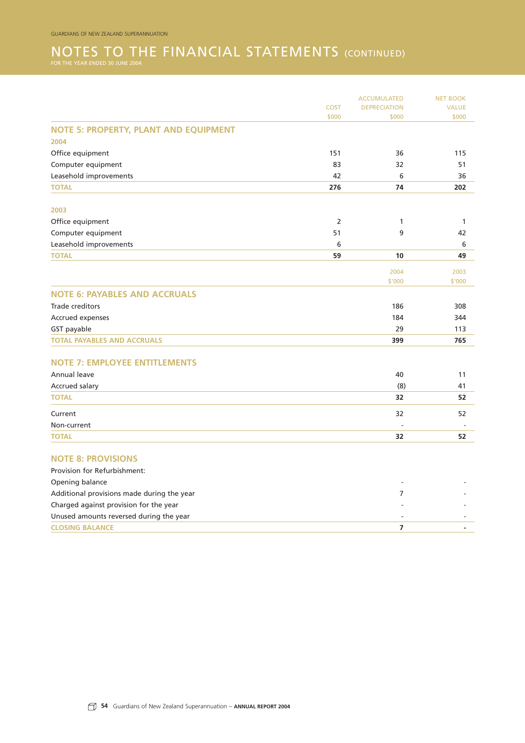# NOTES TO THE FINANCIAL STATEMENTS (CONTINUED)

FOR THE YEAR ENDED 30 JUNE 2004

## NOTE 5: PROPERTY, PLANT AND EQUIPMENT

| | COST $000 | ACCUMULATED DEPRECIATION $000 | NET BOOK VALUE $000 |
|---|---|---|---|
| **2004** | | | |
| Office equipment | 151 | 36 | 115 |
| Computer equipment | 83 | 32 | 51 |
| Leasehold improvements | 42 | 6 | 36 |
| **TOTAL** | **276** | **74** | **202** |
| **2003** | | | |
| Office equipment | 2 | 1 | 1 |
| Computer equipment | 51 | 9 | 42 |
| Leasehold improvements | 6 | | 6 |
| **TOTAL** | **59** | **10** | **49** |

## NOTE 6: PAYABLES AND ACCRUALS

| | 2004 $'000 | 2003 $'000 |
|---|---|---|
| Trade creditors | 186 | 308 |
| Accrued expenses | 184 | 344 |
| GST payable | 29 | 113 |
| **TOTAL PAYABLES AND ACCRUALS** | **399** | **765** |

## NOTE 7: EMPLOYEE ENTITLEMENTS

| | 2004 $'000 | 2003 $'000 |
|---|---|---|
| Annual leave | 40 | 11 |
| Accrued salary | (8) | 41 |
| **TOTAL** | **32** | **52** |
| Current | 32 | 52 |
| Non-current | - | - |
| **TOTAL** | **32** | **52** |

## NOTE 8: PROVISIONS

| | 2004 $'000 | 2003 $'000 |
|---|---|---|
| Provision for Refurbishment: | | |
| Opening balance | - | - |
| Additional provisions made during the year | 7 | - |
| Charged against provision for the year | - | - |
| Unused amounts reversed during the year | - | - |
| **CLOSING BALANCE** | **7** | **-** |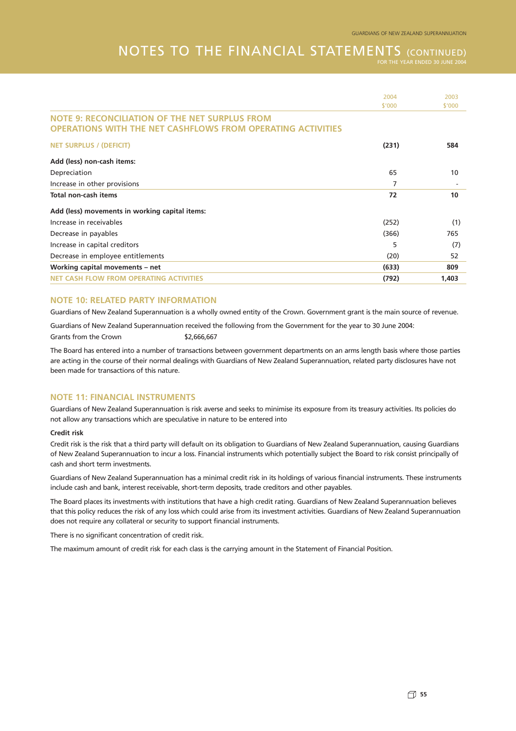# NOTES TO THE FINANCIAL STATEMENTS (CONTINUED)

FOR THE YEAR ENDED 30 JUNE 2004

| | 2004 $'000 | 2003 $'000 |
|---|---|---|
| **NOTE 9: RECONCILIATION OF THE NET SURPLUS FROM OPERATIONS WITH THE NET CASHFLOWS FROM OPERATING ACTIVITIES** | | |
| **NET SURPLUS / (DEFICIT)** | **(231)** | **584** |
| **Add (less) non-cash items:** | | |
| Depreciation | 65 | 10 |
| Increase in other provisions | 7 | - |
| **Total non-cash items** | **72** | **10** |
| **Add (less) movements in working capital items:** | | |
| Increase in receivables | (252) | (1) |
| Decrease in payables | (366) | 765 |
| Increase in capital creditors | 5 | (7) |
| Decrease in employee entitlements | (20) | 52 |
| **Working capital movements – net** | **(633)** | **809** |
| **NET CASH FLOW FROM OPERATING ACTIVITIES** | **(792)** | **1,403** |

## NOTE 10: RELATED PARTY INFORMATION

Guardians of New Zealand Superannuation is a wholly owned entity of the Crown. Government grant is the main source of revenue.

Guardians of New Zealand Superannuation received the following from the Government for the year to 30 June 2004:

Grants from the Crown $2,666,667

The Board has entered into a number of transactions between government departments on an arms length basis where those parties are acting in the course of their normal dealings with Guardians of New Zealand Superannuation, related party disclosures have not been made for transactions of this nature.

## NOTE 11: FINANCIAL INSTRUMENTS

Guardians of New Zealand Superannuation is risk averse and seeks to minimise its exposure from its treasury activities. Its policies do not allow any transactions which are speculative in nature to be entered into

**Credit risk**

Credit risk is the risk that a third party will default on its obligation to Guardians of New Zealand Superannuation, causing Guardians of New Zealand Superannuation to incur a loss. Financial instruments which potentially subject the Board to risk consist principally of cash and short term investments.

Guardians of New Zealand Superannuation has a minimal credit risk in its holdings of various financial instruments. These instruments include cash and bank, interest receivable, short-term deposits, trade creditors and other payables.

The Board places its investments with institutions that have a high credit rating. Guardians of New Zealand Superannuation believes that this policy reduces the risk of any loss which could arise from its investment activities. Guardians of New Zealand Superannuation does not require any collateral or security to support financial instruments.

There is no significant concentration of credit risk.

The maximum amount of credit risk for each class is the carrying amount in the Statement of Financial Position.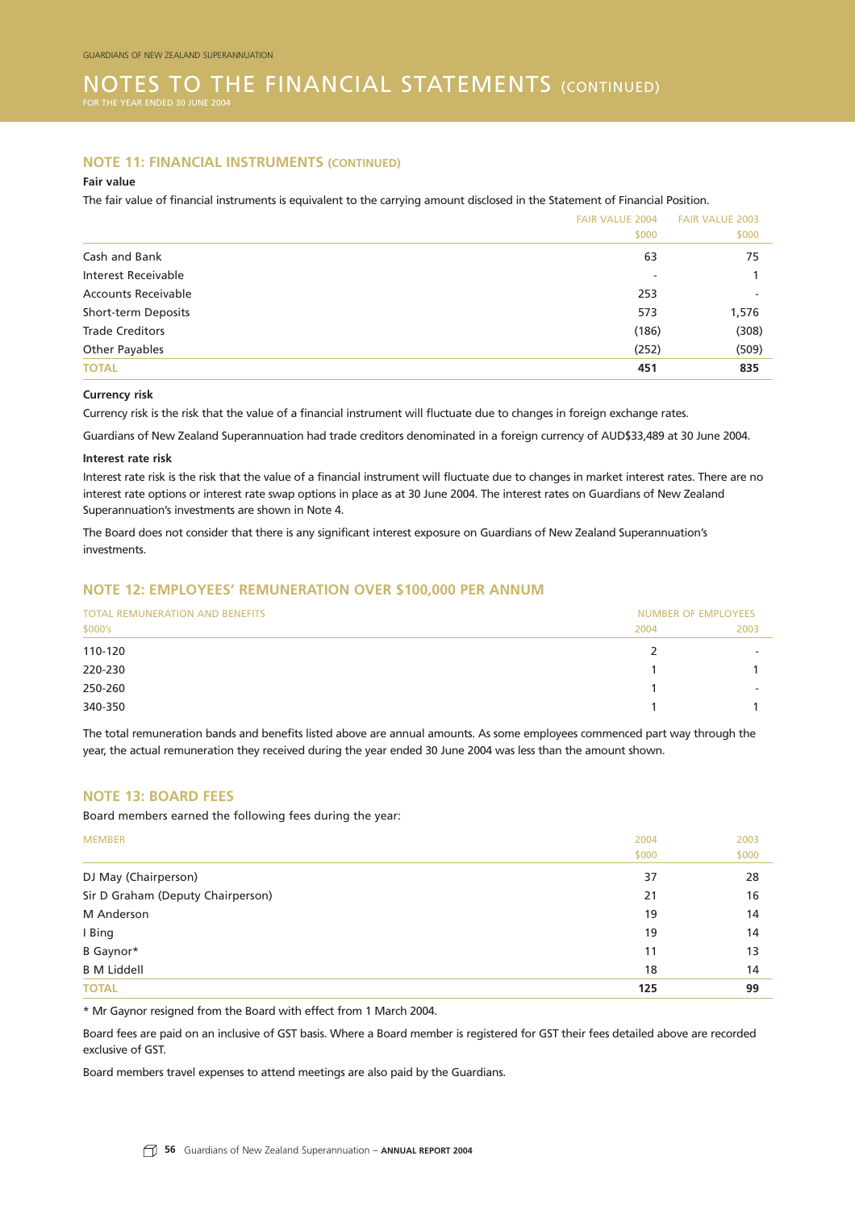## NOTE 11: FINANCIAL INSTRUMENTS (CONTINUED)

**Fair value**

The fair value of financial instruments is equivalent to the carrying amount disclosed in the Statement of Financial Position.

| | FAIR VALUE 2004 $000 | FAIR VALUE 2003 $000 |
|---|---|---|
| Cash and Bank | 63 | 75 |
| Interest Receivable | - | 1 |
| Accounts Receivable | 253 | - |
| Short-term Deposits | 573 | 1,576 |
| Trade Creditors | (186) | (308) |
| Other Payables | (252) | (509) |
| **TOTAL** | **451** | **835** |

**Currency risk**

Currency risk is the risk that the value of a financial instrument will fluctuate due to changes in foreign exchange rates.

Guardians of New Zealand Superannuation had trade creditors denominated in a foreign currency of AUD$33,489 at 30 June 2004.

**Interest rate risk**

Interest rate risk is the risk that the value of a financial instrument will fluctuate due to changes in market interest rates. There are no interest rate options or interest rate swap options in place as at 30 June 2004. The interest rates on Guardians of New Zealand Superannuation's investments are shown in Note 4.

The Board does not consider that there is any significant interest exposure on Guardians of New Zealand Superannuation's investments.

## NOTE 12: EMPLOYEES' REMUNERATION OVER $100,000 PER ANNUM

| TOTAL REMUNERATION AND BENEFITS $000's | NUMBER OF EMPLOYEES 2004 | 2003 |
|---|---|---|
| 110-120 | 2 | - |
| 220-230 | 1 | 1 |
| 250-260 | 1 | - |
| 340-350 | 1 | 1 |

The total remuneration bands and benefits listed above are annual amounts. As some employees commenced part way through the year, the actual remuneration they received during the year ended 30 June 2004 was less than the amount shown.

## NOTE 13: BOARD FEES

Board members earned the following fees during the year:

| MEMBER | 2004 $000 | 2003 $000 |
|---|---|---|
| DJ May (Chairperson) | 37 | 28 |
| Sir D Graham (Deputy Chairperson) | 21 | 16 |
| M Anderson | 19 | 14 |
| I Bing | 19 | 14 |
| B Gaynor* | 11 | 13 |
| B M Liddell | 18 | 14 |
| **TOTAL** | **125** | **99** |

* Mr Gaynor resigned from the Board with effect from 1 March 2004.

Board fees are paid on an inclusive of GST basis. Where a Board member is registered for GST their fees detailed above are recorded exclusive of GST.

Board members travel expenses to attend meetings are also paid by the Guardians.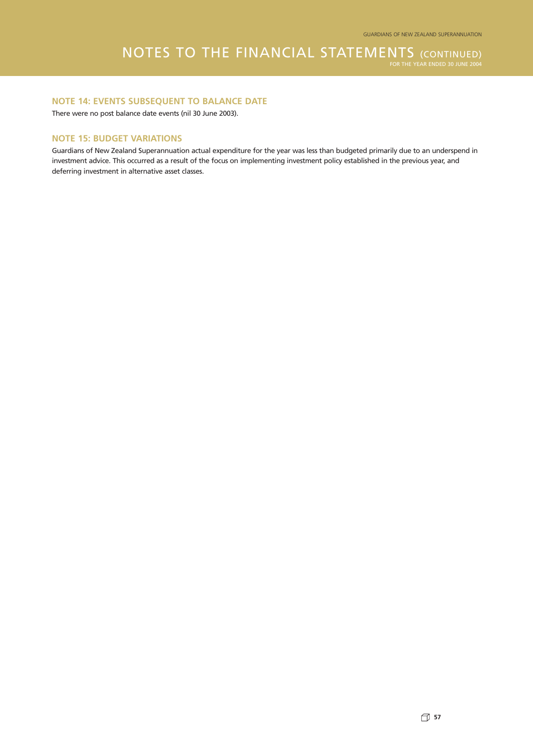## NOTE 14: EVENTS SUBSEQUENT TO BALANCE DATE

There were no post balance date events (nil 30 June 2003).

## NOTE 15: BUDGET VARIATIONS

Guardians of New Zealand Superannuation actual expenditure for the year was less than budgeted primarily due to an underspend in investment advice. This occurred as a result of the focus on implementing investment policy established in the previous year, and deferring investment in alternative asset classes.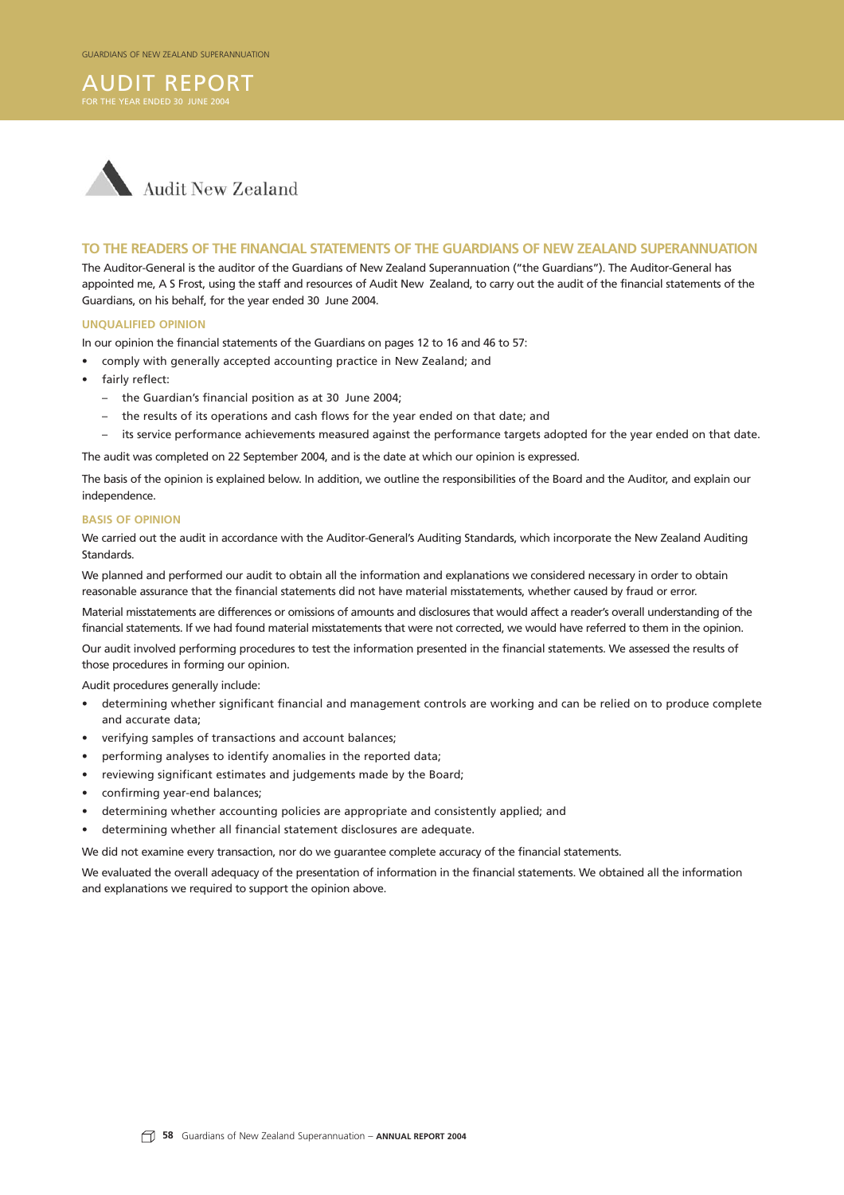# AUDIT REPORT

FOR THE YEAR ENDED 30 JUNE 2004

Audit New Zealand

## TO THE READERS OF THE FINANCIAL STATEMENTS OF THE GUARDIANS OF NEW ZEALAND SUPERANNUATION

The Auditor-General is the auditor of the Guardians of New Zealand Superannuation ("the Guardians"). The Auditor-General has appointed me, A S Frost, using the staff and resources of Audit New Zealand, to carry out the audit of the financial statements of the Guardians, on his behalf, for the year ended 30 June 2004.

### UNQUALIFIED OPINION

In our opinion the financial statements of the Guardians on pages 12 to 16 and 46 to 57:

- comply with generally accepted accounting practice in New Zealand; and
- fairly reflect:
  - the Guardian's financial position as at 30 June 2004;
  - the results of its operations and cash flows for the year ended on that date; and
  - its service performance achievements measured against the performance targets adopted for the year ended on that date.

The audit was completed on 22 September 2004, and is the date at which our opinion is expressed.

The basis of the opinion is explained below. In addition, we outline the responsibilities of the Board and the Auditor, and explain our independence.

### BASIS OF OPINION

We carried out the audit in accordance with the Auditor-General's Auditing Standards, which incorporate the New Zealand Auditing Standards.

We planned and performed our audit to obtain all the information and explanations we considered necessary in order to obtain reasonable assurance that the financial statements did not have material misstatements, whether caused by fraud or error.

Material misstatements are differences or omissions of amounts and disclosures that would affect a reader's overall understanding of the financial statements. If we had found material misstatements that were not corrected, we would have referred to them in the opinion.

Our audit involved performing procedures to test the information presented in the financial statements. We assessed the results of those procedures in forming our opinion.

Audit procedures generally include:

- determining whether significant financial and management controls are working and can be relied on to produce complete and accurate data;
- verifying samples of transactions and account balances;
- performing analyses to identify anomalies in the reported data;
- reviewing significant estimates and judgements made by the Board;
- confirming year-end balances;
- determining whether accounting policies are appropriate and consistently applied; and
- determining whether all financial statement disclosures are adequate.

We did not examine every transaction, nor do we guarantee complete accuracy of the financial statements.

We evaluated the overall adequacy of the presentation of information in the financial statements. We obtained all the information and explanations we required to support the opinion above.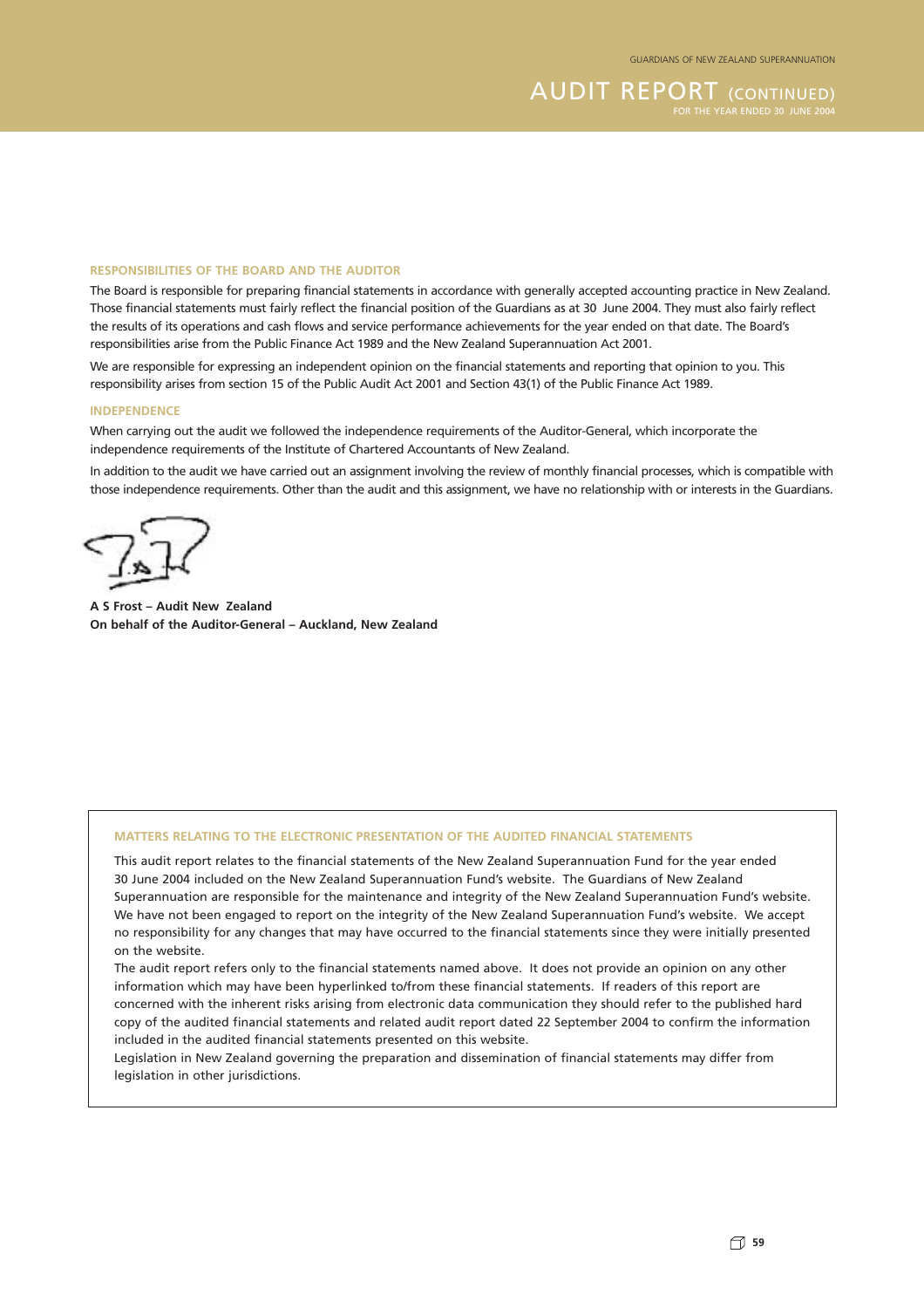## RESPONSIBILITIES OF THE BOARD AND THE AUDITOR

The Board is responsible for preparing financial statements in accordance with generally accepted accounting practice in New Zealand. Those financial statements must fairly reflect the financial position of the Guardians as at 30 June 2004. They must also fairly reflect the results of its operations and cash flows and service performance achievements for the year ended on that date. The Board's responsibilities arise from the Public Finance Act 1989 and the New Zealand Superannuation Act 2001.

We are responsible for expressing an independent opinion on the financial statements and reporting that opinion to you. This responsibility arises from section 15 of the Public Audit Act 2001 and Section 43(1) of the Public Finance Act 1989.

## INDEPENDENCE

When carrying out the audit we followed the independence requirements of the Auditor-General, which incorporate the independence requirements of the Institute of Chartered Accountants of New Zealand.

In addition to the audit we have carried out an assignment involving the review of monthly financial processes, which is compatible with those independence requirements. Other than the audit and this assignment, we have no relationship with or interests in the Guardians.

**A S Frost – Audit New Zealand**
**On behalf of the Auditor-General – Auckland, New Zealand**

## MATTERS RELATING TO THE ELECTRONIC PRESENTATION OF THE AUDITED FINANCIAL STATEMENTS

This audit report relates to the financial statements of the New Zealand Superannuation Fund for the year ended 30 June 2004 included on the New Zealand Superannuation Fund's website. The Guardians of New Zealand Superannuation are responsible for the maintenance and integrity of the New Zealand Superannuation Fund's website. We have not been engaged to report on the integrity of the New Zealand Superannuation Fund's website. We accept no responsibility for any changes that may have occurred to the financial statements since they were initially presented on the website.

The audit report refers only to the financial statements named above. It does not provide an opinion on any other information which may have been hyperlinked to/from these financial statements. If readers of this report are concerned with the inherent risks arising from electronic data communication they should refer to the published hard copy of the audited financial statements and related audit report dated 22 September 2004 to confirm the information included in the audited financial statements presented on this website.

Legislation in New Zealand governing the preparation and dissemination of financial statements may differ from legislation in other jurisdictions.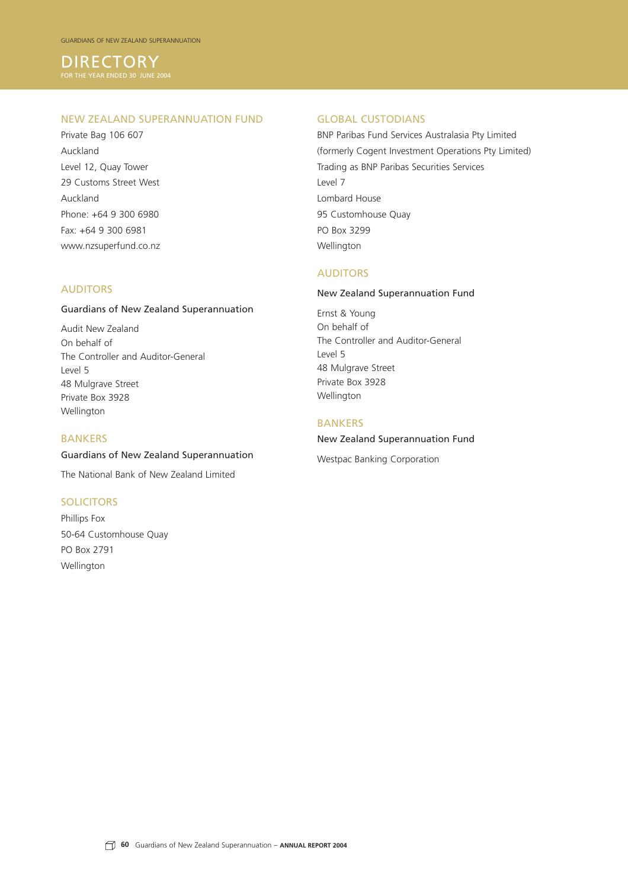# DIRECTORY

FOR THE YEAR ENDED 30 JUNE 2004

## NEW ZEALAND SUPERANNUATION FUND

Private Bag 106 607
Auckland
Level 12, Quay Tower
29 Customs Street West
Auckland
Phone: +64 9 300 6980
Fax: +64 9 300 6981
www.nzsuperfund.co.nz

## AUDITORS

### Guardians of New Zealand Superannuation

Audit New Zealand
On behalf of
The Controller and Auditor-General
Level 5
48 Mulgrave Street
Private Box 3928
Wellington

## BANKERS

### Guardians of New Zealand Superannuation

The National Bank of New Zealand Limited

## SOLICITORS

Phillips Fox
50-64 Customhouse Quay
PO Box 2791
Wellington

## GLOBAL CUSTODIANS

BNP Paribas Fund Services Australasia Pty Limited
(formerly Cogent Investment Operations Pty Limited)
Trading as BNP Paribas Securities Services
Level 7
Lombard House
95 Customhouse Quay
PO Box 3299
Wellington

## AUDITORS

### New Zealand Superannuation Fund

Ernst & Young
On behalf of
The Controller and Auditor-General
Level 5
48 Mulgrave Street
Private Box 3928
Wellington

## BANKERS

### New Zealand Superannuation Fund

Westpac Banking Corporation